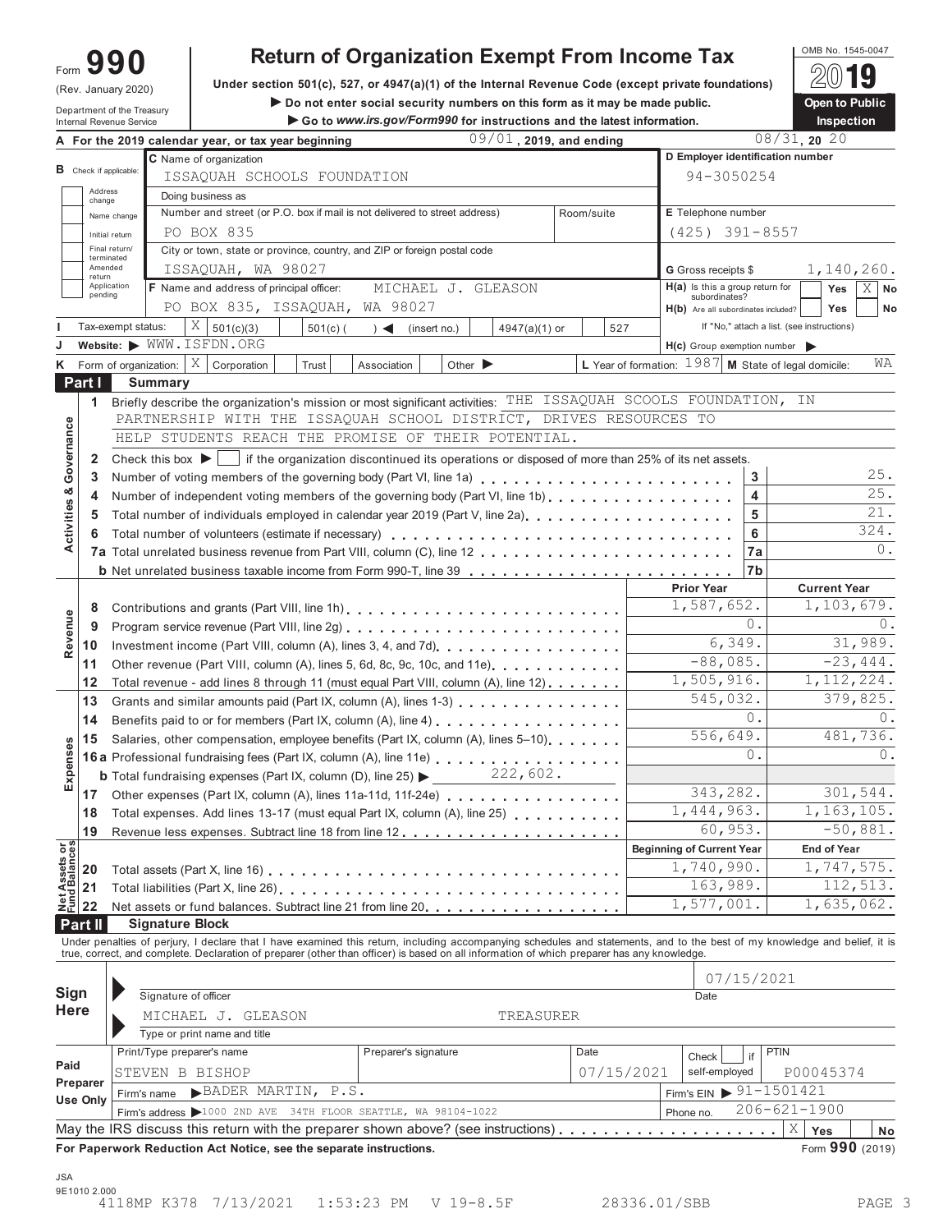Form **990** (Rev. January 2020)

Department of the Treasury
Internal Revenue Service

# Return of Organization Exempt From Income Tax

**Under section 501(c), 527, or 4947(a)(1) of the Internal Revenue Code (except private foundations)**

▶ Do not enter social security numbers on this form as it may be made public.

▶ Go to *www.irs.gov/Form990* for instructions and the latest information.

OMB No. 1545-0047

**2019**

**Open to Public Inspection**

**A** For the 2019 calendar year, or tax year beginning 09/01, 2019, and ending 08/31, 20 20

**B** Check if applicable: Address change; Name change; Initial return; Final return/terminated; Amended return; Application pending

**C** Name of organization: ISSAQUAH SCHOOLS FOUNDATION

Doing business as

Number and street (or P.O. box if mail is not delivered to street address): PO BOX 835 | Room/suite

City or town, state or province, country, and ZIP or foreign postal code: ISSAQUAH, WA 98027

**D** Employer identification number: 94-3050254

**E** Telephone number: (425) 391-8557

**G** Gross receipts $ 1,140,260.

**F** Name and address of principal officer: MICHAEL J. GLEASON, PO BOX 835, ISSAQUAH, WA 98027

**H(a)** Is this a group return for subordinates? Yes [ ] No [X]

**H(b)** Are all subordinates included? Yes [ ] No [ ] If "No," attach a list. (see instructions)

**H(c)** Group exemption number ▶

**I** Tax-exempt status: [X] 501(c)(3) [ ] 501(c) ( ) ◀ (insert no.) [ ] 4947(a)(1) or [ ] 527

**J** Website: ▶ WWW.ISFDN.ORG

**K** Form of organization: [X] Corporation [ ] Trust [ ] Association [ ] Other ▶

**L** Year of formation: 1987 **M** State of legal domicile: WA

## Part I Summary

**Activities & Governance**

1 Briefly describe the organization's mission or most significant activities: THE ISSAQUAH SCOOLS FOUNDATION, IN PARTNERSHIP WITH THE ISSAQUAH SCHOOL DISTRICT, DRIVES RESOURCES TO HELP STUDENTS REACH THE PROMISE OF THEIR POTENTIAL.

2 Check this box ▶ [ ] if the organization discontinued its operations or disposed of more than 25% of its net assets.

| Line | Description | Box | Value |
|---|---|---|---|
| 3 | Number of voting members of the governing body (Part VI, line 1a) | 3 | 25. |
| 4 | Number of independent voting members of the governing body (Part VI, line 1b) | 4 | 25. |
| 5 | Total number of individuals employed in calendar year 2019 (Part V, line 2a) | 5 | 21. |
| 6 | Total number of volunteers (estimate if necessary) | 6 | 324. |
| 7a | Total unrelated business revenue from Part VIII, column (C), line 12 | 7a | 0. |
| b | Net unrelated business taxable income from Form 990-T, line 39 | 7b | |

| Line | Description | Prior Year | Current Year |
|---|---|---|---|
| **Revenue** | | | |
| 8 | Contributions and grants (Part VIII, line 1h) | 1,587,652. | 1,103,679. |
| 9 | Program service revenue (Part VIII, line 2g) | 0. | 0. |
| 10 | Investment income (Part VIII, column (A), lines 3, 4, and 7d) | 6,349. | 31,989. |
| 11 | Other revenue (Part VIII, column (A), lines 5, 6d, 8c, 9c, 10c, and 11e) | -88,085. | -23,444. |
| 12 | Total revenue - add lines 8 through 11 (must equal Part VIII, column (A), line 12) | 1,505,916. | 1,112,224. |
| **Expenses** | | | |
| 13 | Grants and similar amounts paid (Part IX, column (A), lines 1-3) | 545,032. | 379,825. |
| 14 | Benefits paid to or for members (Part IX, column (A), line 4) | 0. | 0. |
| 15 | Salaries, other compensation, employee benefits (Part IX, column (A), lines 5–10) | 556,649. | 481,736. |
| 16a | Professional fundraising fees (Part IX, column (A), line 11e) | 0. | 0. |
| b | Total fundraising expenses (Part IX, column (D), line 25) ▶ 222,602. | | |
| 17 | Other expenses (Part IX, column (A), lines 11a-11d, 11f-24e) | 343,282. | 301,544. |
| 18 | Total expenses. Add lines 13-17 (must equal Part IX, column (A), line 25) | 1,444,963. | 1,163,105. |
| 19 | Revenue less expenses. Subtract line 18 from line 12 | 60,953. | -50,881. |
| **Net Assets or Fund Balances** | | **Beginning of Current Year** | **End of Year** |
| 20 | Total assets (Part X, line 16) | 1,740,990. | 1,747,575. |
| 21 | Total liabilities (Part X, line 26) | 163,989. | 112,513. |
| 22 | Net assets or fund balances. Subtract line 21 from line 20 | 1,577,001. | 1,635,062. |

## Part II Signature Block

Under penalties of perjury, I declare that I have examined this return, including accompanying schedules and statements, and to the best of my knowledge and belief, it is true, correct, and complete. Declaration of preparer (other than officer) is based on all information of which preparer has any knowledge.

**Sign Here**

Signature of officer | Date: 07/15/2021

MICHAEL J. GLEASON TREASURER
Type or print name and title

**Paid Preparer Use Only**

| Print/Type preparer's name | Preparer's signature | Date | Check [ ] if self-employed | PTIN |
|---|---|---|---|---|
| STEVEN B BISHOP | | 07/15/2021 | | P00045374 |

Firm's name ▶ BADER MARTIN, P.S. | Firm's EIN ▶ 91-1501421

Firm's address ▶ 1000 2ND AVE 34TH FLOOR SEATTLE, WA 98104-1022 | Phone no. 206-621-1900

May the IRS discuss this return with the preparer shown above? (see instructions) [X] Yes [ ] No

**For Paperwork Reduction Act Notice, see the separate instructions.** Form **990** (2019)

JSA
9E1010 2.000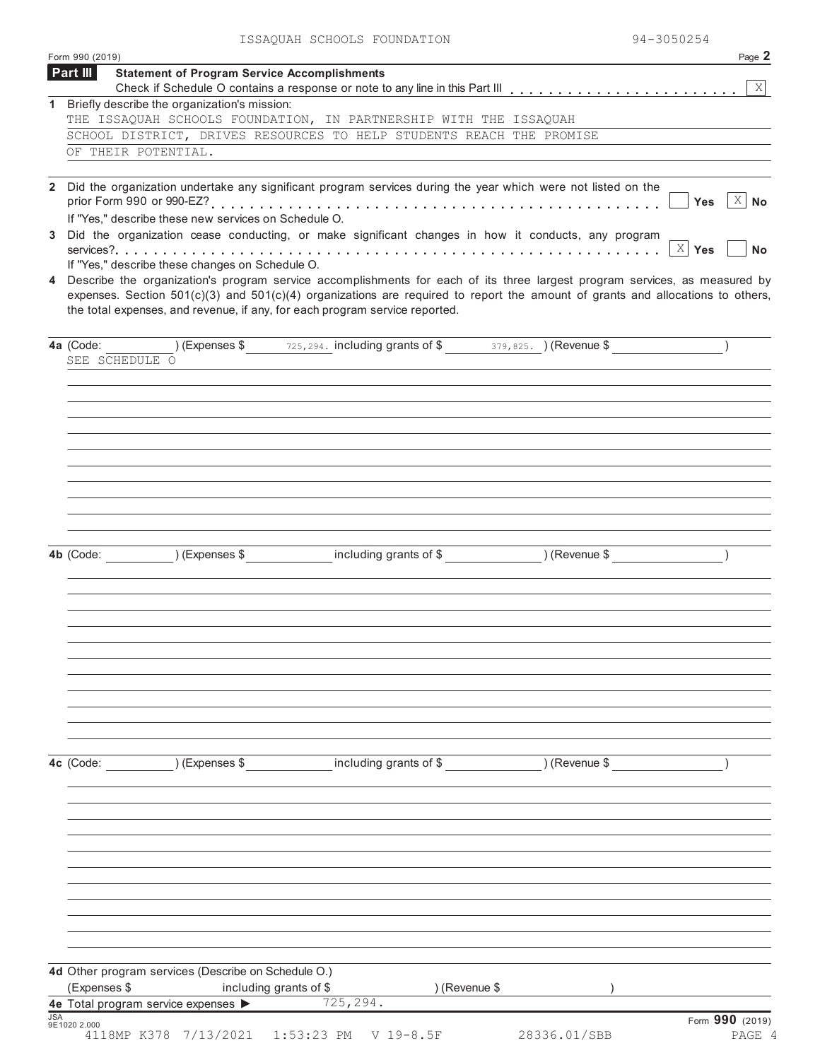ISSAQUAH SCHOOLS FOUNDATION 94-3050254

Form 990 (2019)

## Part III Statement of Program Service Accomplishments

Check if Schedule O contains a response or note to any line in this Part III . . . . . . . . . . . . . . . . . . . . . . . . [X]

**1** Briefly describe the organization's mission:

THE ISSAQUAH SCHOOLS FOUNDATION, IN PARTNERSHIP WITH THE ISSAQUAH SCHOOL DISTRICT, DRIVES RESOURCES TO HELP STUDENTS REACH THE PROMISE OF THEIR POTENTIAL.

**2** Did the organization undertake any significant program services during the year which were not listed on the prior Form 990 or 990-EZ? . . . . . . . . . . . . . . . . . . . . . . . . [ ] Yes [X] No

If "Yes," describe these new services on Schedule O.

**3** Did the organization cease conducting, or make significant changes in how it conducts, any program services? . . . . . . . . . . . . . . . . . . . . . . . . [X] Yes [ ] No

If "Yes," describe these changes on Schedule O.

**4** Describe the organization's program service accomplishments for each of its three largest program services, as measured by expenses. Section 501(c)(3) and 501(c)(4) organizations are required to report the amount of grants and allocations to others, the total expenses, and revenue, if any, for each program service reported.

**4a** (Code: ) (Expenses $ 725,294. including grants of $ 379,825. ) (Revenue $ )

SEE SCHEDULE O

**4b** (Code: ) (Expenses $ including grants of $ ) (Revenue $ )

**4c** (Code: ) (Expenses $ including grants of $ ) (Revenue $ )

**4d** Other program services (Describe on Schedule O.)

(Expenses $ including grants of $ ) (Revenue $ )

**4e** Total program service expenses ▶ 725,294.

Form **990** (2019)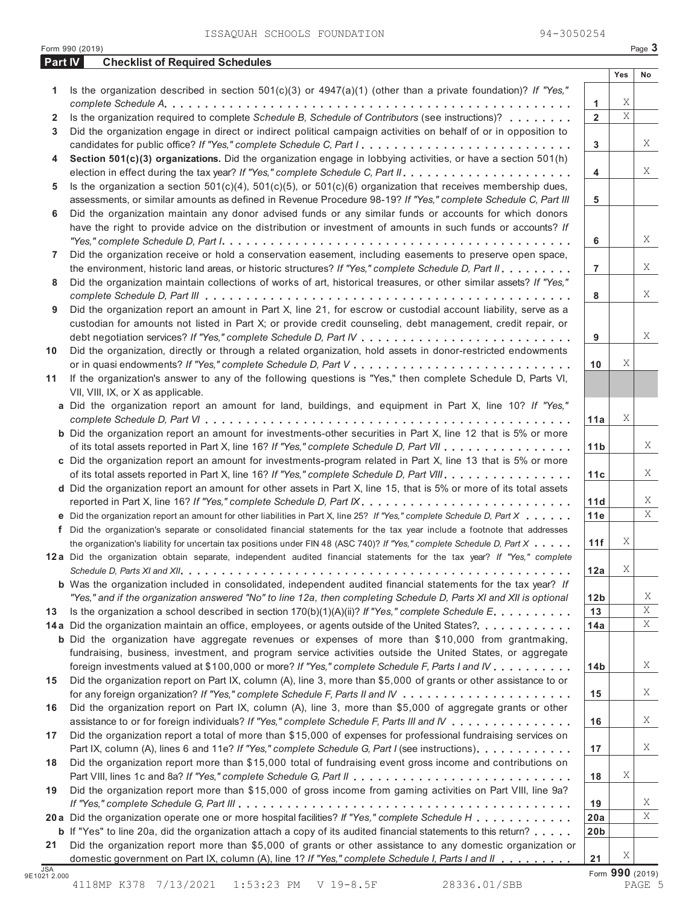ISSAQUAH SCHOOLS FOUNDATION 94-3050254

Form 990 (2019) Page 3

## Part IV Checklist of Required Schedules

| | | | Yes | No |
|---|---|---|---|---|
| **1** | Is the organization described in section 501(c)(3) or 4947(a)(1) (other than a private foundation)? *If "Yes," complete Schedule A* | **1** | X | |
| **2** | Is the organization required to complete *Schedule B, Schedule of Contributors* (see instructions)? | **2** | X | |
| **3** | Did the organization engage in direct or indirect political campaign activities on behalf of or in opposition to candidates for public office? *If "Yes," complete Schedule C, Part I* | **3** | | X |
| **4** | **Section 501(c)(3) organizations.** Did the organization engage in lobbying activities, or have a section 501(h) election in effect during the tax year? *If "Yes," complete Schedule C, Part II* | **4** | | X |
| **5** | Is the organization a section 501(c)(4), 501(c)(5), or 501(c)(6) organization that receives membership dues, assessments, or similar amounts as defined in Revenue Procedure 98-19? *If "Yes," complete Schedule C, Part III* | **5** | | |
| **6** | Did the organization maintain any donor advised funds or any similar funds or accounts for which donors have the right to provide advice on the distribution or investment of amounts in such funds or accounts? *If "Yes," complete Schedule D, Part I* | **6** | | X |
| **7** | Did the organization receive or hold a conservation easement, including easements to preserve open space, the environment, historic land areas, or historic structures? *If "Yes," complete Schedule D, Part II* | **7** | | X |
| **8** | Did the organization maintain collections of works of art, historical treasures, or other similar assets? *If "Yes," complete Schedule D, Part III* | **8** | | X |
| **9** | Did the organization report an amount in Part X, line 21, for escrow or custodial account liability, serve as a custodian for amounts not listed in Part X; or provide credit counseling, debt management, credit repair, or debt negotiation services? *If "Yes," complete Schedule D, Part IV* | **9** | | X |
| **10** | Did the organization, directly or through a related organization, hold assets in donor-restricted endowments or in quasi endowments? *If "Yes," complete Schedule D, Part V* | **10** | X | |
| **11** | If the organization's answer to any of the following questions is "Yes," then complete Schedule D, Parts VI, VII, VIII, IX, or X as applicable. | | | |
| **a** | Did the organization report an amount for land, buildings, and equipment in Part X, line 10? *If "Yes," complete Schedule D, Part VI* | **11a** | X | |
| **b** | Did the organization report an amount for investments-other securities in Part X, line 12 that is 5% or more of its total assets reported in Part X, line 16? *If "Yes," complete Schedule D, Part VII* | **11b** | | X |
| **c** | Did the organization report an amount for investments-program related in Part X, line 13 that is 5% or more of its total assets reported in Part X, line 16? *If "Yes," complete Schedule D, Part VIII* | **11c** | | X |
| **d** | Did the organization report an amount for other assets in Part X, line 15, that is 5% or more of its total assets reported in Part X, line 16? *If "Yes," complete Schedule D, Part IX* | **11d** | | X |
| **e** | Did the organization report an amount for other liabilities in Part X, line 25? *If "Yes," complete Schedule D, Part X* | **11e** | | X |
| **f** | Did the organization's separate or consolidated financial statements for the tax year include a footnote that addresses the organization's liability for uncertain tax positions under FIN 48 (ASC 740)? *If "Yes," complete Schedule D, Part X* | **11f** | X | |
| **12a** | Did the organization obtain separate, independent audited financial statements for the tax year? *If "Yes," complete Schedule D, Parts XI and XII* | **12a** | X | |
| **b** | Was the organization included in consolidated, independent audited financial statements for the tax year? *If "Yes," and if the organization answered "No" to line 12a, then completing Schedule D, Parts XI and XII is optional* | **12b** | | X |
| **13** | Is the organization a school described in section 170(b)(1)(A)(ii)? *If "Yes," complete Schedule E* | **13** | | X |
| **14a** | Did the organization maintain an office, employees, or agents outside of the United States? | **14a** | | X |
| **b** | Did the organization have aggregate revenues or expenses of more than $10,000 from grantmaking, fundraising, business, investment, and program service activities outside the United States, or aggregate foreign investments valued at $100,000 or more? *If "Yes," complete Schedule F, Parts I and IV* | **14b** | | X |
| **15** | Did the organization report on Part IX, column (A), line 3, more than $5,000 of grants or other assistance to or for any foreign organization? *If "Yes," complete Schedule F, Parts II and IV* | **15** | | X |
| **16** | Did the organization report on Part IX, column (A), line 3, more than $5,000 of aggregate grants or other assistance to or for foreign individuals? *If "Yes," complete Schedule F, Parts III and IV* | **16** | | X |
| **17** | Did the organization report a total of more than $15,000 of expenses for professional fundraising services on Part IX, column (A), lines 6 and 11e? *If "Yes," complete Schedule G, Part I* (see instructions) | **17** | | X |
| **18** | Did the organization report more than $15,000 total of fundraising event gross income and contributions on Part VIII, lines 1c and 8a? *If "Yes," complete Schedule G, Part II* | **18** | X | |
| **19** | Did the organization report more than $15,000 of gross income from gaming activities on Part VIII, line 9a? *If "Yes," complete Schedule G, Part III* | **19** | | X |
| **20a** | Did the organization operate one or more hospital facilities? *If "Yes," complete Schedule H* | **20a** | | X |
| **b** | If "Yes" to line 20a, did the organization attach a copy of its audited financial statements to this return? | **20b** | | |
| **21** | Did the organization report more than $5,000 of grants or other assistance to any domestic organization or domestic government on Part IX, column (A), line 1? *If "Yes," complete Schedule I, Parts I and II* | **21** | X | |

JSA 9E1021 2.000 Form **990** (2019)

4118MP K378 7/13/2021 1:53:23 PM V 19-8.5F 28336.01/SBB PAGE 5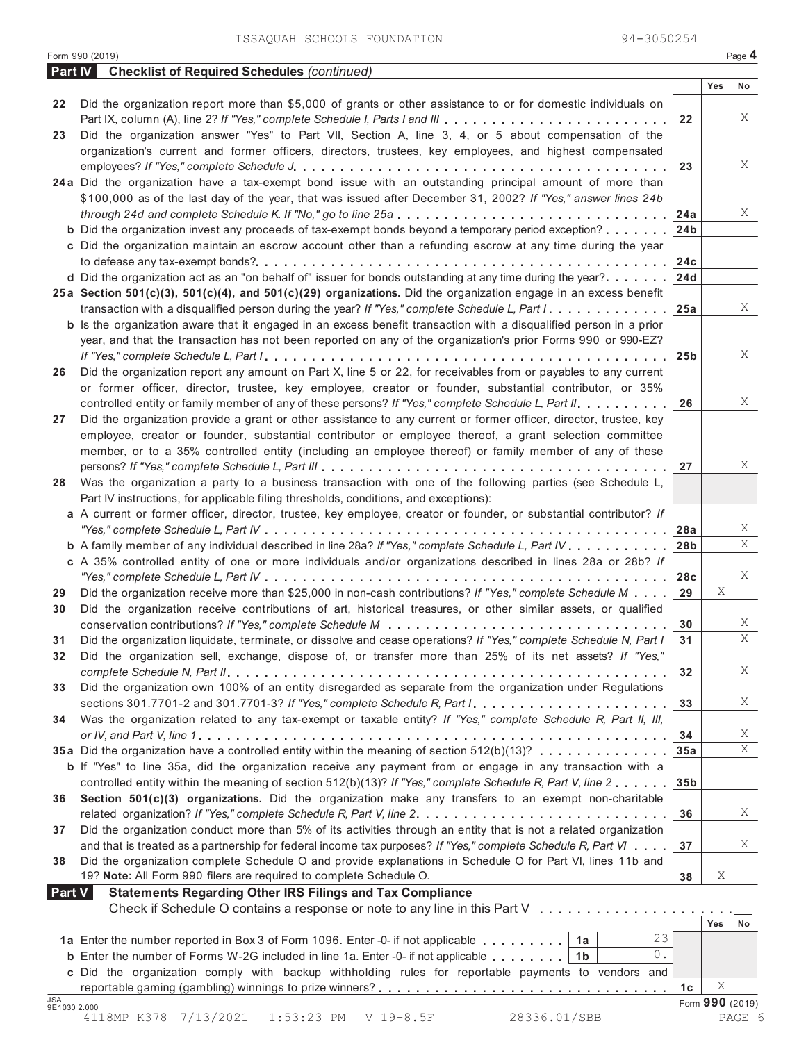ISSAQUAH SCHOOLS FOUNDATION 94-3050254

Form 990 (2019) Page **4**

## Part IV Checklist of Required Schedules *(continued)*

| | | | Yes | No |
|---|---|---|---|---|
| 22 | Did the organization report more than $5,000 of grants or other assistance to or for domestic individuals on Part IX, column (A), line 2? *If "Yes," complete Schedule I, Parts I and III* | 22 | | X |
| 23 | Did the organization answer "Yes" to Part VII, Section A, line 3, 4, or 5 about compensation of the organization's current and former officers, directors, trustees, key employees, and highest compensated employees? *If "Yes," complete Schedule J* | 23 | | X |
| 24a | Did the organization have a tax-exempt bond issue with an outstanding principal amount of more than $100,000 as of the last day of the year, that was issued after December 31, 2002? *If "Yes," answer lines 24b through 24d and complete Schedule K. If "No," go to line 25a* | 24a | | X |
| b | Did the organization invest any proceeds of tax-exempt bonds beyond a temporary period exception? | 24b | | |
| c | Did the organization maintain an escrow account other than a refunding escrow at any time during the year to defease any tax-exempt bonds? | 24c | | |
| d | Did the organization act as an "on behalf of" issuer for bonds outstanding at any time during the year? | 24d | | |
| 25a | **Section 501(c)(3), 501(c)(4), and 501(c)(29) organizations.** Did the organization engage in an excess benefit transaction with a disqualified person during the year? *If "Yes," complete Schedule L, Part I* | 25a | | X |
| b | Is the organization aware that it engaged in an excess benefit transaction with a disqualified person in a prior year, and that the transaction has not been reported on any of the organization's prior Forms 990 or 990-EZ? *If "Yes," complete Schedule L, Part I* | 25b | | X |
| 26 | Did the organization report any amount on Part X, line 5 or 22, for receivables from or payables to any current or former officer, director, trustee, key employee, creator or founder, substantial contributor, or 35% controlled entity or family member of any of these persons? *If "Yes," complete Schedule L, Part II* | 26 | | X |
| 27 | Did the organization provide a grant or other assistance to any current or former officer, director, trustee, key employee, creator or founder, substantial contributor or employee thereof, a grant selection committee member, or to a 35% controlled entity (including an employee thereof) or family member of any of these persons? *If "Yes," complete Schedule L, Part III* | 27 | | X |
| 28 | Was the organization a party to a business transaction with one of the following parties (see Schedule L, Part IV instructions, for applicable filing thresholds, conditions, and exceptions): | | | |
| a | A current or former officer, director, trustee, key employee, creator or founder, or substantial contributor? *If "Yes," complete Schedule L, Part IV* | 28a | | X |
| b | A family member of any individual described in line 28a? *If "Yes," complete Schedule L, Part IV* | 28b | | X |
| c | A 35% controlled entity of one or more individuals and/or organizations described in lines 28a or 28b? *If "Yes," complete Schedule L, Part IV* | 28c | | X |
| 29 | Did the organization receive more than $25,000 in non-cash contributions? *If "Yes," complete Schedule M* | 29 | X | |
| 30 | Did the organization receive contributions of art, historical treasures, or other similar assets, or qualified conservation contributions? *If "Yes," complete Schedule M* | 30 | | X |
| 31 | Did the organization liquidate, terminate, or dissolve and cease operations? *If "Yes," complete Schedule N, Part I* | 31 | | X |
| 32 | Did the organization sell, exchange, dispose of, or transfer more than 25% of its net assets? *If "Yes," complete Schedule N, Part II* | 32 | | X |
| 33 | Did the organization own 100% of an entity disregarded as separate from the organization under Regulations sections 301.7701-2 and 301.7701-3? *If "Yes," complete Schedule R, Part I* | 33 | | X |
| 34 | Was the organization related to any tax-exempt or taxable entity? *If "Yes," complete Schedule R, Part II, III, or IV, and Part V, line 1* | 34 | | X |
| 35a | Did the organization have a controlled entity within the meaning of section 512(b)(13)? | 35a | | X |
| b | If "Yes" to line 35a, did the organization receive any payment from or engage in any transaction with a controlled entity within the meaning of section 512(b)(13)? *If "Yes," complete Schedule R, Part V, line 2* | 35b | | |
| 36 | **Section 501(c)(3) organizations.** Did the organization make any transfers to an exempt non-charitable related organization? *If "Yes," complete Schedule R, Part V, line 2* | 36 | | X |
| 37 | Did the organization conduct more than 5% of its activities through an entity that is not a related organization and that is treated as a partnership for federal income tax purposes? *If "Yes," complete Schedule R, Part VI* | 37 | | X |
| 38 | Did the organization complete Schedule O and provide explanations in Schedule O for Part VI, lines 11b and 19? **Note:** All Form 990 filers are required to complete Schedule O. | 38 | X | |

## Part V Statements Regarding Other IRS Filings and Tax Compliance

Check if Schedule O contains a response or note to any line in this Part V ☐

| | | | | | Yes | No |
|---|---|---|---|---|---|---|
| 1a | Enter the number reported in Box 3 of Form 1096. Enter -0- if not applicable | 1a | 23 | | | |
| b | Enter the number of Forms W-2G included in line 1a. Enter -0- if not applicable | 1b | 0. | | | |
| c | Did the organization comply with backup withholding rules for reportable payments to vendors and reportable gaming (gambling) winnings to prize winners? | | | 1c | X | |

Form **990** (2019)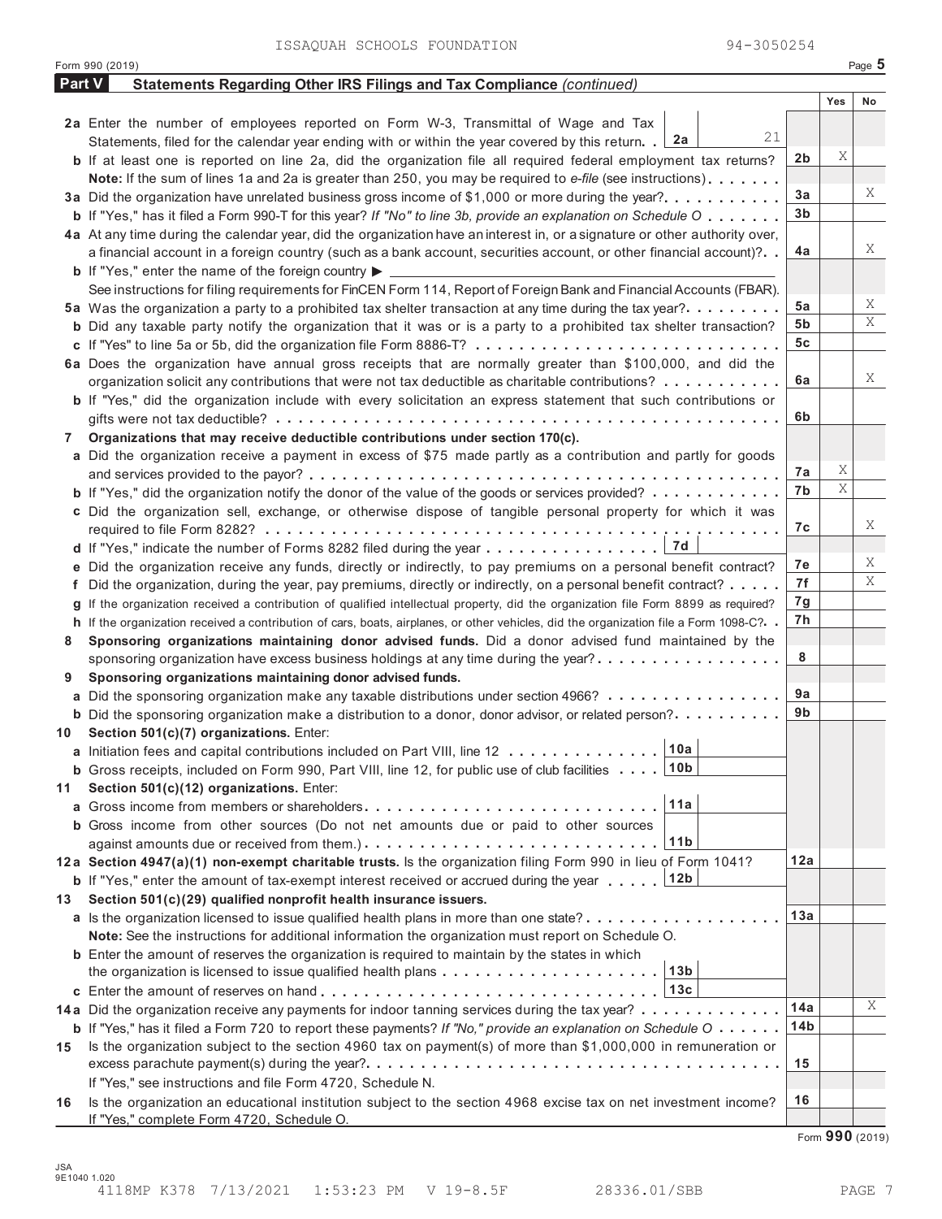ISSAQUAH SCHOOLS FOUNDATION 94-3050254

Form 990 (2019)

## Part V Statements Regarding Other IRS Filings and Tax Compliance *(continued)*

| | | | Yes | No |
|---|---|---|---|---|
| **2a** | Enter the number of employees reported on Form W-3, Transmittal of Wage and Tax Statements, filed for the calendar year ending with or within the year covered by this return. . **2a** 21 | | | |
| **b** | If at least one is reported on line 2a, did the organization file all required federal employment tax returns? | 2b | X | |
| | **Note:** If the sum of lines 1a and 2a is greater than 250, you may be required to *e-file* (see instructions) | | | |
| **3a** | Did the organization have unrelated business gross income of $1,000 or more during the year? | 3a | | X |
| **b** | If "Yes," has it filed a Form 990-T for this year? *If "No" to line 3b, provide an explanation on Schedule O* | 3b | | |
| **4a** | At any time during the calendar year, did the organization have an interest in, or a signature or other authority over, a financial account in a foreign country (such as a bank account, securities account, or other financial account)? | 4a | | X |
| **b** | If "Yes," enter the name of the foreign country ▶ | | | |
| | See instructions for filing requirements for FinCEN Form 114, Report of Foreign Bank and Financial Accounts (FBAR). | | | |
| **5a** | Was the organization a party to a prohibited tax shelter transaction at any time during the tax year? | 5a | | X |
| **b** | Did any taxable party notify the organization that it was or is a party to a prohibited tax shelter transaction? | 5b | | X |
| **c** | If "Yes" to line 5a or 5b, did the organization file Form 8886-T? | 5c | | |
| **6a** | Does the organization have annual gross receipts that are normally greater than $100,000, and did the organization solicit any contributions that were not tax deductible as charitable contributions? | 6a | | X |
| **b** | If "Yes," did the organization include with every solicitation an express statement that such contributions or gifts were not tax deductible? | 6b | | |
| **7** | **Organizations that may receive deductible contributions under section 170(c).** | | | |
| **a** | Did the organization receive a payment in excess of $75 made partly as a contribution and partly for goods and services provided to the payor? | 7a | X | |
| **b** | If "Yes," did the organization notify the donor of the value of the goods or services provided? | 7b | X | |
| **c** | Did the organization sell, exchange, or otherwise dispose of tangible personal property for which it was required to file Form 8282? | 7c | | X |
| **d** | If "Yes," indicate the number of Forms 8282 filed during the year . **7d** | | | |
| **e** | Did the organization receive any funds, directly or indirectly, to pay premiums on a personal benefit contract? | 7e | | X |
| **f** | Did the organization, during the year, pay premiums, directly or indirectly, on a personal benefit contract? | 7f | | X |
| **g** | If the organization received a contribution of qualified intellectual property, did the organization file Form 8899 as required? | 7g | | |
| **h** | If the organization received a contribution of cars, boats, airplanes, or other vehicles, did the organization file a Form 1098-C? | 7h | | |
| **8** | **Sponsoring organizations maintaining donor advised funds.** Did a donor advised fund maintained by the sponsoring organization have excess business holdings at any time during the year? | 8 | | |
| **9** | **Sponsoring organizations maintaining donor advised funds.** | | | |
| **a** | Did the sponsoring organization make any taxable distributions under section 4966? | 9a | | |
| **b** | Did the sponsoring organization make a distribution to a donor, donor advisor, or related person? | 9b | | |
| **10** | **Section 501(c)(7) organizations.** Enter: | | | |
| **a** | Initiation fees and capital contributions included on Part VIII, line 12 . **10a** | | | |
| **b** | Gross receipts, included on Form 990, Part VIII, line 12, for public use of club facilities . **10b** | | | |
| **11** | **Section 501(c)(12) organizations.** Enter: | | | |
| **a** | Gross income from members or shareholders . **11a** | | | |
| **b** | Gross income from other sources (Do not net amounts due or paid to other sources against amounts due or received from them.) . **11b** | | | |
| **12a** | **Section 4947(a)(1) non-exempt charitable trusts.** Is the organization filing Form 990 in lieu of Form 1041? | 12a | | |
| **b** | If "Yes," enter the amount of tax-exempt interest received or accrued during the year . **12b** | | | |
| **13** | **Section 501(c)(29) qualified nonprofit health insurance issuers.** | | | |
| **a** | Is the organization licensed to issue qualified health plans in more than one state? | 13a | | |
| | **Note:** See the instructions for additional information the organization must report on Schedule O. | | | |
| **b** | Enter the amount of reserves the organization is required to maintain by the states in which the organization is licensed to issue qualified health plans . **13b** | | | |
| **c** | Enter the amount of reserves on hand . **13c** | | | |
| **14a** | Did the organization receive any payments for indoor tanning services during the tax year? | 14a | | X |
| **b** | If "Yes," has it filed a Form 720 to report these payments? *If "No," provide an explanation on Schedule O* | 14b | | |
| **15** | Is the organization subject to the section 4960 tax on payment(s) of more than $1,000,000 in remuneration or excess parachute payment(s) during the year? | 15 | | |
| | If "Yes," see instructions and file Form 4720, Schedule N. | | | |
| **16** | Is the organization an educational institution subject to the section 4968 excise tax on net investment income? | 16 | | |
| | If "Yes," complete Form 4720, Schedule O. | | | |

Form **990** (2019)

JSA 9E1040 1.020
4118MP K378 7/13/2021 1:53:23 PM V 19-8.5F 28336.01/SBB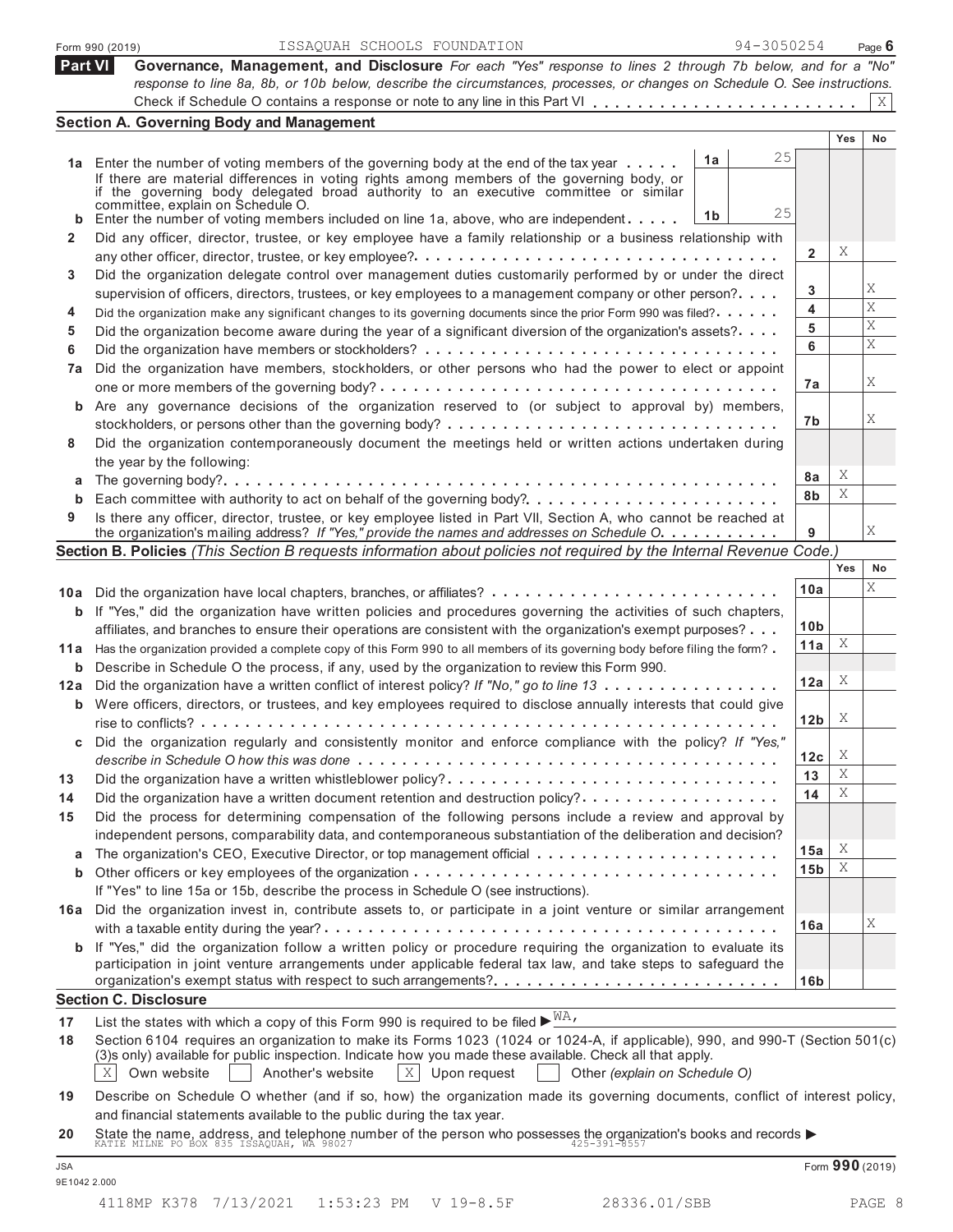Form 990 (2019) ISSAQUAH SCHOOLS FOUNDATION 94-3050254 Page 6

## Part VI Governance, Management, and Disclosure

*For each "Yes" response to lines 2 through 7b below, and for a "No" response to line 8a, 8b, or 10b below, describe the circumstances, processes, or changes on Schedule O. See instructions.*

Check if Schedule O contains a response or note to any line in this Part VI . . . . . . . . . . [X]

### Section A. Governing Body and Management

| | | | Yes | No |
|---|---|---|---|---|
| **1a** | Enter the number of voting members of the governing body at the end of the tax year . . . . . **1a** 25 <br> If there are material differences in voting rights among members of the governing body, or if the governing body delegated broad authority to an executive committee or similar committee, explain on Schedule O. | | | |
| **b** | Enter the number of voting members included on line 1a, above, who are independent . . . . . **1b** 25 | | | |
| **2** | Did any officer, director, trustee, or key employee have a family relationship or a business relationship with any other officer, director, trustee, or key employee? | **2** | X | |
| **3** | Did the organization delegate control over management duties customarily performed by or under the direct supervision of officers, directors, trustees, or key employees to a management company or other person? | **3** | | X |
| **4** | Did the organization make any significant changes to its governing documents since the prior Form 990 was filed? | **4** | | X |
| **5** | Did the organization become aware during the year of a significant diversion of the organization's assets? | **5** | | X |
| **6** | Did the organization have members or stockholders? | **6** | | X |
| **7a** | Did the organization have members, stockholders, or other persons who had the power to elect or appoint one or more members of the governing body? | **7a** | | X |
| **b** | Are any governance decisions of the organization reserved to (or subject to approval by) members, stockholders, or persons other than the governing body? | **7b** | | X |
| **8** | Did the organization contemporaneously document the meetings held or written actions undertaken during the year by the following: | | | |
| **a** | The governing body? | **8a** | X | |
| **b** | Each committee with authority to act on behalf of the governing body? | **8b** | X | |
| **9** | Is there any officer, director, trustee, or key employee listed in Part VII, Section A, who cannot be reached at the organization's mailing address? *If "Yes," provide the names and addresses on Schedule O.* | **9** | | X |

### Section B. Policies *(This Section B requests information about policies not required by the Internal Revenue Code.)*

| | | | Yes | No |
|---|---|---|---|---|
| **10a** | Did the organization have local chapters, branches, or affiliates? | **10a** | | X |
| **b** | If "Yes," did the organization have written policies and procedures governing the activities of such chapters, affiliates, and branches to ensure their operations are consistent with the organization's exempt purposes? | **10b** | | |
| **11a** | Has the organization provided a complete copy of this Form 990 to all members of its governing body before filing the form? | **11a** | X | |
| **b** | Describe in Schedule O the process, if any, used by the organization to review this Form 990. | | | |
| **12a** | Did the organization have a written conflict of interest policy? *If "No," go to line 13* | **12a** | X | |
| **b** | Were officers, directors, or trustees, and key employees required to disclose annually interests that could give rise to conflicts? | **12b** | X | |
| **c** | Did the organization regularly and consistently monitor and enforce compliance with the policy? *If "Yes," describe in Schedule O how this was done* | **12c** | X | |
| **13** | Did the organization have a written whistleblower policy? | **13** | X | |
| **14** | Did the organization have a written document retention and destruction policy? | **14** | X | |
| **15** | Did the process for determining compensation of the following persons include a review and approval by independent persons, comparability data, and contemporaneous substantiation of the deliberation and decision? | | | |
| **a** | The organization's CEO, Executive Director, or top management official | **15a** | X | |
| **b** | Other officers or key employees of the organization <br> If "Yes" to line 15a or 15b, describe the process in Schedule O (see instructions). | **15b** | X | |
| **16a** | Did the organization invest in, contribute assets to, or participate in a joint venture or similar arrangement with a taxable entity during the year? | **16a** | | X |
| **b** | If "Yes," did the organization follow a written policy or procedure requiring the organization to evaluate its participation in joint venture arrangements under applicable federal tax law, and take steps to safeguard the organization's exempt status with respect to such arrangements? | **16b** | | |

### Section C. Disclosure

**17** List the states with which a copy of this Form 990 is required to be filed ▶ WA,

**18** Section 6104 requires an organization to make its Forms 1023 (1024 or 1024-A, if applicable), 990, and 990-T (Section 501(c)(3)s only) available for public inspection. Indicate how you made these available. Check all that apply.

[X] Own website [ ] Another's website [X] Upon request [ ] Other *(explain on Schedule O)*

**19** Describe on Schedule O whether (and if so, how) the organization made its governing documents, conflict of interest policy, and financial statements available to the public during the tax year.

**20** State the name, address, and telephone number of the person who possesses the organization's books and records ▶ KATIE MILNE PO BOX 835 ISSAQUAH, WA 98027 425-391-8557

JSA 9E1042 2.000 Form **990** (2019)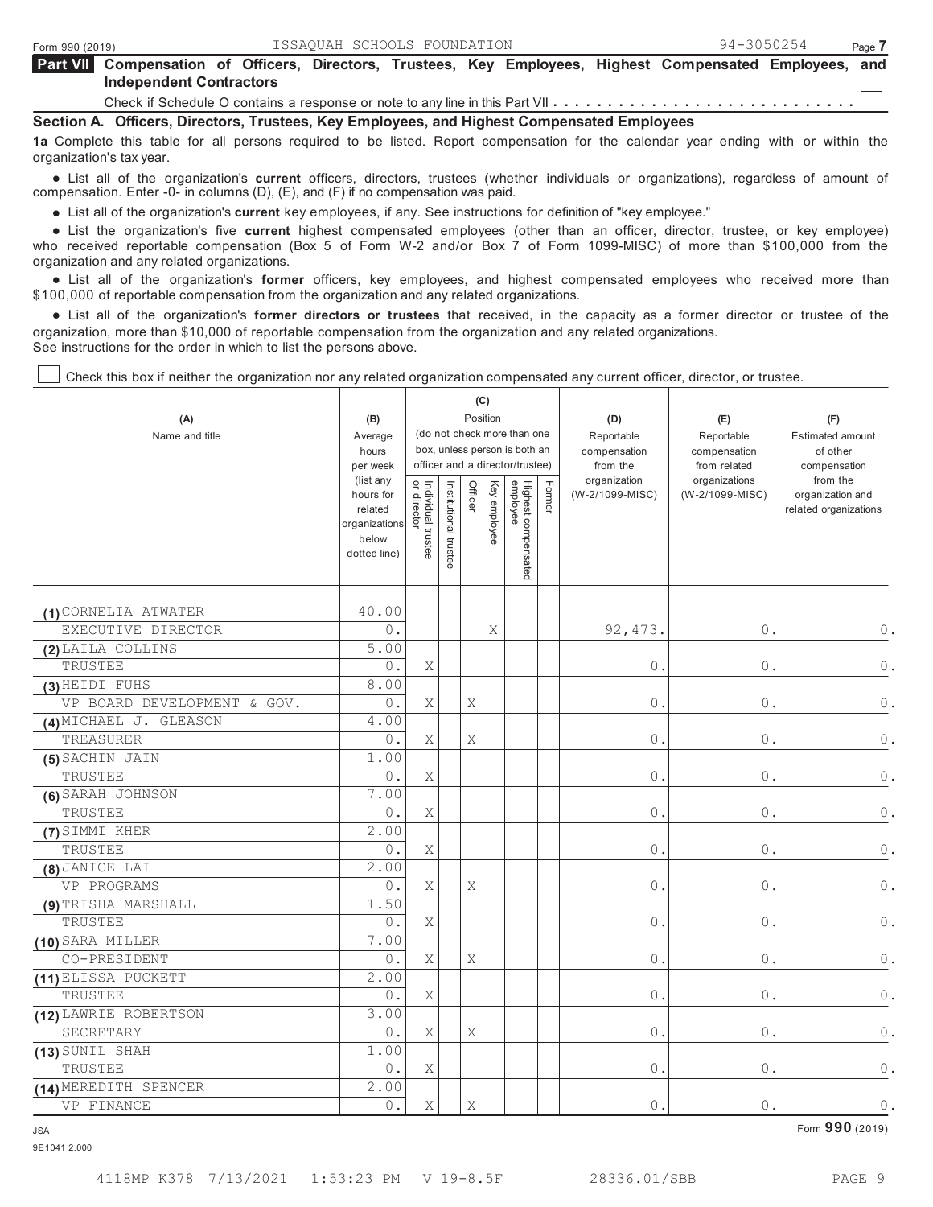Form 990 (2019) ISSAQUAH SCHOOLS FOUNDATION 94-3050254

**Part VII Compensation of Officers, Directors, Trustees, Key Employees, Highest Compensated Employees, and Independent Contractors**

Check if Schedule O contains a response or note to any line in this Part VII . . . . . . . . . . . . . . . . . . . . . . . . . . . ☐

**Section A. Officers, Directors, Trustees, Key Employees, and Highest Compensated Employees**

**1a** Complete this table for all persons required to be listed. Report compensation for the calendar year ending with or within the organization's tax year.

- List all of the organization's **current** officers, directors, trustees (whether individuals or organizations), regardless of amount of compensation. Enter -0- in columns (D), (E), and (F) if no compensation was paid.
- List all of the organization's **current** key employees, if any. See instructions for definition of "key employee."
- List the organization's five **current** highest compensated employees (other than an officer, director, trustee, or key employee) who received reportable compensation (Box 5 of Form W-2 and/or Box 7 of Form 1099-MISC) of more than $100,000 from the organization and any related organizations.
- List all of the organization's **former** officers, key employees, and highest compensated employees who received more than $100,000 of reportable compensation from the organization and any related organizations.
- List all of the organization's **former directors or trustees** that received, in the capacity as a former director or trustee of the organization, more than $10,000 of reportable compensation from the organization and any related organizations.

See instructions for the order in which to list the persons above.

☐ Check this box if neither the organization nor any related organization compensated any current officer, director, or trustee.

| (A) Name and title | (B) Average hours per week (list any hours for related organizations below dotted line) | (C) Position (do not check more than one box, unless person is both an officer and a director/trustee): Individual trustee or director | Institutional trustee | Officer | Key employee | Highest compensated employee | Former | (D) Reportable compensation from the organization (W-2/1099-MISC) | (E) Reportable compensation from related organizations (W-2/1099-MISC) | (F) Estimated amount of other compensation from the organization and related organizations |
|---|---|---|---|---|---|---|---|---|---|---|
| (1) CORNELIA ATWATER<br>EXECUTIVE DIRECTOR | 40.00<br>0. | | | | X | | | 92,473. | 0. | 0. |
| (2) LAILA COLLINS<br>TRUSTEE | 5.00<br>0. | X | | | | | | 0. | 0. | 0. |
| (3) HEIDI FUHS<br>VP BOARD DEVELOPMENT & GOV. | 8.00<br>0. | X | | X | | | | 0. | 0. | 0. |
| (4) MICHAEL J. GLEASON<br>TREASURER | 4.00<br>0. | X | | X | | | | 0. | 0. | 0. |
| (5) SACHIN JAIN<br>TRUSTEE | 1.00<br>0. | X | | | | | | 0. | 0. | 0. |
| (6) SARAH JOHNSON<br>TRUSTEE | 7.00<br>0. | X | | | | | | 0. | 0. | 0. |
| (7) SIMMI KHER<br>TRUSTEE | 2.00<br>0. | X | | | | | | 0. | 0. | 0. |
| (8) JANICE LAI<br>VP PROGRAMS | 2.00<br>0. | X | | X | | | | 0. | 0. | 0. |
| (9) TRISHA MARSHALL<br>TRUSTEE | 1.50<br>0. | X | | | | | | 0. | 0. | 0. |
| (10) SARA MILLER<br>CO-PRESIDENT | 7.00<br>0. | X | | X | | | | 0. | 0. | 0. |
| (11) ELISSA PUCKETT<br>TRUSTEE | 2.00<br>0. | X | | | | | | 0. | 0. | 0. |
| (12) LAWRIE ROBERTSON<br>SECRETARY | 3.00<br>0. | X | | X | | | | 0. | 0. | 0. |
| (13) SUNIL SHAH<br>TRUSTEE | 1.00<br>0. | X | | | | | | 0. | 0. | 0. |
| (14) MEREDITH SPENCER<br>VP FINANCE | 2.00<br>0. | X | | X | | | | 0. | 0. | 0. |

Form **990** (2019)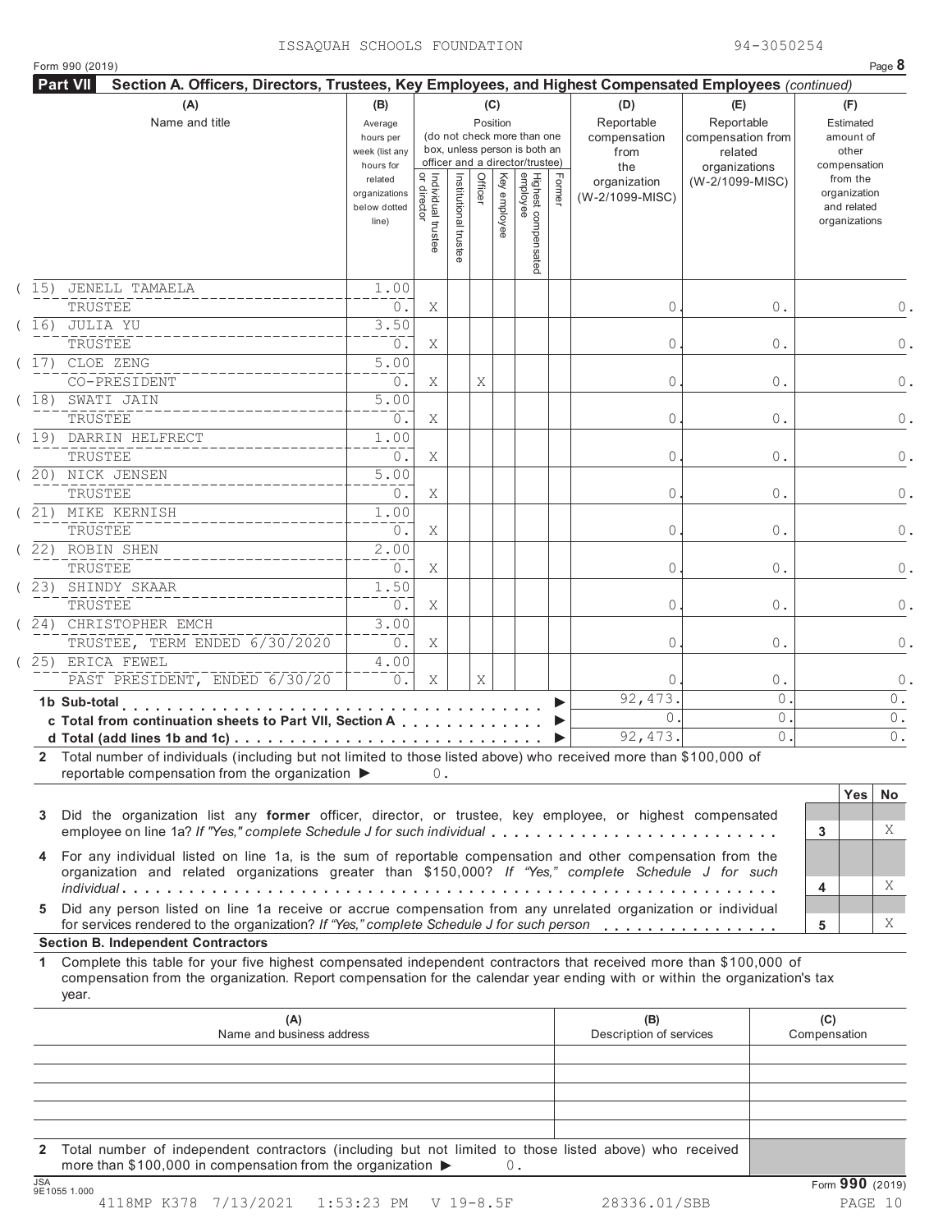ISSAQUAH SCHOOLS FOUNDATION 94-3050254

Form 990 (2019)

## Part VII Section A. Officers, Directors, Trustees, Key Employees, and Highest Compensated Employees *(continued)*

| (A) Name and title | (B) Average hours per week (list any hours for related organizations below dotted line) | (C) Individual trustee or director | Institutional trustee | Officer | Key employee | Highest compensated employee | Former | (D) Reportable compensation from the organization (W-2/1099-MISC) | (E) Reportable compensation from related organizations (W-2/1099-MISC) | (F) Estimated amount of other compensation from the organization and related organizations |
|---|---|---|---|---|---|---|---|---|---|---|
| (15) JENELL TAMAELA<br>TRUSTEE | 1.00<br>0. | X | | | | | | 0. | 0. | 0. |
| (16) JULIA YU<br>TRUSTEE | 3.50<br>0. | X | | | | | | 0. | 0. | 0. |
| (17) CLOE ZENG<br>CO-PRESIDENT | 5.00<br>0. | X | | X | | | | 0. | 0. | 0. |
| (18) SWATI JAIN<br>TRUSTEE | 5.00<br>0. | X | | | | | | 0. | 0. | 0. |
| (19) DARRIN HELFRECT<br>TRUSTEE | 1.00<br>0. | X | | | | | | 0. | 0. | 0. |
| (20) NICK JENSEN<br>TRUSTEE | 5.00<br>0. | X | | | | | | 0. | 0. | 0. |
| (21) MIKE KERNISH<br>TRUSTEE | 1.00<br>0. | X | | | | | | 0. | 0. | 0. |
| (22) ROBIN SHEN<br>TRUSTEE | 2.00<br>0. | X | | | | | | 0. | 0. | 0. |
| (23) SHINDY SKAAR<br>TRUSTEE | 1.50<br>0. | X | | | | | | 0. | 0. | 0. |
| (24) CHRISTOPHER EMCH<br>TRUSTEE, TERM ENDED 6/30/2020 | 3.00<br>0. | X | | | | | | 0. | 0. | 0. |
| (25) ERICA FEWEL<br>PAST PRESIDENT, ENDED 6/30/20 | 4.00<br>0. | X | | X | | | | 0. | 0. | 0. |
| **1b Sub-total** | | | | | | | | 92,473. | 0. | 0. |
| **c Total from continuation sheets to Part VII, Section A** | | | | | | | | 0. | 0. | 0. |
| **d Total (add lines 1b and 1c)** | | | | | | | | 92,473. | 0. | 0. |

**2** Total number of individuals (including but not limited to those listed above) who received more than $100,000 of reportable compensation from the organization ▶ 0.

| | | Yes | No |
|---|---|---|---|
| **3** Did the organization list any **former** officer, director, or trustee, key employee, or highest compensated employee on line 1a? *If "Yes," complete Schedule J for such individual* | 3 | | X |
| **4** For any individual listed on line 1a, is the sum of reportable compensation and other compensation from the organization and related organizations greater than $150,000? *If "Yes," complete Schedule J for such individual* | 4 | | X |
| **5** Did any person listed on line 1a receive or accrue compensation from any unrelated organization or individual for services rendered to the organization? *If "Yes," complete Schedule J for such person* | 5 | | X |

### Section B. Independent Contractors

**1** Complete this table for your five highest compensated independent contractors that received more than $100,000 of compensation from the organization. Report compensation for the calendar year ending with or within the organization's tax year.

| (A) Name and business address | (B) Description of services | (C) Compensation |
|---|---|---|
| | | |
| | | |
| | | |
| | | |
| | | |

**2** Total number of independent contractors (including but not limited to those listed above) who received more than $100,000 in compensation from the organization ▶ 0.

Form **990** (2019)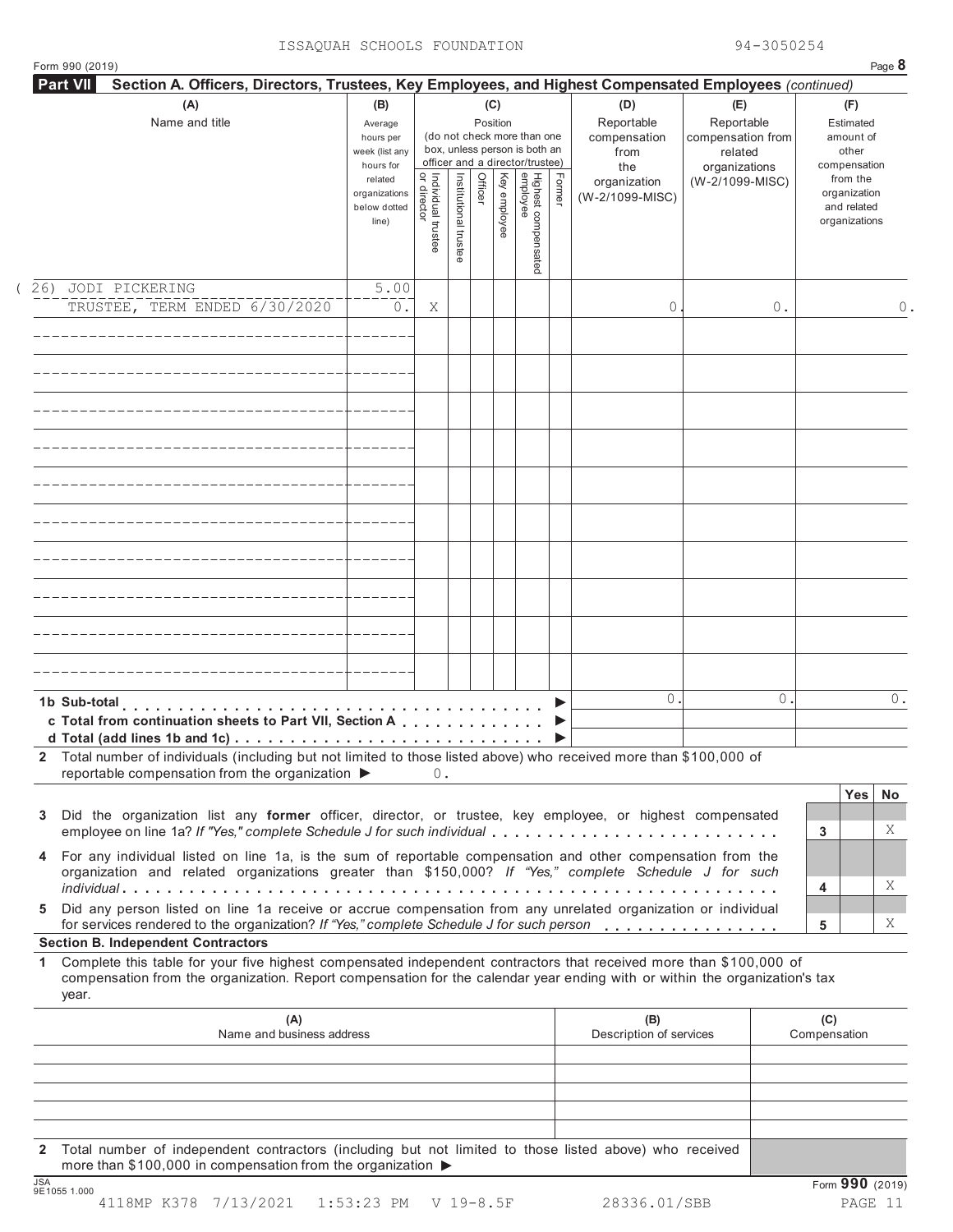ISSAQUAH SCHOOLS FOUNDATION 94-3050254

Form 990 (2019) Page **8**

**Part VII** **Section A. Officers, Directors, Trustees, Key Employees, and Highest Compensated Employees** *(continued)*

| (A) Name and title | (B) Average hours per week (list any hours for related organizations below dotted line) | (C) Position: Individual trustee or director | Institutional trustee | Officer | Key employee | Highest compensated employee | Former | (D) Reportable compensation from the organization (W-2/1099-MISC) | (E) Reportable compensation from related organizations (W-2/1099-MISC) | (F) Estimated amount of other compensation from the organization and related organizations |
|---|---|---|---|---|---|---|---|---|---|---|
| (26) JODI PICKERING<br>TRUSTEE, TERM ENDED 6/30/2020 | 5.00<br>0. | X | | | | | | 0. | 0. | 0. |
| | | | | | | | | | | |
| | | | | | | | | | | |
| | | | | | | | | | | |
| | | | | | | | | | | |
| | | | | | | | | | | |
| | | | | | | | | | | |
| | | | | | | | | | | |
| | | | | | | | | | | |
| | | | | | | | | | | |
| | | | | | | | | | | |

| | (D) | (E) | (F) |
|---|---|---|---|
| **1b Sub-total** ▶ | 0. | 0. | 0. |
| **c Total from continuation sheets to Part VII, Section A** ▶ | | | |
| **d Total (add lines 1b and 1c)** ▶ | | | |

**2** Total number of individuals (including but not limited to those listed above) who received more than $100,000 of reportable compensation from the organization ▶ 0.

| | | Yes | No |
|---|---|---|---|
| **3** Did the organization list any **former** officer, director, or trustee, key employee, or highest compensated employee on line 1a? *If "Yes," complete Schedule J for such individual* | 3 | | X |
| **4** For any individual listed on line 1a, is the sum of reportable compensation and other compensation from the organization and related organizations greater than $150,000? *If "Yes," complete Schedule J for such individual* | 4 | | X |
| **5** Did any person listed on line 1a receive or accrue compensation from any unrelated organization or individual for services rendered to the organization? *If "Yes," complete Schedule J for such person* | 5 | | X |

**Section B. Independent Contractors**

**1** Complete this table for your five highest compensated independent contractors that received more than $100,000 of compensation from the organization. Report compensation for the calendar year ending with or within the organization's tax year.

| (A) Name and business address | (B) Description of services | (C) Compensation |
|---|---|---|
| | | |
| | | |
| | | |
| | | |
| | | |

**2** Total number of independent contractors (including but not limited to those listed above) who received more than $100,000 in compensation from the organization ▶

Form **990** (2019)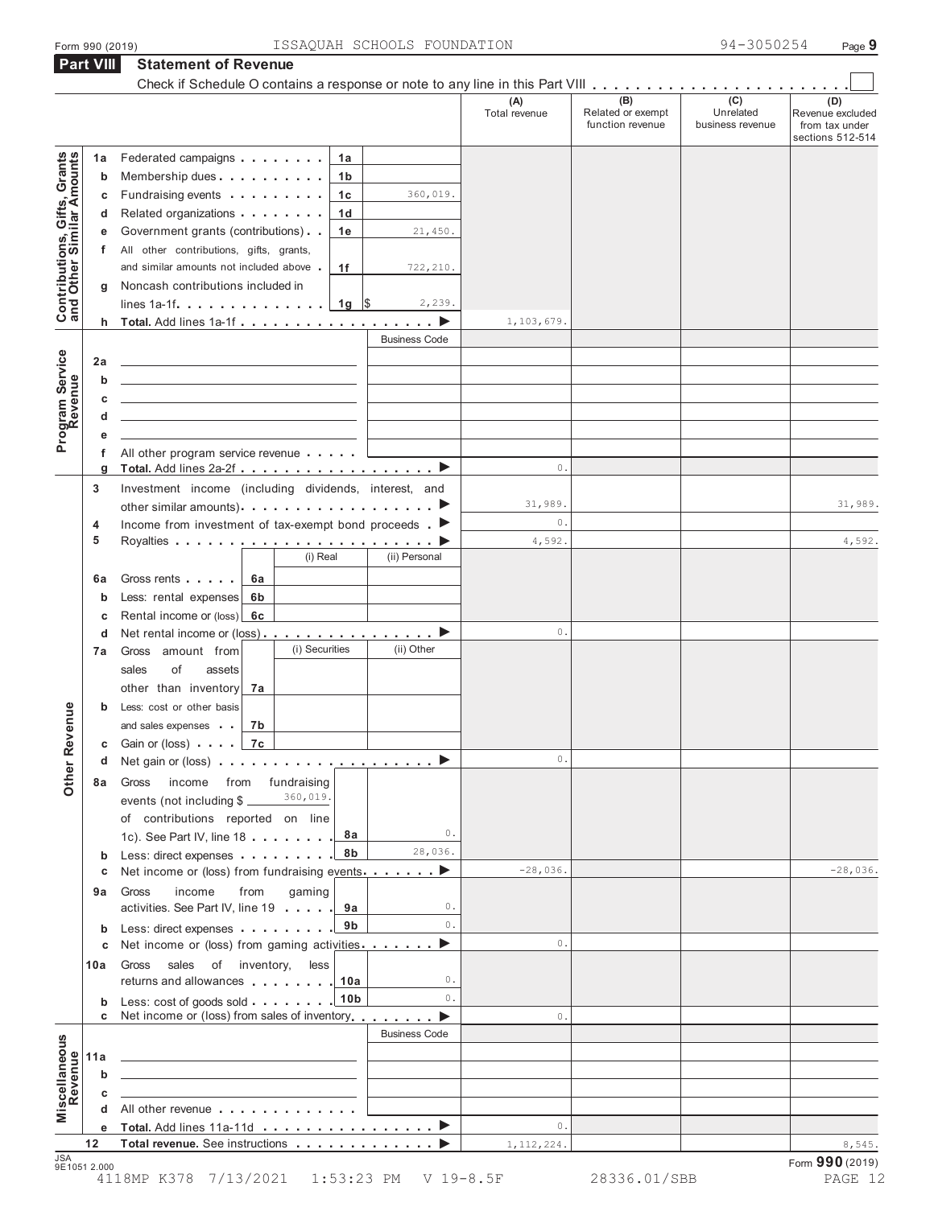Form 990 (2019) ISSAQUAH SCHOOLS FOUNDATION 94-3050254

## Part VIII Statement of Revenue

Check if Schedule O contains a response or note to any line in this Part VIII . . . . . . . . . . . . . . . . . . . . . . . . ☐

| | | | | (A) Total revenue | (B) Related or exempt function revenue | (C) Unrelated business revenue | (D) Revenue excluded from tax under sections 512-514 |
|---|---|---|---|---|---|---|---|
| **Contributions, Gifts, Grants and Other Similar Amounts** | 1a Federated campaigns | 1a | | | | | |
| | b Membership dues | 1b | | | | | |
| | c Fundraising events | 1c | 360,019. | | | | |
| | d Related organizations | 1d | | | | | |
| | e Government grants (contributions) | 1e | 21,450. | | | | |
| | f All other contributions, gifts, grants, and similar amounts not included above | 1f | 722,210. | | | | |
| | g Noncash contributions included in lines 1a-1f | 1g | $ 2,239. | | | | |
| | h **Total.** Add lines 1a-1f ▶ | | | 1,103,679. | | | |
| **Program Service Revenue** | | | Business Code | | | | |
| | 2a | | | | | | |
| | b | | | | | | |
| | c | | | | | | |
| | d | | | | | | |
| | e | | | | | | |
| | f All other program service revenue | | | | | | |
| | g **Total.** Add lines 2a-2f ▶ | | | 0. | | | |
| **Other Revenue** | 3 Investment income (including dividends, interest, and other similar amounts) ▶ | | | 31,989. | | | 31,989. |
| | 4 Income from investment of tax-exempt bond proceeds ▶ | | | 0. | | | |
| | 5 Royalties ▶ | | | 4,592. | | | 4,592. |
| | | (i) Real | (ii) Personal | | | | |
| | 6a Gross rents | 6a | | | | | |
| | b Less: rental expenses | 6b | | | | | |
| | c Rental income or (loss) | 6c | | | | | |
| | d Net rental income or (loss) ▶ | | | 0. | | | |
| | | (i) Securities | (ii) Other | | | | |
| | 7a Gross amount from sales of assets other than inventory | 7a | | | | | |
| | b Less: cost or other basis and sales expenses | 7b | | | | | |
| | c Gain or (loss) | 7c | | | | | |
| | d Net gain or (loss) ▶ | | | 0. | | | |
| | 8a Gross income from fundraising events (not including $ 360,019. of contributions reported on line 1c). See Part IV, line 18 | 8a | 0. | | | | |
| | b Less: direct expenses | 8b | 28,036. | | | | |
| | c Net income or (loss) from fundraising events ▶ | | | -28,036. | | | -28,036. |
| | 9a Gross income from gaming activities. See Part IV, line 19 | 9a | 0. | | | | |
| | b Less: direct expenses | 9b | 0. | | | | |
| | c Net income or (loss) from gaming activities ▶ | | | 0. | | | |
| | 10a Gross sales of inventory, less returns and allowances | 10a | 0. | | | | |
| | b Less: cost of goods sold | 10b | 0. | | | | |
| | c Net income or (loss) from sales of inventory ▶ | | | 0. | | | |
| **Miscellaneous Revenue** | | | Business Code | | | | |
| | 11a | | | | | | |
| | b | | | | | | |
| | c | | | | | | |
| | d All other revenue | | | | | | |
| | e **Total.** Add lines 11a-11d ▶ | | | 0. | | | |
| | 12 **Total revenue.** See instructions ▶ | | | 1,112,224. | | | 8,545. |

JSA 9E1051 2.000

Form **990** (2019)

4118MP K378 7/13/2021 1:53:23 PM V 19-8.5F 28336.01/SBB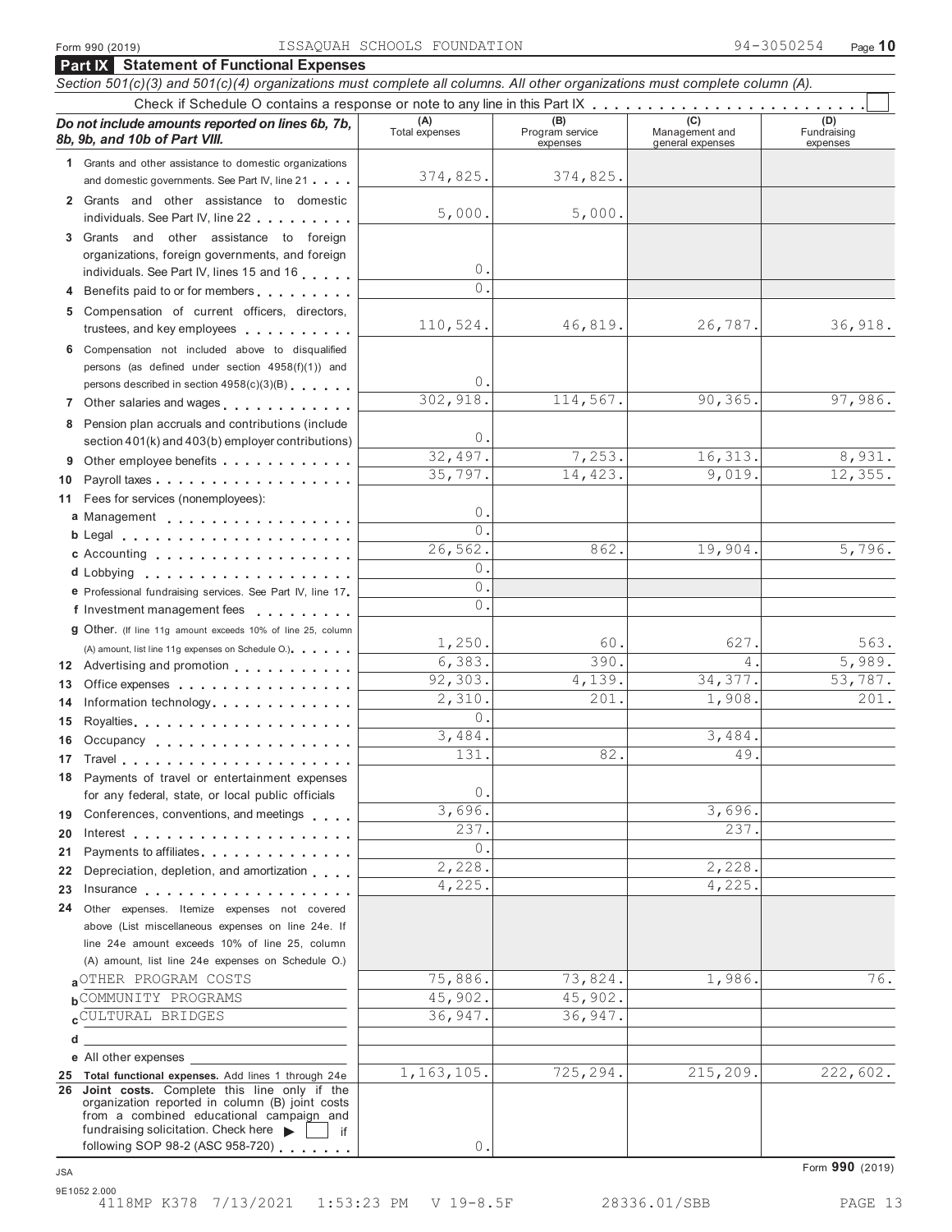Form 990 (2019) ISSAQUAH SCHOOLS FOUNDATION 94-3050254 Page **10**

## Part IX Statement of Functional Expenses

*Section 501(c)(3) and 501(c)(4) organizations must complete all columns. All other organizations must complete column (A).*

Check if Schedule O contains a response or note to any line in this Part IX . . . . . . . . . . . . . . . . . . . . . . . . ☐

| *Do not include amounts reported on lines 6b, 7b, 8b, 9b, and 10b of Part VIII.* | (A) Total expenses | (B) Program service expenses | (C) Management and general expenses | (D) Fundraising expenses |
|---|---|---|---|---|
| **1** Grants and other assistance to domestic organizations and domestic governments. See Part IV, line 21 | 374,825. | 374,825. | | |
| **2** Grants and other assistance to domestic individuals. See Part IV, line 22 | 5,000. | 5,000. | | |
| **3** Grants and other assistance to foreign organizations, foreign governments, and foreign individuals. See Part IV, lines 15 and 16 | 0. | | | |
| **4** Benefits paid to or for members | 0. | | | |
| **5** Compensation of current officers, directors, trustees, and key employees | 110,524. | 46,819. | 26,787. | 36,918. |
| **6** Compensation not included above to disqualified persons (as defined under section 4958(f)(1)) and persons described in section 4958(c)(3)(B) | 0. | | | |
| **7** Other salaries and wages | 302,918. | 114,567. | 90,365. | 97,986. |
| **8** Pension plan accruals and contributions (include section 401(k) and 403(b) employer contributions) | 0. | | | |
| **9** Other employee benefits | 32,497. | 7,253. | 16,313. | 8,931. |
| **10** Payroll taxes | 35,797. | 14,423. | 9,019. | 12,355. |
| **11** Fees for services (nonemployees): | | | | |
| **a** Management | 0. | | | |
| **b** Legal | 0. | | | |
| **c** Accounting | 26,562. | 862. | 19,904. | 5,796. |
| **d** Lobbying | 0. | | | |
| **e** Professional fundraising services. See Part IV, line 17 | 0. | | | |
| **f** Investment management fees | 0. | | | |
| **g** Other. (If line 11g amount exceeds 10% of line 25, column (A) amount, list line 11g expenses on Schedule O.) | 1,250. | 60. | 627. | 563. |
| **12** Advertising and promotion | 6,383. | 390. | 4. | 5,989. |
| **13** Office expenses | 92,303. | 4,139. | 34,377. | 53,787. |
| **14** Information technology | 2,310. | 201. | 1,908. | 201. |
| **15** Royalties | 0. | | | |
| **16** Occupancy | 3,484. | | 3,484. | |
| **17** Travel | 131. | 82. | 49. | |
| **18** Payments of travel or entertainment expenses for any federal, state, or local public officials | 0. | | | |
| **19** Conferences, conventions, and meetings | 3,696. | | 3,696. | |
| **20** Interest | 237. | | 237. | |
| **21** Payments to affiliates | 0. | | | |
| **22** Depreciation, depletion, and amortization | 2,228. | | 2,228. | |
| **23** Insurance | 4,225. | | 4,225. | |
| **24** Other expenses. Itemize expenses not covered above (List miscellaneous expenses on line 24e. If line 24e amount exceeds 10% of line 25, column (A) amount, list line 24e expenses on Schedule O.) | | | | |
| **a** OTHER PROGRAM COSTS | 75,886. | 73,824. | 1,986. | 76. |
| **b** COMMUNITY PROGRAMS | 45,902. | 45,902. | | |
| **c** CULTURAL BRIDGES | 36,947. | 36,947. | | |
| **d** | | | | |
| **e** All other expenses | | | | |
| **25 Total functional expenses.** Add lines 1 through 24e | 1,163,105. | 725,294. | 215,209. | 222,602. |
| **26 Joint costs.** Complete this line only if the organization reported in column (B) joint costs from a combined educational campaign and fundraising solicitation. Check here ▶ ☐ if following SOP 98-2 (ASC 958-720) | 0. | | | |

JSA Form **990** (2019)

9E1052 2.000
4118MP K378 7/13/2021 1:53:23 PM V 19-8.5F 28336.01/SBB PAGE 13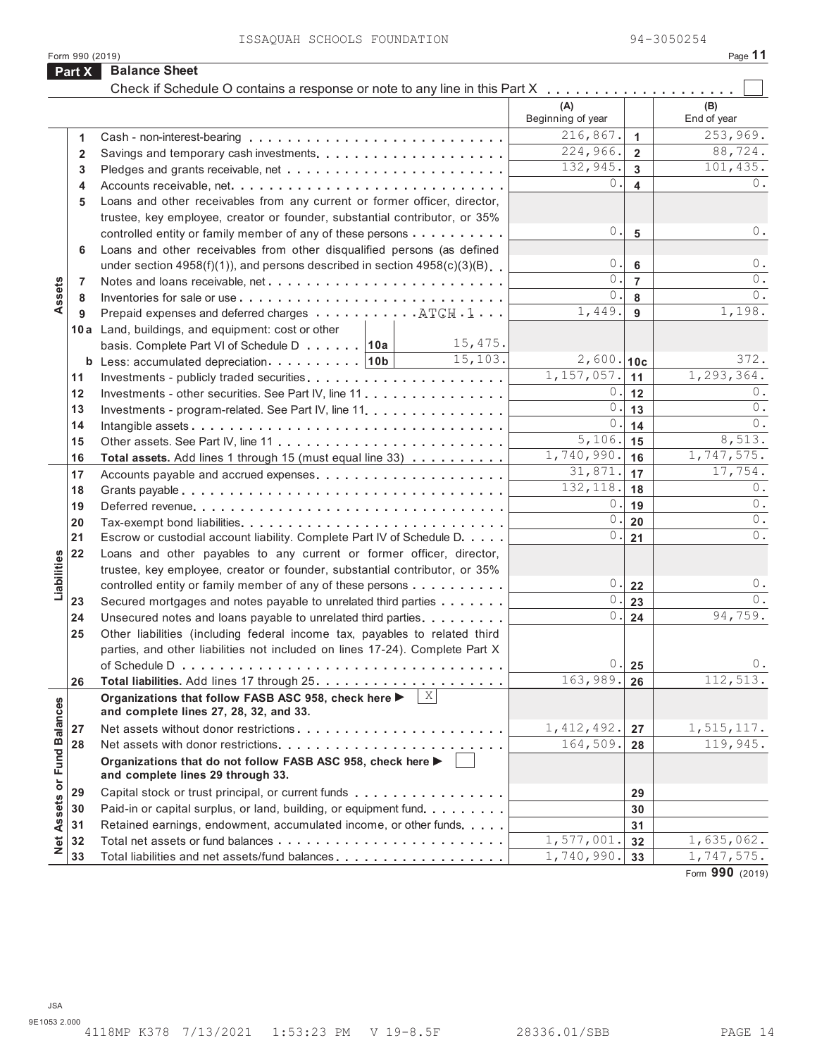ISSAQUAH SCHOOLS FOUNDATION 94-3050254

Form 990 (2019)

## Part X Balance Sheet

Check if Schedule O contains a response or note to any line in this Part X . . . . . . . . . . . . . . . . . . . . ☐

| | | | (A) Beginning of year | | (B) End of year |
|---|---|---|---|---|---|
| Assets | 1 | Cash - non-interest-bearing | 216,867. | 1 | 253,969. |
| | 2 | Savings and temporary cash investments | 224,966. | 2 | 88,724. |
| | 3 | Pledges and grants receivable, net | 132,945. | 3 | 101,435. |
| | 4 | Accounts receivable, net | 0. | 4 | 0. |
| | 5 | Loans and other receivables from any current or former officer, director, trustee, key employee, creator or founder, substantial contributor, or 35% controlled entity or family member of any of these persons | 0. | 5 | 0. |
| | 6 | Loans and other receivables from other disqualified persons (as defined under section 4958(f)(1)), and persons described in section 4958(c)(3)(B) | 0. | 6 | 0. |
| | 7 | Notes and loans receivable, net | 0. | 7 | 0. |
| | 8 | Inventories for sale or use | 0. | 8 | 0. |
| | 9 | Prepaid expenses and deferred charges ATCH 1 | 1,449. | 9 | 1,198. |
| | 10a | Land, buildings, and equipment: cost or other basis. Complete Part VI of Schedule D — 10a: 15,475. | | | |
| | b | Less: accumulated depreciation — 10b: 15,103. | 2,600. | 10c | 372. |
| | 11 | Investments - publicly traded securities | 1,157,057. | 11 | 1,293,364. |
| | 12 | Investments - other securities. See Part IV, line 11 | 0. | 12 | 0. |
| | 13 | Investments - program-related. See Part IV, line 11 | 0. | 13 | 0. |
| | 14 | Intangible assets | 0. | 14 | 0. |
| | 15 | Other assets. See Part IV, line 11 | 5,106. | 15 | 8,513. |
| | 16 | **Total assets.** Add lines 1 through 15 (must equal line 33) | 1,740,990. | 16 | 1,747,575. |
| Liabilities | 17 | Accounts payable and accrued expenses | 31,871. | 17 | 17,754. |
| | 18 | Grants payable | 132,118. | 18 | 0. |
| | 19 | Deferred revenue | 0. | 19 | 0. |
| | 20 | Tax-exempt bond liabilities | 0. | 20 | 0. |
| | 21 | Escrow or custodial account liability. Complete Part IV of Schedule D | 0. | 21 | 0. |
| | 22 | Loans and other payables to any current or former officer, director, trustee, key employee, creator or founder, substantial contributor, or 35% controlled entity or family member of any of these persons | 0. | 22 | 0. |
| | 23 | Secured mortgages and notes payable to unrelated third parties | 0. | 23 | 0. |
| | 24 | Unsecured notes and loans payable to unrelated third parties | 0. | 24 | 94,759. |
| | 25 | Other liabilities (including federal income tax, payables to related third parties, and other liabilities not included on lines 17-24). Complete Part X of Schedule D | 0. | 25 | 0. |
| | 26 | **Total liabilities.** Add lines 17 through 25 | 163,989. | 26 | 112,513. |
| Net Assets or Fund Balances | | **Organizations that follow FASB ASC 958, check here ▶** ☒ **and complete lines 27, 28, 32, and 33.** | | | |
| | 27 | Net assets without donor restrictions | 1,412,492. | 27 | 1,515,117. |
| | 28 | Net assets with donor restrictions | 164,509. | 28 | 119,945. |
| | | **Organizations that do not follow FASB ASC 958, check here ▶** ☐ **and complete lines 29 through 33.** | | | |
| | 29 | Capital stock or trust principal, or current funds | | 29 | |
| | 30 | Paid-in or capital surplus, or land, building, or equipment fund | | 30 | |
| | 31 | Retained earnings, endowment, accumulated income, or other funds | | 31 | |
| | 32 | Total net assets or fund balances | 1,577,001. | 32 | 1,635,062. |
| | 33 | Total liabilities and net assets/fund balances | 1,740,990. | 33 | 1,747,575. |

Form **990** (2019)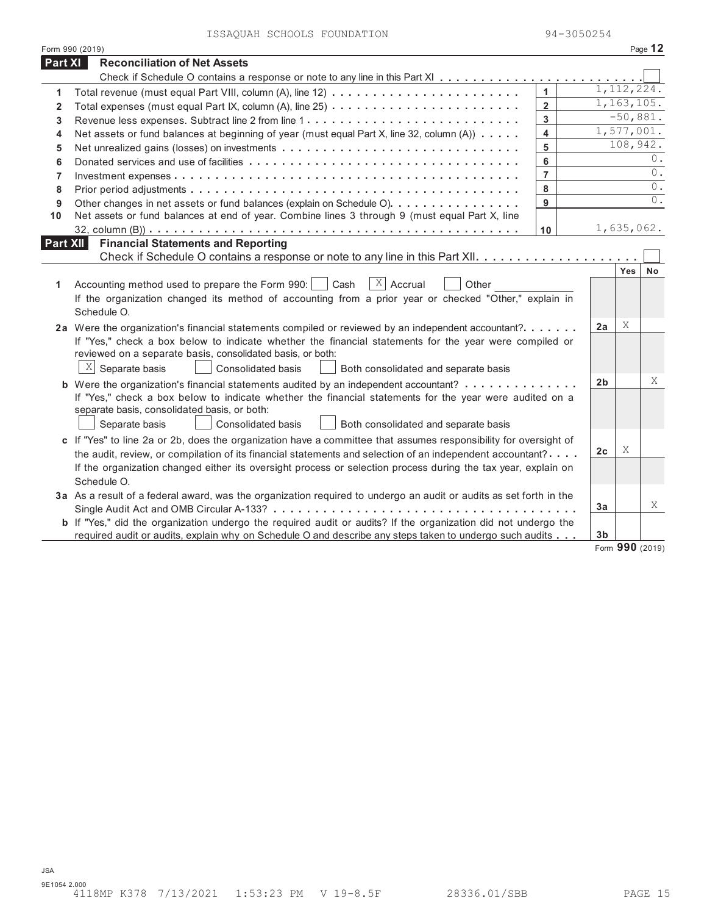ISSAQUAH SCHOOLS FOUNDATION 94-3050254

Form 990 (2019) Page **12**

## Part XI Reconciliation of Net Assets

Check if Schedule O contains a response or note to any line in this Part XI . . . . . . . . . . . . . . . . . . . . . . . . . ☐

| | | | |
|---|---|---|---|
| 1 | Total revenue (must equal Part VIII, column (A), line 12) | 1 | 1,112,224. |
| 2 | Total expenses (must equal Part IX, column (A), line 25) | 2 | 1,163,105. |
| 3 | Revenue less expenses. Subtract line 2 from line 1 | 3 | -50,881. |
| 4 | Net assets or fund balances at beginning of year (must equal Part X, line 32, column (A)) | 4 | 1,577,001. |
| 5 | Net unrealized gains (losses) on investments | 5 | 108,942. |
| 6 | Donated services and use of facilities | 6 | 0. |
| 7 | Investment expenses | 7 | 0. |
| 8 | Prior period adjustments | 8 | 0. |
| 9 | Other changes in net assets or fund balances (explain on Schedule O) | 9 | 0. |
| 10 | Net assets or fund balances at end of year. Combine lines 3 through 9 (must equal Part X, line 32, column (B)) | 10 | 1,635,062. |

## Part XII Financial Statements and Reporting

Check if Schedule O contains a response or note to any line in this Part XII . . . . . . . . . . . . . . . . . . . . ☐

| | | | Yes | No |
|---|---|---|---|---|
| 1 | Accounting method used to prepare the Form 990: ☐ Cash ☒ Accrual ☐ Other ______<br>If the organization changed its method of accounting from a prior year or checked "Other," explain in Schedule O. | | | |
| 2a | Were the organization's financial statements compiled or reviewed by an independent accountant?<br>If "Yes," check a box below to indicate whether the financial statements for the year were compiled or reviewed on a separate basis, consolidated basis, or both:<br>☒ Separate basis ☐ Consolidated basis ☐ Both consolidated and separate basis | 2a | X | |
| b | Were the organization's financial statements audited by an independent accountant?<br>If "Yes," check a box below to indicate whether the financial statements for the year were audited on a separate basis, consolidated basis, or both:<br>☐ Separate basis ☐ Consolidated basis ☐ Both consolidated and separate basis | 2b | | X |
| c | If "Yes" to line 2a or 2b, does the organization have a committee that assumes responsibility for oversight of the audit, review, or compilation of its financial statements and selection of an independent accountant?<br>If the organization changed either its oversight process or selection process during the tax year, explain on Schedule O. | 2c | X | |
| 3a | As a result of a federal award, was the organization required to undergo an audit or audits as set forth in the Single Audit Act and OMB Circular A-133? | 3a | | X |
| b | If "Yes," did the organization undergo the required audit or audits? If the organization did not undergo the required audit or audits, explain why on Schedule O and describe any steps taken to undergo such audits | 3b | | |

Form **990** (2019)

JSA
9E1054 2.000
4118MP K378 7/13/2021 1:53:23 PM V 19-8.5F 28336.01/SBB PAGE 15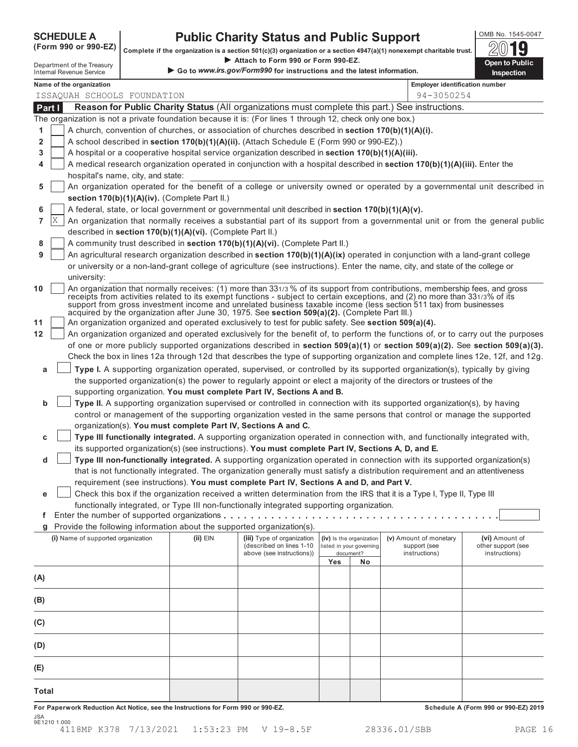**SCHEDULE A (Form 990 or 990-EZ)**

Department of the Treasury
Internal Revenue Service

# Public Charity Status and Public Support

**Complete if the organization is a section 501(c)(3) organization or a section 4947(a)(1) nonexempt charitable trust.**
▶ **Attach to Form 990 or Form 990-EZ.**
▶ **Go to *www.irs.gov/Form990* for instructions and the latest information.**

OMB No. 1545-0047
**2019**
**Open to Public Inspection**

**Name of the organization:** ISSAQUAH SCHOOLS FOUNDATION
**Employer identification number:** 94-3050254

## Part I — Reason for Public Charity Status (All organizations must complete this part.) See instructions.

The organization is not a private foundation because it is: (For lines 1 through 12, check only one box.)

1. [ ] A church, convention of churches, or association of churches described in **section 170(b)(1)(A)(i).**
2. [ ] A school described in **section 170(b)(1)(A)(ii).** (Attach Schedule E (Form 990 or 990-EZ).)
3. [ ] A hospital or a cooperative hospital service organization described in **section 170(b)(1)(A)(iii).**
4. [ ] A medical research organization operated in conjunction with a hospital described in **section 170(b)(1)(A)(iii).** Enter the hospital's name, city, and state:
5. [ ] An organization operated for the benefit of a college or university owned or operated by a governmental unit described in **section 170(b)(1)(A)(iv).** (Complete Part II.)
6. [ ] A federal, state, or local government or governmental unit described in **section 170(b)(1)(A)(v).**
7. [X] An organization that normally receives a substantial part of its support from a governmental unit or from the general public described in **section 170(b)(1)(A)(vi).** (Complete Part II.)
8. [ ] A community trust described in **section 170(b)(1)(A)(vi).** (Complete Part II.)
9. [ ] An agricultural research organization described in **section 170(b)(1)(A)(ix)** operated in conjunction with a land-grant college or university or a non-land-grant college of agriculture (see instructions). Enter the name, city, and state of the college or university:
10. [ ] An organization that normally receives: (1) more than 33 1/3 % of its support from contributions, membership fees, and gross receipts from activities related to its exempt functions - subject to certain exceptions, and (2) no more than 33 1/3% of its support from gross investment income and unrelated business taxable income (less section 511 tax) from businesses acquired by the organization after June 30, 1975. See **section 509(a)(2).** (Complete Part III.)
11. [ ] An organization organized and operated exclusively to test for public safety. See **section 509(a)(4).**
12. [ ] An organization organized and operated exclusively for the benefit of, to perform the functions of, or to carry out the purposes of one or more publicly supported organizations described in **section 509(a)(1)** or **section 509(a)(2).** See **section 509(a)(3).** Check the box in lines 12a through 12d that describes the type of supporting organization and complete lines 12e, 12f, and 12g.

   a. [ ] **Type I.** A supporting organization operated, supervised, or controlled by its supported organization(s), typically by giving the supported organization(s) the power to regularly appoint or elect a majority of the directors or trustees of the supporting organization. **You must complete Part IV, Sections A and B.**

   b. [ ] **Type II.** A supporting organization supervised or controlled in connection with its supported organization(s), by having control or management of the supporting organization vested in the same persons that control or manage the supported organization(s). **You must complete Part IV, Sections A and C.**

   c. [ ] **Type III functionally integrated.** A supporting organization operated in connection with, and functionally integrated with, its supported organization(s) (see instructions). **You must complete Part IV, Sections A, D, and E.**

   d. [ ] **Type III non-functionally integrated.** A supporting organization operated in connection with its supported organization(s) that is not functionally integrated. The organization generally must satisfy a distribution requirement and an attentiveness requirement (see instructions). **You must complete Part IV, Sections A and D, and Part V.**

   e. [ ] Check this box if the organization received a written determination from the IRS that it is a Type I, Type II, Type III functionally integrated, or Type III non-functionally integrated supporting organization.

   f. Enter the number of supported organizations . . . . . . . . . .

   g. Provide the following information about the supported organization(s).

| (i) Name of supported organization | (ii) EIN | (iii) Type of organization (described on lines 1-10 above (see instructions)) | (iv) Is the organization listed in your governing document? Yes | No | (v) Amount of monetary support (see instructions) | (vi) Amount of other support (see instructions) |
|---|---|---|---|---|---|---|
| (A) | | | | | | |
| (B) | | | | | | |
| (C) | | | | | | |
| (D) | | | | | | |
| (E) | | | | | | |
| Total | | | | | | |

**For Paperwork Reduction Act Notice, see the Instructions for Form 990 or 990-EZ.** **Schedule A (Form 990 or 990-EZ) 2019**

JSA
9E1210 1.000
4118MP K378 7/13/2021 1:53:23 PM V 19-8.5F 28336.01/SBB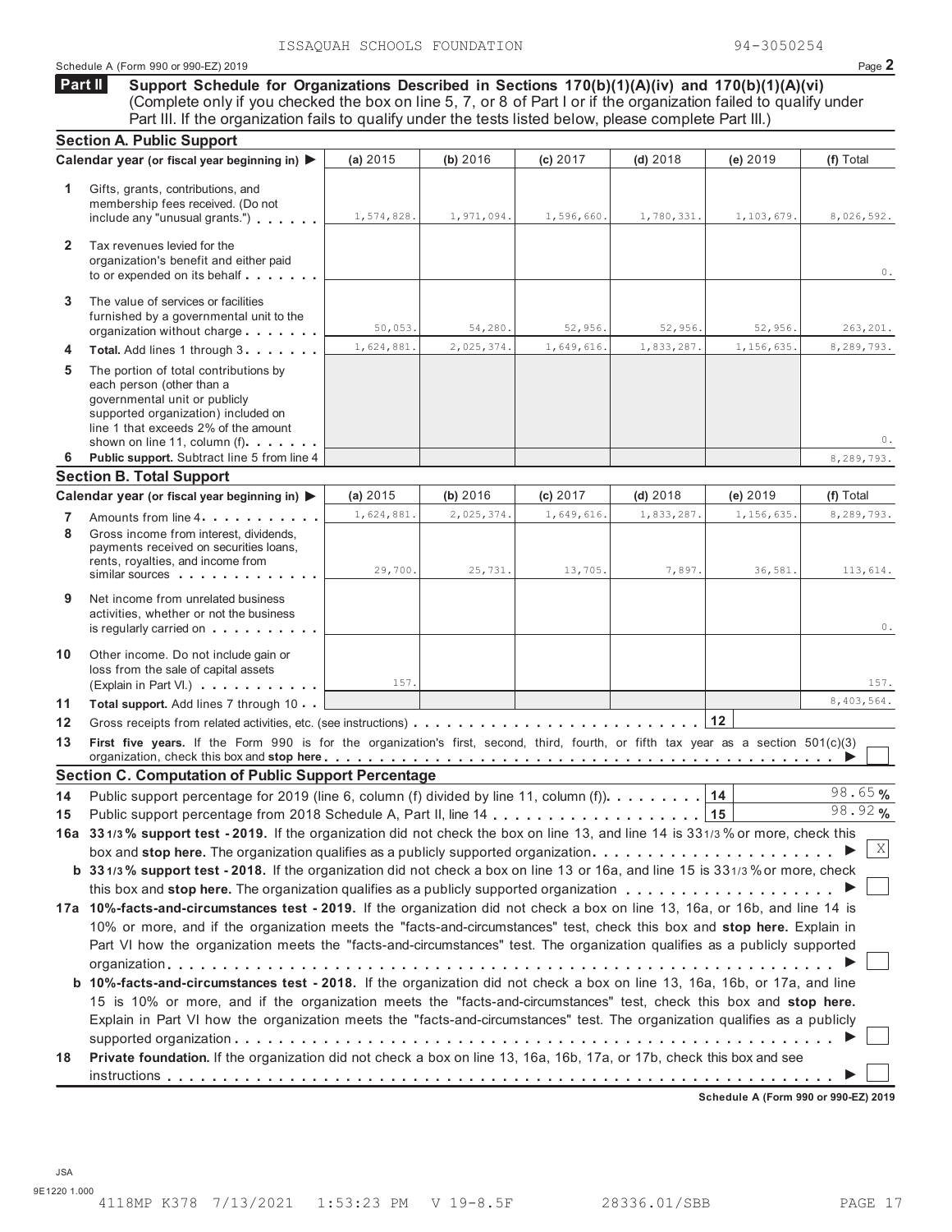ISSAQUAH SCHOOLS FOUNDATION 94-3050254

Schedule A (Form 990 or 990-EZ) 2019

## Part II Support Schedule for Organizations Described in Sections 170(b)(1)(A)(iv) and 170(b)(1)(A)(vi)

(Complete only if you checked the box on line 5, 7, or 8 of Part I or if the organization failed to qualify under Part III. If the organization fails to qualify under the tests listed below, please complete Part III.)

### Section A. Public Support

| Calendar year (or fiscal year beginning in) ▶ | (a) 2015 | (b) 2016 | (c) 2017 | (d) 2018 | (e) 2019 | (f) Total |
|---|---|---|---|---|---|---|
| **1** Gifts, grants, contributions, and membership fees received. (Do not include any "unusual grants.") | 1,574,828. | 1,971,094. | 1,596,660. | 1,780,331. | 1,103,679. | 8,026,592. |
| **2** Tax revenues levied for the organization's benefit and either paid to or expended on its behalf | | | | | | 0. |
| **3** The value of services or facilities furnished by a governmental unit to the organization without charge | 50,053. | 54,280. | 52,956. | 52,956. | 52,956. | 263,201. |
| **4** **Total.** Add lines 1 through 3 | 1,624,881. | 2,025,374. | 1,649,616. | 1,833,287. | 1,156,635. | 8,289,793. |
| **5** The portion of total contributions by each person (other than a governmental unit or publicly supported organization) included on line 1 that exceeds 2% of the amount shown on line 11, column (f) | | | | | | 0. |
| **6** **Public support.** Subtract line 5 from line 4 | | | | | | 8,289,793. |

### Section B. Total Support

| Calendar year (or fiscal year beginning in) ▶ | (a) 2015 | (b) 2016 | (c) 2017 | (d) 2018 | (e) 2019 | (f) Total |
|---|---|---|---|---|---|---|
| **7** Amounts from line 4 | 1,624,881. | 2,025,374. | 1,649,616. | 1,833,287. | 1,156,635. | 8,289,793. |
| **8** Gross income from interest, dividends, payments received on securities loans, rents, royalties, and income from similar sources | 29,700. | 25,731. | 13,705. | 7,897. | 36,581. | 113,614. |
| **9** Net income from unrelated business activities, whether or not the business is regularly carried on | | | | | | 0. |
| **10** Other income. Do not include gain or loss from the sale of capital assets (Explain in Part VI.) | 157. | | | | | 157. |
| **11** **Total support.** Add lines 7 through 10 | | | | | | 8,403,564. |

**12** Gross receipts from related activities, etc. (see instructions) | **12** |

**13** **First five years.** If the Form 990 is for the organization's first, second, third, fourth, or fifth tax year as a section 501(c)(3) organization, check this box and **stop here** ▶ ☐

### Section C. Computation of Public Support Percentage

**14** Public support percentage for 2019 (line 6, column (f) divided by line 11, column (f)) | **14** | 98.65 %

**15** Public support percentage from 2018 Schedule A, Part II, line 14 | **15** | 98.92 %

**16a 33 1/3 % support test - 2019.** If the organization did not check the box on line 13, and line 14 is 33 1/3 % or more, check this box and **stop here.** The organization qualifies as a publicly supported organization ▶ ☒

**b 33 1/3 % support test - 2018.** If the organization did not check a box on line 13 or 16a, and line 15 is 33 1/3 % or more, check this box and **stop here.** The organization qualifies as a publicly supported organization ▶ ☐

**17a 10%-facts-and-circumstances test - 2019.** If the organization did not check a box on line 13, 16a, or 16b, and line 14 is 10% or more, and if the organization meets the "facts-and-circumstances" test, check this box and **stop here.** Explain in Part VI how the organization meets the "facts-and-circumstances" test. The organization qualifies as a publicly supported organization ▶ ☐

**b 10%-facts-and-circumstances test - 2018.** If the organization did not check a box on line 13, 16a, 16b, or 17a, and line 15 is 10% or more, and if the organization meets the "facts-and-circumstances" test, check this box and **stop here.** Explain in Part VI how the organization meets the "facts-and-circumstances" test. The organization qualifies as a publicly supported organization ▶ ☐

**18** **Private foundation.** If the organization did not check a box on line 13, 16a, 16b, 17a, or 17b, check this box and see instructions ▶ ☐

**Schedule A (Form 990 or 990-EZ) 2019**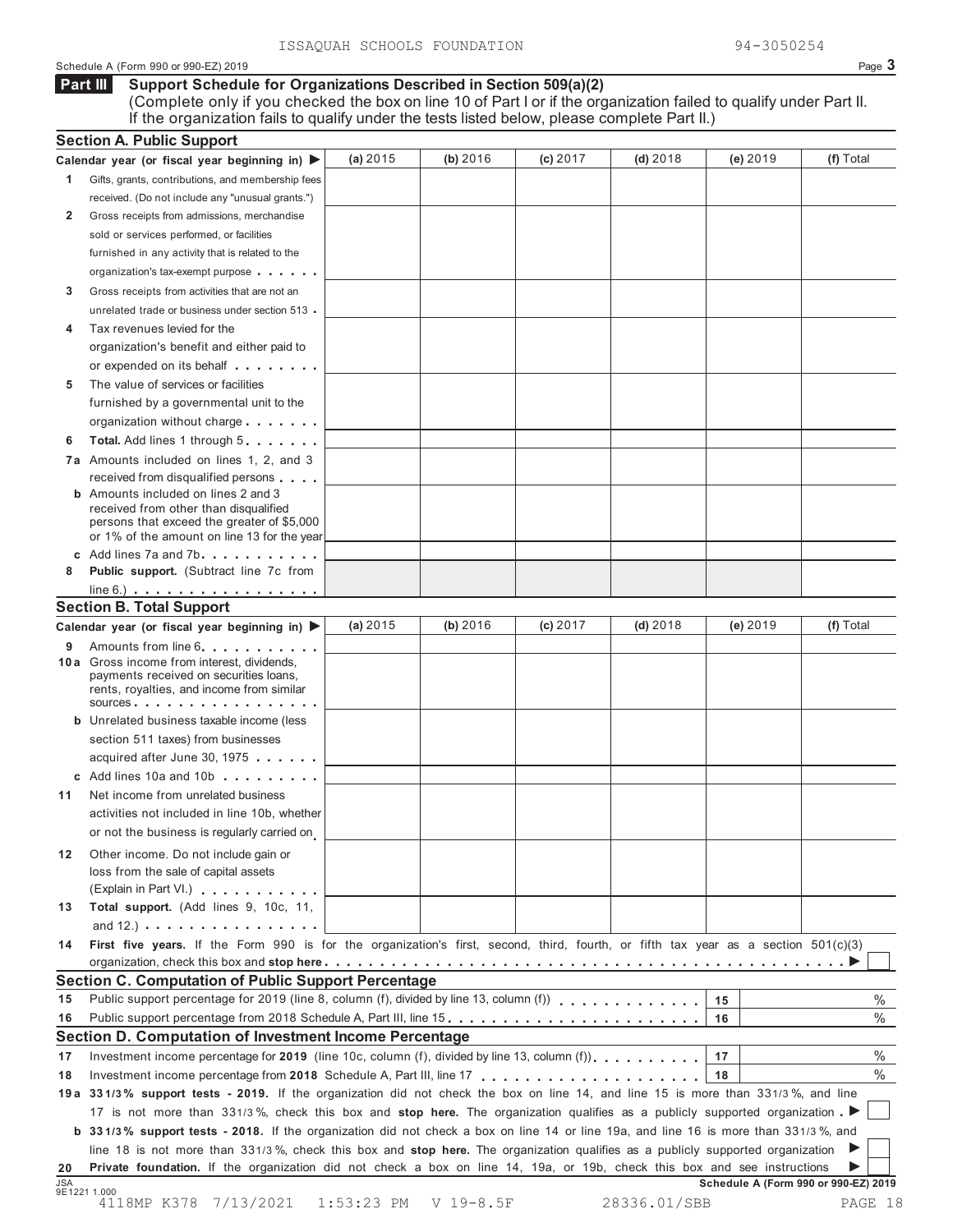ISSAQUAH SCHOOLS FOUNDATION 94-3050254

Schedule A (Form 990 or 990-EZ) 2019

## Part III Support Schedule for Organizations Described in Section 509(a)(2)

(Complete only if you checked the box on line 10 of Part I or if the organization failed to qualify under Part II. If the organization fails to qualify under the tests listed below, please complete Part II.)

### Section A. Public Support

| Calendar year (or fiscal year beginning in) ▶ | (a) 2015 | (b) 2016 | (c) 2017 | (d) 2018 | (e) 2019 | (f) Total |
|---|---|---|---|---|---|---|
| 1 Gifts, grants, contributions, and membership fees received. (Do not include any "unusual grants.") | | | | | | |
| 2 Gross receipts from admissions, merchandise sold or services performed, or facilities furnished in any activity that is related to the organization's tax-exempt purpose | | | | | | |
| 3 Gross receipts from activities that are not an unrelated trade or business under section 513 | | | | | | |
| 4 Tax revenues levied for the organization's benefit and either paid to or expended on its behalf | | | | | | |
| 5 The value of services or facilities furnished by a governmental unit to the organization without charge | | | | | | |
| 6 Total. Add lines 1 through 5 | | | | | | |
| 7a Amounts included on lines 1, 2, and 3 received from disqualified persons | | | | | | |
| b Amounts included on lines 2 and 3 received from other than disqualified persons that exceed the greater of $5,000 or 1% of the amount on line 13 for the year | | | | | | |
| c Add lines 7a and 7b | | | | | | |
| 8 Public support. (Subtract line 7c from line 6.) | | | | | | |

### Section B. Total Support

| Calendar year (or fiscal year beginning in) ▶ | (a) 2015 | (b) 2016 | (c) 2017 | (d) 2018 | (e) 2019 | (f) Total |
|---|---|---|---|---|---|---|
| 9 Amounts from line 6 | | | | | | |
| 10a Gross income from interest, dividends, payments received on securities loans, rents, royalties, and income from similar sources | | | | | | |
| b Unrelated business taxable income (less section 511 taxes) from businesses acquired after June 30, 1975 | | | | | | |
| c Add lines 10a and 10b | | | | | | |
| 11 Net income from unrelated business activities not included in line 10b, whether or not the business is regularly carried on | | | | | | |
| 12 Other income. Do not include gain or loss from the sale of capital assets (Explain in Part VI.) | | | | | | |
| 13 Total support. (Add lines 9, 10c, 11, and 12.) | | | | | | |

14 **First five years.** If the Form 990 is for the organization's first, second, third, fourth, or fifth tax year as a section 501(c)(3) organization, check this box and **stop here** ▶ ☐

### Section C. Computation of Public Support Percentage

| | | | |
|---|---|---|---|
| 15 | Public support percentage for 2019 (line 8, column (f), divided by line 13, column (f)) | 15 | % |
| 16 | Public support percentage from 2018 Schedule A, Part III, line 15 | 16 | % |

### Section D. Computation of Investment Income Percentage

| | | | |
|---|---|---|---|
| 17 | Investment income percentage for **2019** (line 10c, column (f), divided by line 13, column (f)) | 17 | % |
| 18 | Investment income percentage from **2018** Schedule A, Part III, line 17 | 18 | % |

19a **33 1/3 % support tests - 2019.** If the organization did not check the box on line 14, and line 15 is more than 33 1/3 %, and line 17 is not more than 33 1/3 %, check this box and **stop here.** The organization qualifies as a publicly supported organization ▶ ☐

b **33 1/3 % support tests - 2018.** If the organization did not check a box on line 14 or line 19a, and line 16 is more than 33 1/3 %, and line 18 is not more than 33 1/3 %, check this box and **stop here.** The organization qualifies as a publicly supported organization ▶ ☐

20 **Private foundation.** If the organization did not check a box on line 14, 19a, or 19b, check this box and see instructions ▶ ☐

JSA 9E1221 1.000

Schedule A (Form 990 or 990-EZ) 2019

4118MP K378 7/13/2021 1:53:23 PM V 19-8.5F 28336.01/SBB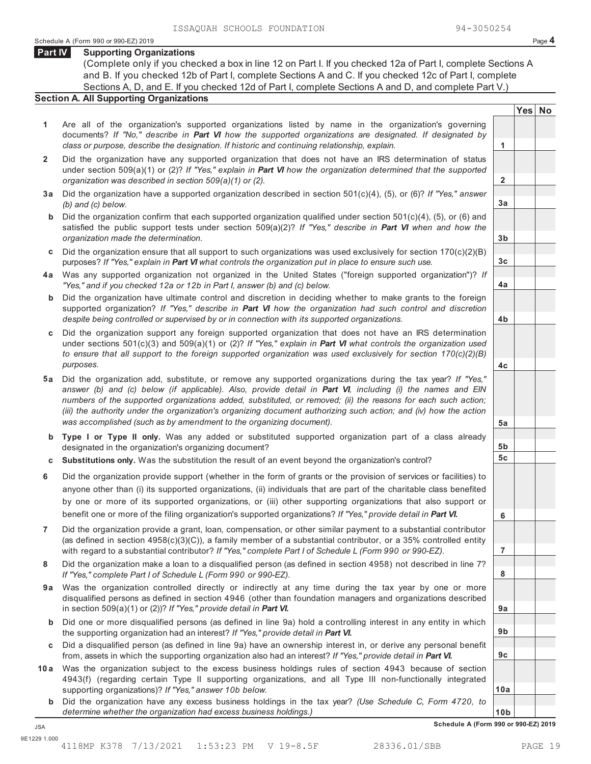ISSAQUAH SCHOOLS FOUNDATION 94-3050254

Schedule A (Form 990 or 990-EZ) 2019 Page **4**

## Part IV Supporting Organizations

(Complete only if you checked a box in line 12 on Part I. If you checked 12a of Part I, complete Sections A and B. If you checked 12b of Part I, complete Sections A and C. If you checked 12c of Part I, complete Sections A, D, and E. If you checked 12d of Part I, complete Sections A and D, and complete Part V.)

### Section A. All Supporting Organizations

| | | | Yes | No |
|---|---|---|---|---|
| **1** | Are all of the organization's supported organizations listed by name in the organization's governing documents? *If "No," describe in* ***Part VI*** *how the supported organizations are designated. If designated by class or purpose, describe the designation. If historic and continuing relationship, explain.* | 1 | | |
| **2** | Did the organization have any supported organization that does not have an IRS determination of status under section 509(a)(1) or (2)? *If "Yes," explain in* ***Part VI*** *how the organization determined that the supported organization was described in section 509(a)(1) or (2).* | 2 | | |
| **3a** | Did the organization have a supported organization described in section 501(c)(4), (5), or (6)? *If "Yes," answer (b) and (c) below.* | 3a | | |
| **b** | Did the organization confirm that each supported organization qualified under section 501(c)(4), (5), or (6) and satisfied the public support tests under section 509(a)(2)? *If "Yes," describe in* ***Part VI*** *when and how the organization made the determination.* | 3b | | |
| **c** | Did the organization ensure that all support to such organizations was used exclusively for section 170(c)(2)(B) purposes? *If "Yes," explain in* ***Part VI*** *what controls the organization put in place to ensure such use.* | 3c | | |
| **4a** | Was any supported organization not organized in the United States ("foreign supported organization")? *If "Yes," and if you checked 12a or 12b in Part I, answer (b) and (c) below.* | 4a | | |
| **b** | Did the organization have ultimate control and discretion in deciding whether to make grants to the foreign supported organization? *If "Yes," describe in* ***Part VI*** *how the organization had such control and discretion despite being controlled or supervised by or in connection with its supported organizations.* | 4b | | |
| **c** | Did the organization support any foreign supported organization that does not have an IRS determination under sections 501(c)(3) and 509(a)(1) or (2)? *If "Yes," explain in* ***Part VI*** *what controls the organization used to ensure that all support to the foreign supported organization was used exclusively for section 170(c)(2)(B) purposes.* | 4c | | |
| **5a** | Did the organization add, substitute, or remove any supported organizations during the tax year? *If "Yes," answer (b) and (c) below (if applicable). Also, provide detail in* ***Part VI****, including (i) the names and EIN numbers of the supported organizations added, substituted, or removed; (ii) the reasons for each such action; (iii) the authority under the organization's organizing document authorizing such action; and (iv) how the action was accomplished (such as by amendment to the organizing document).* | 5a | | |
| **b** | **Type I or Type II only.** Was any added or substituted supported organization part of a class already designated in the organization's organizing document? | 5b | | |
| **c** | **Substitutions only.** Was the substitution the result of an event beyond the organization's control? | 5c | | |
| **6** | Did the organization provide support (whether in the form of grants or the provision of services or facilities) to anyone other than (i) its supported organizations, (ii) individuals that are part of the charitable class benefited by one or more of its supported organizations, or (iii) other supporting organizations that also support or benefit one or more of the filing organization's supported organizations? *If "Yes," provide detail in* ***Part VI.*** | 6 | | |
| **7** | Did the organization provide a grant, loan, compensation, or other similar payment to a substantial contributor (as defined in section 4958(c)(3)(C)), a family member of a substantial contributor, or a 35% controlled entity with regard to a substantial contributor? *If "Yes," complete Part I of Schedule L (Form 990 or 990-EZ).* | 7 | | |
| **8** | Did the organization make a loan to a disqualified person (as defined in section 4958) not described in line 7? *If "Yes," complete Part I of Schedule L (Form 990 or 990-EZ).* | 8 | | |
| **9a** | Was the organization controlled directly or indirectly at any time during the tax year by one or more disqualified persons as defined in section 4946 (other than foundation managers and organizations described in section 509(a)(1) or (2))? *If "Yes," provide detail in* ***Part VI.*** | 9a | | |
| **b** | Did one or more disqualified persons (as defined in line 9a) hold a controlling interest in any entity in which the supporting organization had an interest? *If "Yes," provide detail in* ***Part VI.*** | 9b | | |
| **c** | Did a disqualified person (as defined in line 9a) have an ownership interest in, or derive any personal benefit from, assets in which the supporting organization also had an interest? *If "Yes," provide detail in* ***Part VI.*** | 9c | | |
| **10a** | Was the organization subject to the excess business holdings rules of section 4943 because of section 4943(f) (regarding certain Type II supporting organizations, and all Type III non-functionally integrated supporting organizations)? *If "Yes," answer 10b below.* | 10a | | |
| **b** | Did the organization have any excess business holdings in the tax year? *(Use Schedule C, Form 4720, to determine whether the organization had excess business holdings.)* | 10b | | |

**Schedule A (Form 990 or 990-EZ) 2019**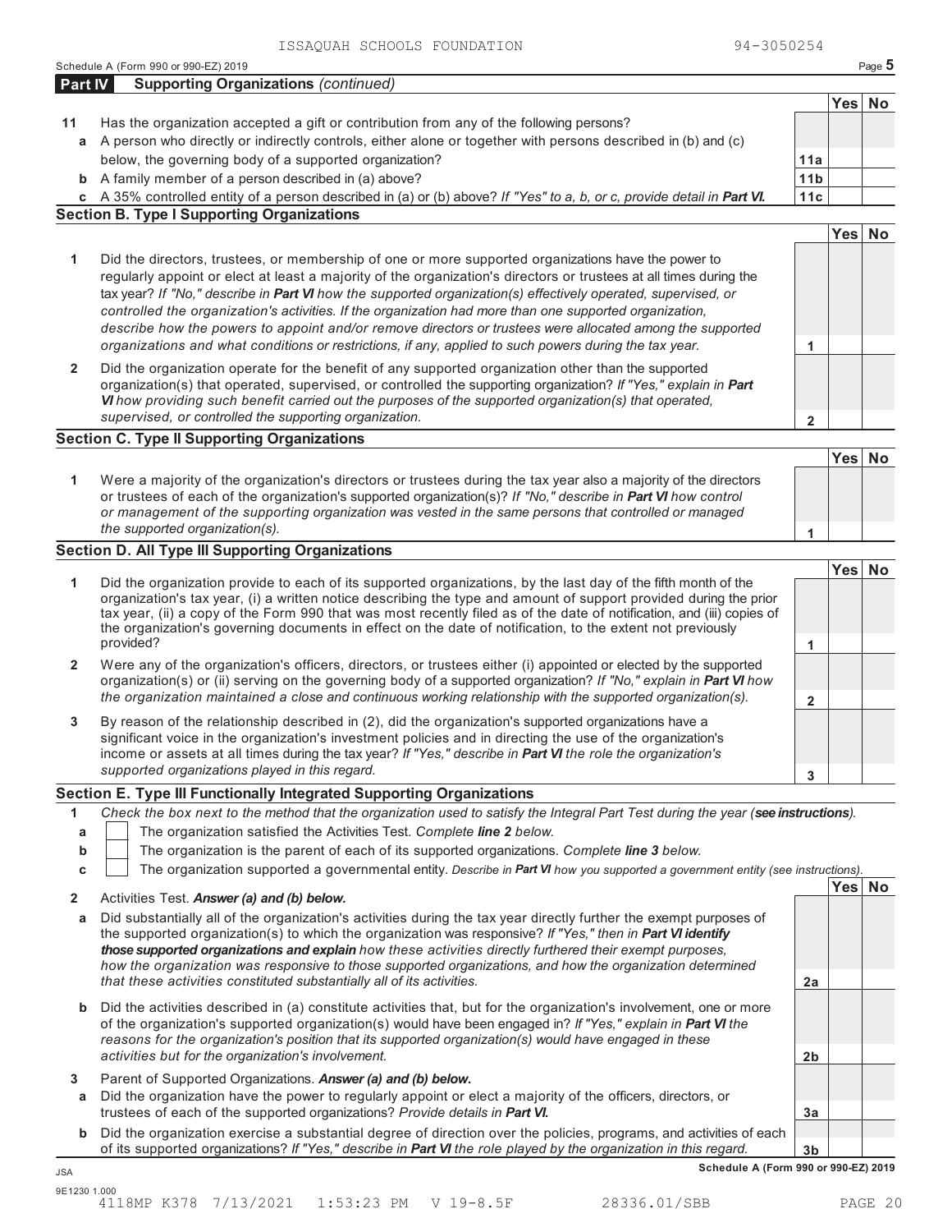ISSAQUAH SCHOOLS FOUNDATION 94-3050254

Schedule A (Form 990 or 990-EZ) 2019

## Part IV Supporting Organizations *(continued)*

| | | | Yes | No |
|---|---|---|---|---|
| **11** | Has the organization accepted a gift or contribution from any of the following persons? | | | |
| **a** | A person who directly or indirectly controls, either alone or together with persons described in (b) and (c) below, the governing body of a supported organization? | 11a | | |
| **b** | A family member of a person described in (a) above? | 11b | | |
| **c** | A 35% controlled entity of a person described in (a) or (b) above? *If "Yes" to a, b, or c, provide detail in* ***Part VI.*** | 11c | | |

### Section B. Type I Supporting Organizations

| | | | Yes | No |
|---|---|---|---|---|
| **1** | Did the directors, trustees, or membership of one or more supported organizations have the power to regularly appoint or elect at least a majority of the organization's directors or trustees at all times during the tax year? *If "No," describe in* ***Part VI*** *how the supported organization(s) effectively operated, supervised, or controlled the organization's activities. If the organization had more than one supported organization, describe how the powers to appoint and/or remove directors or trustees were allocated among the supported organizations and what conditions or restrictions, if any, applied to such powers during the tax year.* | 1 | | |
| **2** | Did the organization operate for the benefit of any supported organization other than the supported organization(s) that operated, supervised, or controlled the supporting organization? *If "Yes," explain in* ***Part VI*** *how providing such benefit carried out the purposes of the supported organization(s) that operated, supervised, or controlled the supporting organization.* | 2 | | |

### Section C. Type II Supporting Organizations

| | | | Yes | No |
|---|---|---|---|---|
| **1** | Were a majority of the organization's directors or trustees during the tax year also a majority of the directors or trustees of each of the organization's supported organization(s)? *If "No," describe in* ***Part VI*** *how control or management of the supporting organization was vested in the same persons that controlled or managed the supported organization(s).* | 1 | | |

### Section D. All Type III Supporting Organizations

| | | | Yes | No |
|---|---|---|---|---|
| **1** | Did the organization provide to each of its supported organizations, by the last day of the fifth month of the organization's tax year, (i) a written notice describing the type and amount of support provided during the prior tax year, (ii) a copy of the Form 990 that was most recently filed as of the date of notification, and (iii) copies of the organization's governing documents in effect on the date of notification, to the extent not previously provided? | 1 | | |
| **2** | Were any of the organization's officers, directors, or trustees either (i) appointed or elected by the supported organization(s) or (ii) serving on the governing body of a supported organization? *If "No," explain in* ***Part VI*** *how the organization maintained a close and continuous working relationship with the supported organization(s).* | 2 | | |
| **3** | By reason of the relationship described in (2), did the organization's supported organizations have a significant voice in the organization's investment policies and in directing the use of the organization's income or assets at all times during the tax year? *If "Yes," describe in* ***Part VI*** *the role the organization's supported organizations played in this regard.* | 3 | | |

### Section E. Type III Functionally Integrated Supporting Organizations

**1** *Check the box next to the method that the organization used to satisfy the Integral Part Test during the year (**see instructions**).*

- **a** ☐ The organization satisfied the Activities Test. *Complete **line 2** below.*
- **b** ☐ The organization is the parent of each of its supported organizations. *Complete **line 3** below.*
- **c** ☐ The organization supported a governmental entity. *Describe in **Part VI** how you supported a government entity (see instructions).*

| | | | Yes | No |
|---|---|---|---|---|
| **2** | Activities Test. ***Answer (a) and (b) below.*** | | | |
| **a** | Did substantially all of the organization's activities during the tax year directly further the exempt purposes of the supported organization(s) to which the organization was responsive? *If "Yes," then in* ***Part VI identify those supported organizations and explain*** *how these activities directly furthered their exempt purposes, how the organization was responsive to those supported organizations, and how the organization determined that these activities constituted substantially all of its activities.* | 2a | | |
| **b** | Did the activities described in (a) constitute activities that, but for the organization's involvement, one or more of the organization's supported organization(s) would have been engaged in? *If "Yes," explain in* ***Part VI*** *the reasons for the organization's position that its supported organization(s) would have engaged in these activities but for the organization's involvement.* | 2b | | |
| **3** | Parent of Supported Organizations. ***Answer (a) and (b) below.*** | | | |
| **a** | Did the organization have the power to regularly appoint or elect a majority of the officers, directors, or trustees of each of the supported organizations? *Provide details in* ***Part VI.*** | 3a | | |
| **b** | Did the organization exercise a substantial degree of direction over the policies, programs, and activities of each of its supported organizations? *If "Yes," describe in* ***Part VI*** *the role played by the organization in this regard.* | 3b | | |

**Schedule A (Form 990 or 990-EZ) 2019**

JSA
9E1230 1.000
4118MP K378 7/13/2021 1:53:23 PM V 19-8.5F 28336.01/SBB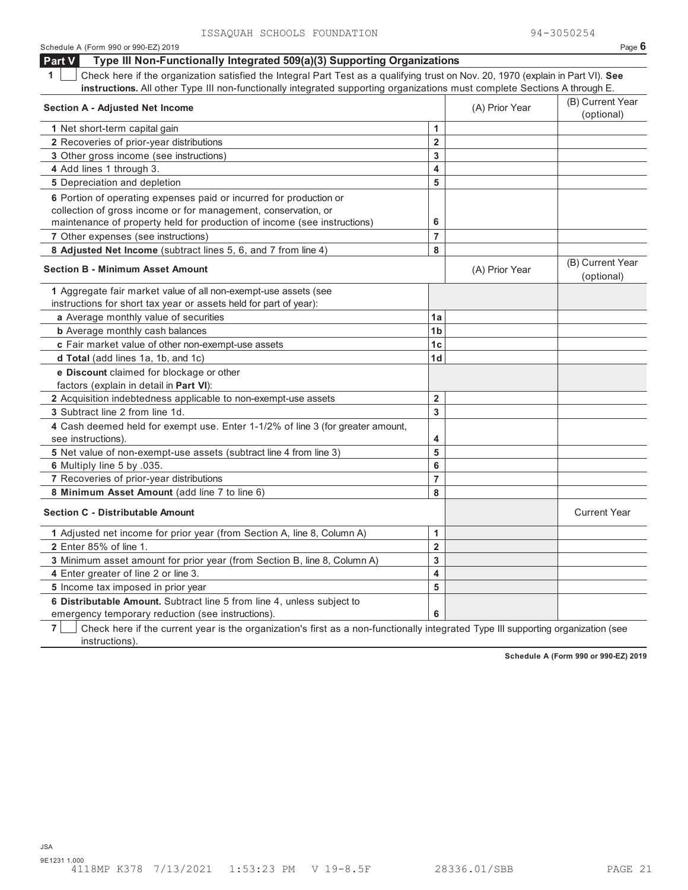ISSAQUAH SCHOOLS FOUNDATION 94-3050254

Schedule A (Form 990 or 990-EZ) 2019

## Part V Type III Non-Functionally Integrated 509(a)(3) Supporting Organizations

**1** ☐ Check here if the organization satisfied the Integral Part Test as a qualifying trust on Nov. 20, 1970 (explain in Part VI). **See instructions.** All other Type III non-functionally integrated supporting organizations must complete Sections A through E.

| **Section A - Adjusted Net Income** | | (A) Prior Year | (B) Current Year (optional) |
|---|---|---|---|
| **1** Net short-term capital gain | 1 | | |
| **2** Recoveries of prior-year distributions | 2 | | |
| **3** Other gross income (see instructions) | 3 | | |
| **4** Add lines 1 through 3. | 4 | | |
| **5** Depreciation and depletion | 5 | | |
| **6** Portion of operating expenses paid or incurred for production or collection of gross income or for management, conservation, or maintenance of property held for production of income (see instructions) | 6 | | |
| **7** Other expenses (see instructions) | 7 | | |
| **8 Adjusted Net Income** (subtract lines 5, 6, and 7 from line 4) | 8 | | |

| **Section B - Minimum Asset Amount** | | (A) Prior Year | (B) Current Year (optional) |
|---|---|---|---|
| **1** Aggregate fair market value of all non-exempt-use assets (see instructions for short tax year or assets held for part of year): | | | |
| **a** Average monthly value of securities | 1a | | |
| **b** Average monthly cash balances | 1b | | |
| **c** Fair market value of other non-exempt-use assets | 1c | | |
| **d Total** (add lines 1a, 1b, and 1c) | 1d | | |
| **e Discount** claimed for blockage or other factors (explain in detail in **Part VI**): | | | |
| **2** Acquisition indebtedness applicable to non-exempt-use assets | 2 | | |
| **3** Subtract line 2 from line 1d. | 3 | | |
| **4** Cash deemed held for exempt use. Enter 1-1/2% of line 3 (for greater amount, see instructions). | 4 | | |
| **5** Net value of non-exempt-use assets (subtract line 4 from line 3) | 5 | | |
| **6** Multiply line 5 by .035. | 6 | | |
| **7** Recoveries of prior-year distributions | 7 | | |
| **8 Minimum Asset Amount** (add line 7 to line 6) | 8 | | |

| **Section C - Distributable Amount** | | | Current Year |
|---|---|---|---|
| **1** Adjusted net income for prior year (from Section A, line 8, Column A) | 1 | | |
| **2** Enter 85% of line 1. | 2 | | |
| **3** Minimum asset amount for prior year (from Section B, line 8, Column A) | 3 | | |
| **4** Enter greater of line 2 or line 3. | 4 | | |
| **5** Income tax imposed in prior year | 5 | | |
| **6 Distributable Amount.** Subtract line 5 from line 4, unless subject to emergency temporary reduction (see instructions). | 6 | | |

**7** ☐ Check here if the current year is the organization's first as a non-functionally integrated Type III supporting organization (see instructions).

**Schedule A (Form 990 or 990-EZ) 2019**

JSA
9E1231 1.000
4118MP K378 7/13/2021 1:53:23 PM V 19-8.5F 28336.01/SBB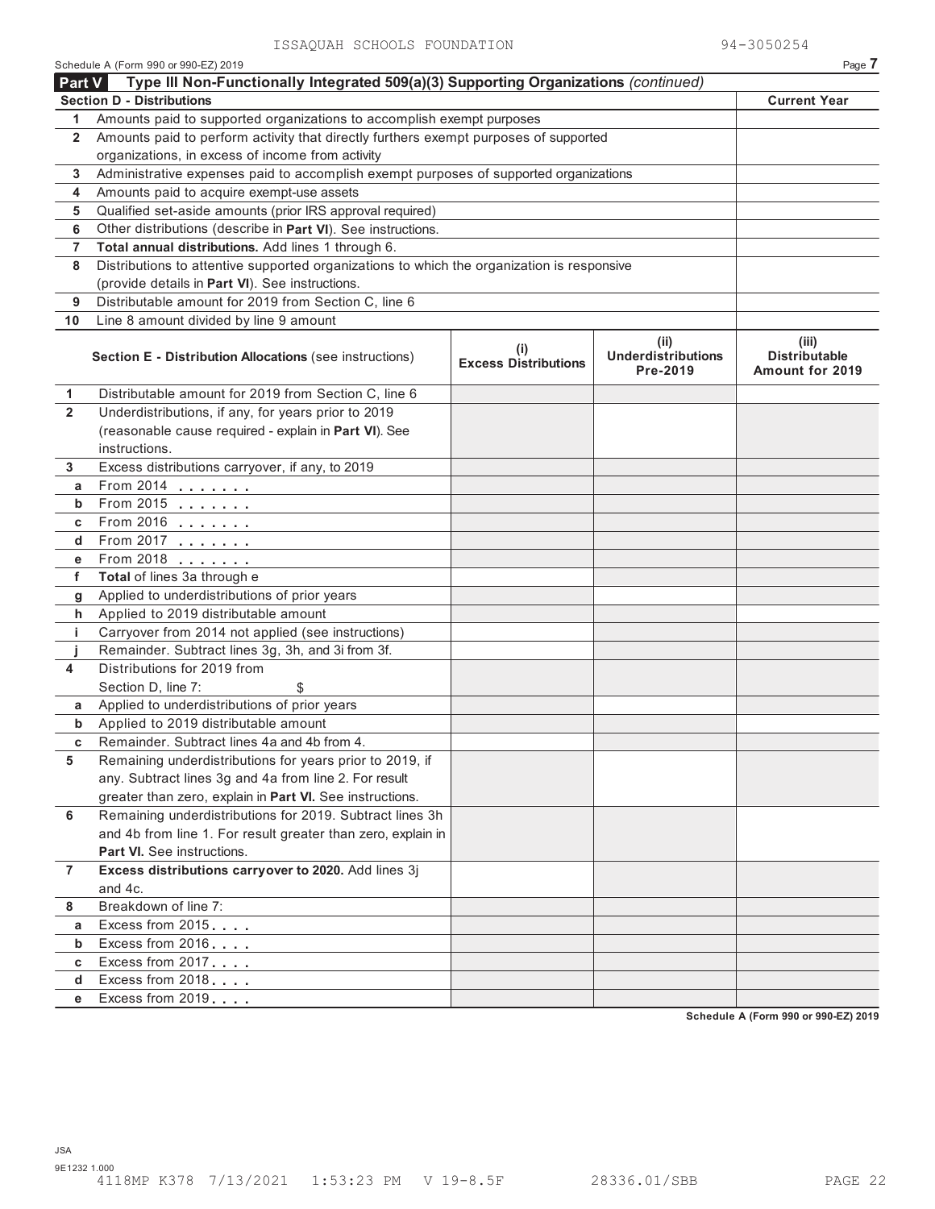ISSAQUAH SCHOOLS FOUNDATION 94-3050254

Schedule A (Form 990 or 990-EZ) 2019

## Part V Type III Non-Functionally Integrated 509(a)(3) Supporting Organizations *(continued)*

| **Section D - Distributions** | | **Current Year** |
|---|---|---|
| 1 | Amounts paid to supported organizations to accomplish exempt purposes | |
| 2 | Amounts paid to perform activity that directly furthers exempt purposes of supported organizations, in excess of income from activity | |
| 3 | Administrative expenses paid to accomplish exempt purposes of supported organizations | |
| 4 | Amounts paid to acquire exempt-use assets | |
| 5 | Qualified set-aside amounts (prior IRS approval required) | |
| 6 | Other distributions (describe in **Part VI**). See instructions. | |
| 7 | **Total annual distributions.** Add lines 1 through 6. | |
| 8 | Distributions to attentive supported organizations to which the organization is responsive (provide details in **Part VI**). See instructions. | |
| 9 | Distributable amount for 2019 from Section C, line 6 | |
| 10 | Line 8 amount divided by line 9 amount | |

| | **Section E - Distribution Allocations** (see instructions) | **(i) Excess Distributions** | **(ii) Underdistributions Pre-2019** | **(iii) Distributable Amount for 2019** |
|---|---|---|---|---|
| 1 | Distributable amount for 2019 from Section C, line 6 | | | |
| 2 | Underdistributions, if any, for years prior to 2019 (reasonable cause required - explain in **Part VI**). See instructions. | | | |
| 3 | Excess distributions carryover, if any, to 2019 | | | |
| a | From 2014 | | | |
| b | From 2015 | | | |
| c | From 2016 | | | |
| d | From 2017 | | | |
| e | From 2018 | | | |
| f | **Total** of lines 3a through e | | | |
| g | Applied to underdistributions of prior years | | | |
| h | Applied to 2019 distributable amount | | | |
| i | Carryover from 2014 not applied (see instructions) | | | |
| j | Remainder. Subtract lines 3g, 3h, and 3i from 3f. | | | |
| 4 | Distributions for 2019 from Section D, line 7: $ | | | |
| a | Applied to underdistributions of prior years | | | |
| b | Applied to 2019 distributable amount | | | |
| c | Remainder. Subtract lines 4a and 4b from 4. | | | |
| 5 | Remaining underdistributions for years prior to 2019, if any. Subtract lines 3g and 4a from line 2. For result greater than zero, explain in **Part VI.** See instructions. | | | |
| 6 | Remaining underdistributions for 2019. Subtract lines 3h and 4b from line 1. For result greater than zero, explain in **Part VI.** See instructions. | | | |
| 7 | **Excess distributions carryover to 2020.** Add lines 3j and 4c. | | | |
| 8 | Breakdown of line 7: | | | |
| a | Excess from 2015 | | | |
| b | Excess from 2016 | | | |
| c | Excess from 2017 | | | |
| d | Excess from 2018 | | | |
| e | Excess from 2019 | | | |

Schedule A (Form 990 or 990-EZ) 2019

JSA
9E1232 1.000
4118MP K378 7/13/2021 1:53:23 PM V 19-8.5F 28336.01/SBB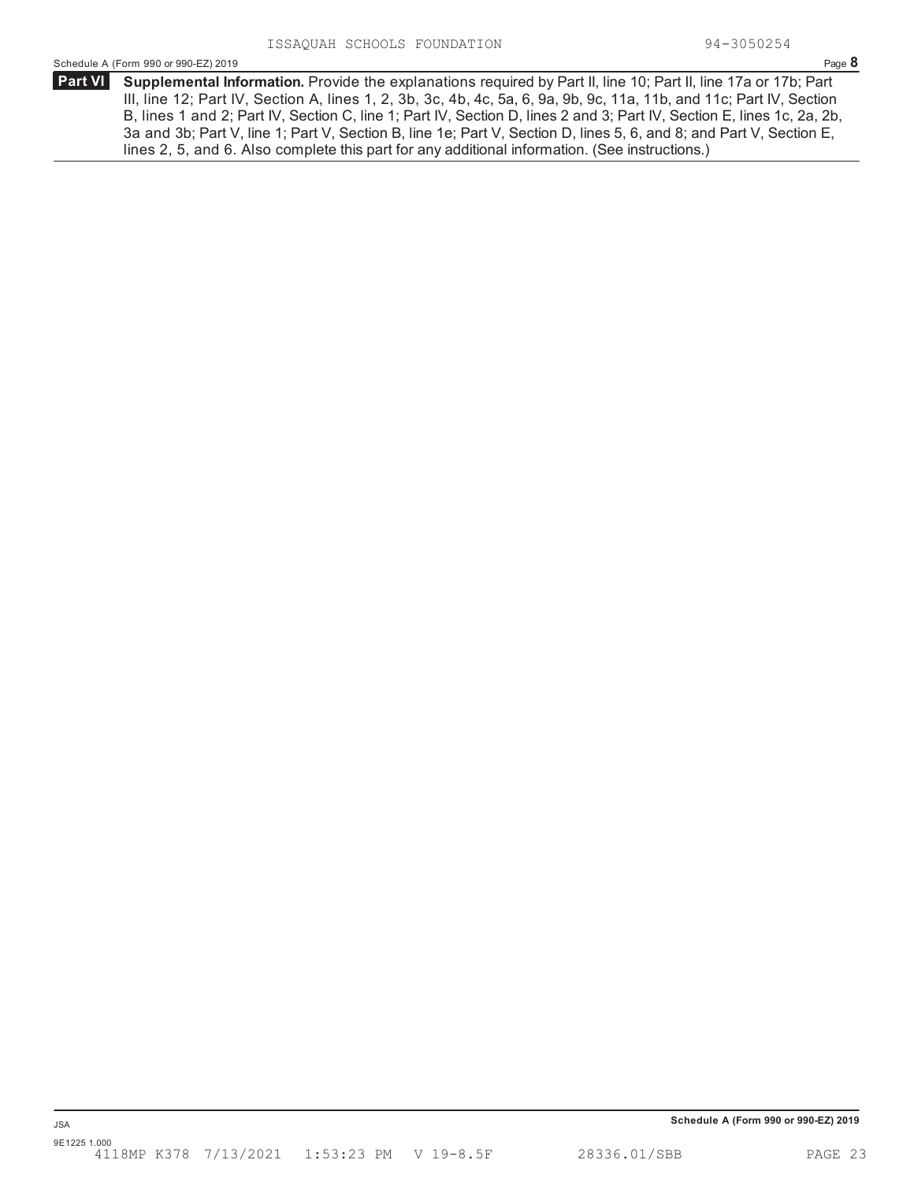ISSAQUAH SCHOOLS FOUNDATION 94-3050254

Schedule A (Form 990 or 990-EZ) 2019 Page **8**

**Part VI** **Supplemental Information.** Provide the explanations required by Part II, line 10; Part II, line 17a or 17b; Part III, line 12; Part IV, Section A, lines 1, 2, 3b, 3c, 4b, 4c, 5a, 6, 9a, 9b, 9c, 11a, 11b, and 11c; Part IV, Section B, lines 1 and 2; Part IV, Section C, line 1; Part IV, Section D, lines 2 and 3; Part IV, Section E, lines 1c, 2a, 2b, 3a and 3b; Part V, line 1; Part V, Section B, line 1e; Part V, Section D, lines 5, 6, and 8; and Part V, Section E, lines 2, 5, and 6. Also complete this part for any additional information. (See instructions.)

**Schedule A (Form 990 or 990-EZ) 2019**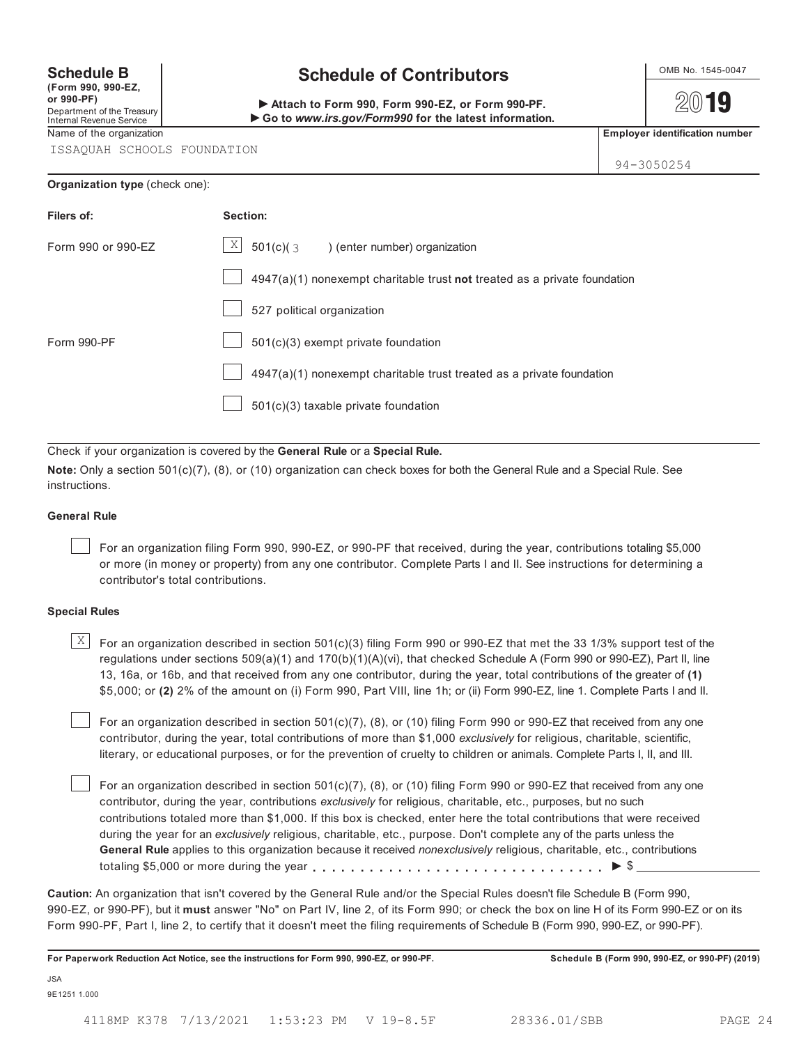**Schedule B**
**(Form 990, 990-EZ, or 990-PF)**
Department of the Treasury
Internal Revenue Service

# Schedule of Contributors

▶ **Attach to Form 990, Form 990-EZ, or Form 990-PF.**
▶ **Go to *www.irs.gov/Form990* for the latest information.**

OMB No. 1545-0047

**2019**

| Name of the organization | Employer identification number |
|---|---|
| ISSAQUAH SCHOOLS FOUNDATION | 94-3050254 |

**Organization type** (check one):

| Filers of: | Section: |
|---|---|
| Form 990 or 990-EZ | [X] 501(c)( 3 ) (enter number) organization |
| | [ ] 4947(a)(1) nonexempt charitable trust **not** treated as a private foundation |
| | [ ] 527 political organization |
| Form 990-PF | [ ] 501(c)(3) exempt private foundation |
| | [ ] 4947(a)(1) nonexempt charitable trust treated as a private foundation |
| | [ ] 501(c)(3) taxable private foundation |

Check if your organization is covered by the **General Rule** or a **Special Rule.**

**Note:** Only a section 501(c)(7), (8), or (10) organization can check boxes for both the General Rule and a Special Rule. See instructions.

**General Rule**

[ ] For an organization filing Form 990, 990-EZ, or 990-PF that received, during the year, contributions totaling $5,000 or more (in money or property) from any one contributor. Complete Parts I and II. See instructions for determining a contributor's total contributions.

**Special Rules**

[X] For an organization described in section 501(c)(3) filing Form 990 or 990-EZ that met the 33 1/3% support test of the regulations under sections 509(a)(1) and 170(b)(1)(A)(vi), that checked Schedule A (Form 990 or 990-EZ), Part II, line 13, 16a, or 16b, and that received from any one contributor, during the year, total contributions of the greater of **(1)** $5,000; or **(2)** 2% of the amount on (i) Form 990, Part VIII, line 1h; or (ii) Form 990-EZ, line 1. Complete Parts I and II.

[ ] For an organization described in section 501(c)(7), (8), or (10) filing Form 990 or 990-EZ that received from any one contributor, during the year, total contributions of more than $1,000 *exclusively* for religious, charitable, scientific, literary, or educational purposes, or for the prevention of cruelty to children or animals. Complete Parts I, II, and III.

[ ] For an organization described in section 501(c)(7), (8), or (10) filing Form 990 or 990-EZ that received from any one contributor, during the year, contributions *exclusively* for religious, charitable, etc., purposes, but no such contributions totaled more than $1,000. If this box is checked, enter here the total contributions that were received during the year for an *exclusively* religious, charitable, etc., purpose. Don't complete any of the parts unless the **General Rule** applies to this organization because it received *nonexclusively* religious, charitable, etc., contributions totaling $5,000 or more during the year . . . . . . . . . . . . . . . . . . . . . . . . . . . . . ▶ $ ____________

**Caution:** An organization that isn't covered by the General Rule and/or the Special Rules doesn't file Schedule B (Form 990, 990-EZ, or 990-PF), but it **must** answer "No" on Part IV, line 2, of its Form 990; or check the box on line H of its Form 990-EZ or on its Form 990-PF, Part I, line 2, to certify that it doesn't meet the filing requirements of Schedule B (Form 990, 990-EZ, or 990-PF).

**For Paperwork Reduction Act Notice, see the instructions for Form 990, 990-EZ, or 990-PF.** **Schedule B (Form 990, 990-EZ, or 990-PF) (2019)**

JSA
9E1251 1.000

4118MP K378 7/13/2021 1:53:23 PM V 19-8.5F 28336.01/SBB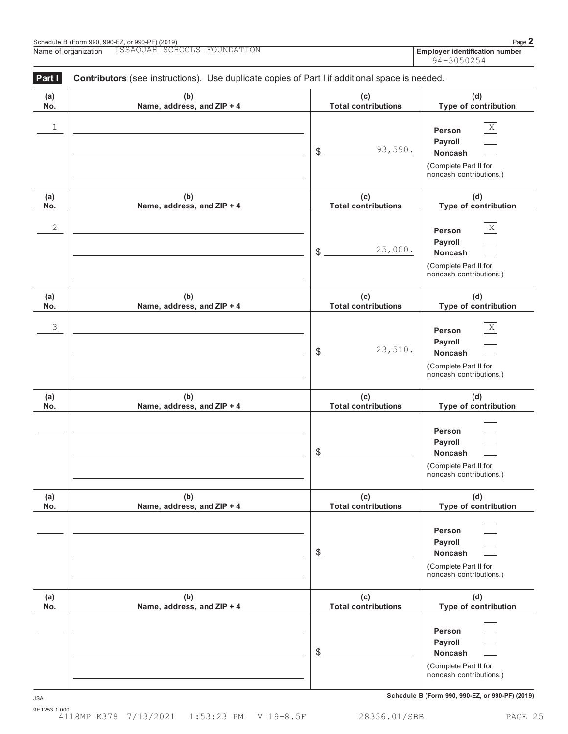Schedule B (Form 990, 990-EZ, or 990-PF) (2019)

Name of organization: ISSAQUAH SCHOOLS FOUNDATION

**Employer identification number:** 94-3050254

## Part I — Contributors (see instructions). Use duplicate copies of Part I if additional space is needed.

| (a) No. | (b) Name, address, and ZIP + 4 | (c) Total contributions | (d) Type of contribution |
|---|---|---|---|
| 1 | | $ 93,590. | Person [X] Payroll [ ] Noncash [ ] (Complete Part II for noncash contributions.) |
| 2 | | $ 25,000. | Person [X] Payroll [ ] Noncash [ ] (Complete Part II for noncash contributions.) |
| 3 | | $ 23,510. | Person [X] Payroll [ ] Noncash [ ] (Complete Part II for noncash contributions.) |
| | | $ | Person [ ] Payroll [ ] Noncash [ ] (Complete Part II for noncash contributions.) |
| | | $ | Person [ ] Payroll [ ] Noncash [ ] (Complete Part II for noncash contributions.) |
| | | $ | Person [ ] Payroll [ ] Noncash [ ] (Complete Part II for noncash contributions.) |

JSA

9E1253 1.000

Schedule B (Form 990, 990-EZ, or 990-PF) (2019)

4118MP K378 7/13/2021 1:53:23 PM V 19-8.5F 28336.01/SBB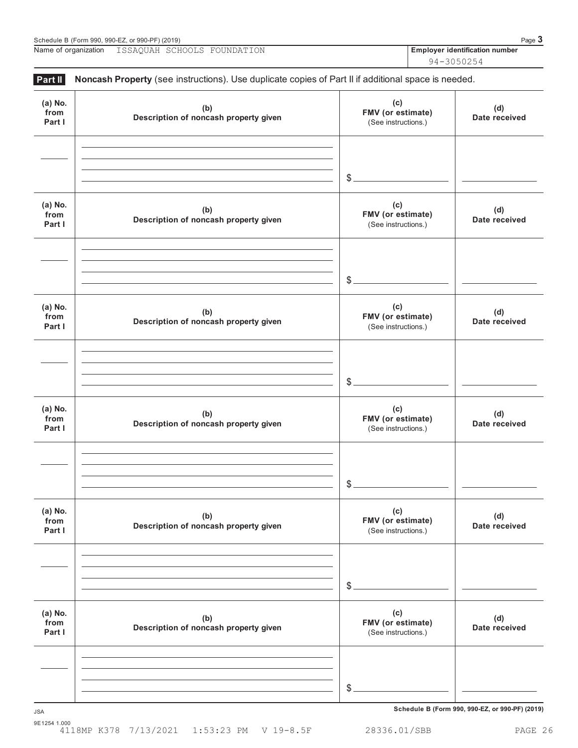Name of organization ISSAQUAH SCHOOLS FOUNDATION

**Employer identification number** 94-3050254

## Part II **Noncash Property** (see instructions). Use duplicate copies of Part II if additional space is needed.

| (a) No. from Part I | (b) Description of noncash property given | (c) FMV (or estimate) (See instructions.) | (d) Date received |
|---|---|---|---|
| | | $ | |

| (a) No. from Part I | (b) Description of noncash property given | (c) FMV (or estimate) (See instructions.) | (d) Date received |
|---|---|---|---|
| | | $ | |

| (a) No. from Part I | (b) Description of noncash property given | (c) FMV (or estimate) (See instructions.) | (d) Date received |
|---|---|---|---|
| | | $ | |

| (a) No. from Part I | (b) Description of noncash property given | (c) FMV (or estimate) (See instructions.) | (d) Date received |
|---|---|---|---|
| | | $ | |

| (a) No. from Part I | (b) Description of noncash property given | (c) FMV (or estimate) (See instructions.) | (d) Date received |
|---|---|---|---|
| | | $ | |

| (a) No. from Part I | (b) Description of noncash property given | (c) FMV (or estimate) (See instructions.) | (d) Date received |
|---|---|---|---|
| | | $ | |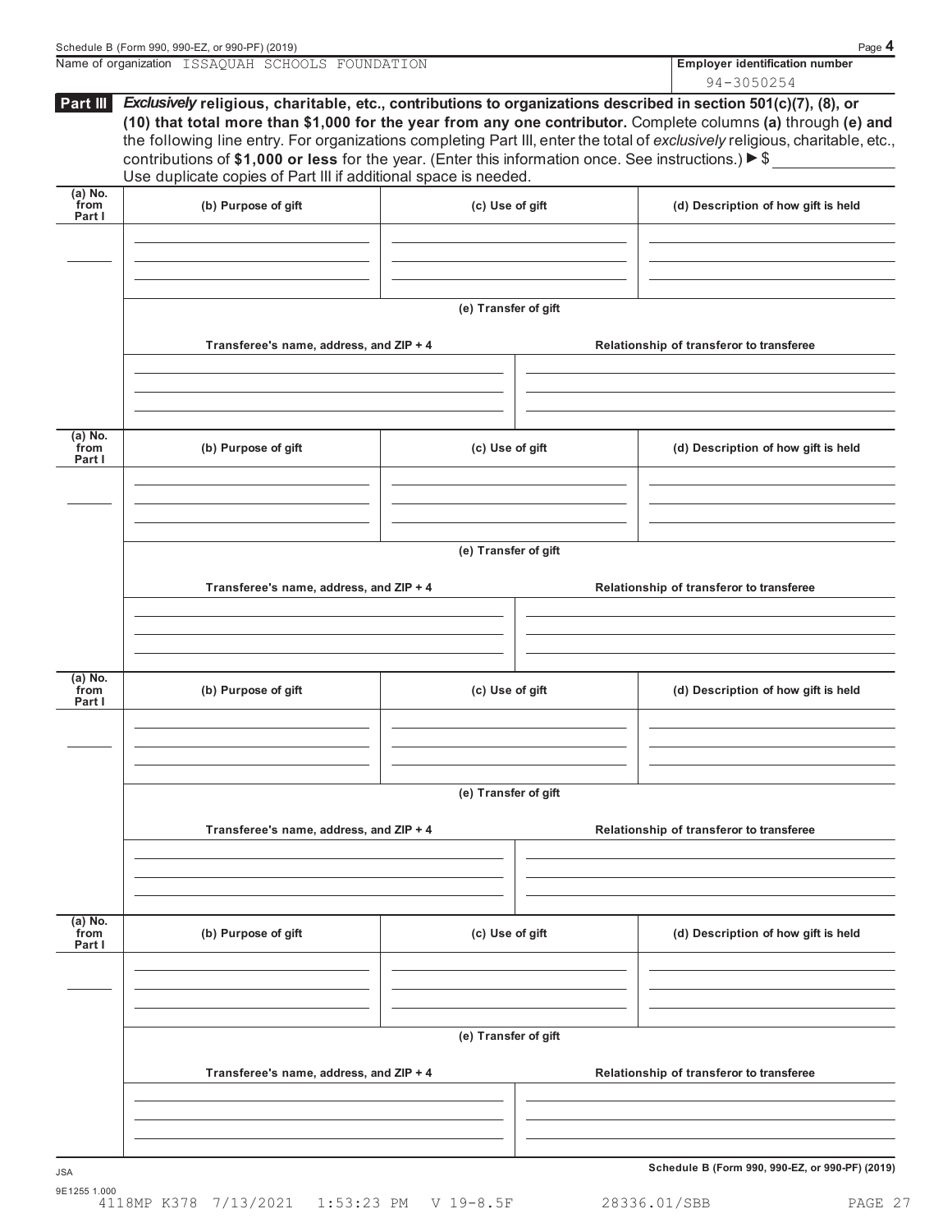Name of organization ISSAQUAH SCHOOLS FOUNDATION

**Employer identification number** 94-3050254

**Part III** ***Exclusively*** **religious, charitable, etc., contributions to organizations described in section 501(c)(7), (8), or (10) that total more than $1,000 for the year from any one contributor.** Complete columns **(a)** through **(e)** and the following line entry. For organizations completing Part III, enter the total of *exclusively* religious, charitable, etc., contributions of **$1,000 or less** for the year. (Enter this information once. See instructions.) ▶ $ ____________

Use duplicate copies of Part III if additional space is needed.

| (a) No. from Part I | (b) Purpose of gift | (c) Use of gift | (d) Description of how gift is held |
|---|---|---|---|
| | | | |

**(e) Transfer of gift**

| Transferee's name, address, and ZIP + 4 | Relationship of transferor to transferee |
|---|---|
| | |

| (a) No. from Part I | (b) Purpose of gift | (c) Use of gift | (d) Description of how gift is held |
|---|---|---|---|
| | | | |

**(e) Transfer of gift**

| Transferee's name, address, and ZIP + 4 | Relationship of transferor to transferee |
|---|---|
| | |

| (a) No. from Part I | (b) Purpose of gift | (c) Use of gift | (d) Description of how gift is held |
|---|---|---|---|
| | | | |

**(e) Transfer of gift**

| Transferee's name, address, and ZIP + 4 | Relationship of transferor to transferee |
|---|---|
| | |

| (a) No. from Part I | (b) Purpose of gift | (c) Use of gift | (d) Description of how gift is held |
|---|---|---|---|
| | | | |

**(e) Transfer of gift**

| Transferee's name, address, and ZIP + 4 | Relationship of transferor to transferee |
|---|---|
| | |

**Schedule B (Form 990, 990-EZ, or 990-PF) (2019)**

JSA
9E1255 1.000
4118MP K378 7/13/2021 1:53:23 PM V 19-8.5F 28336.01/SBB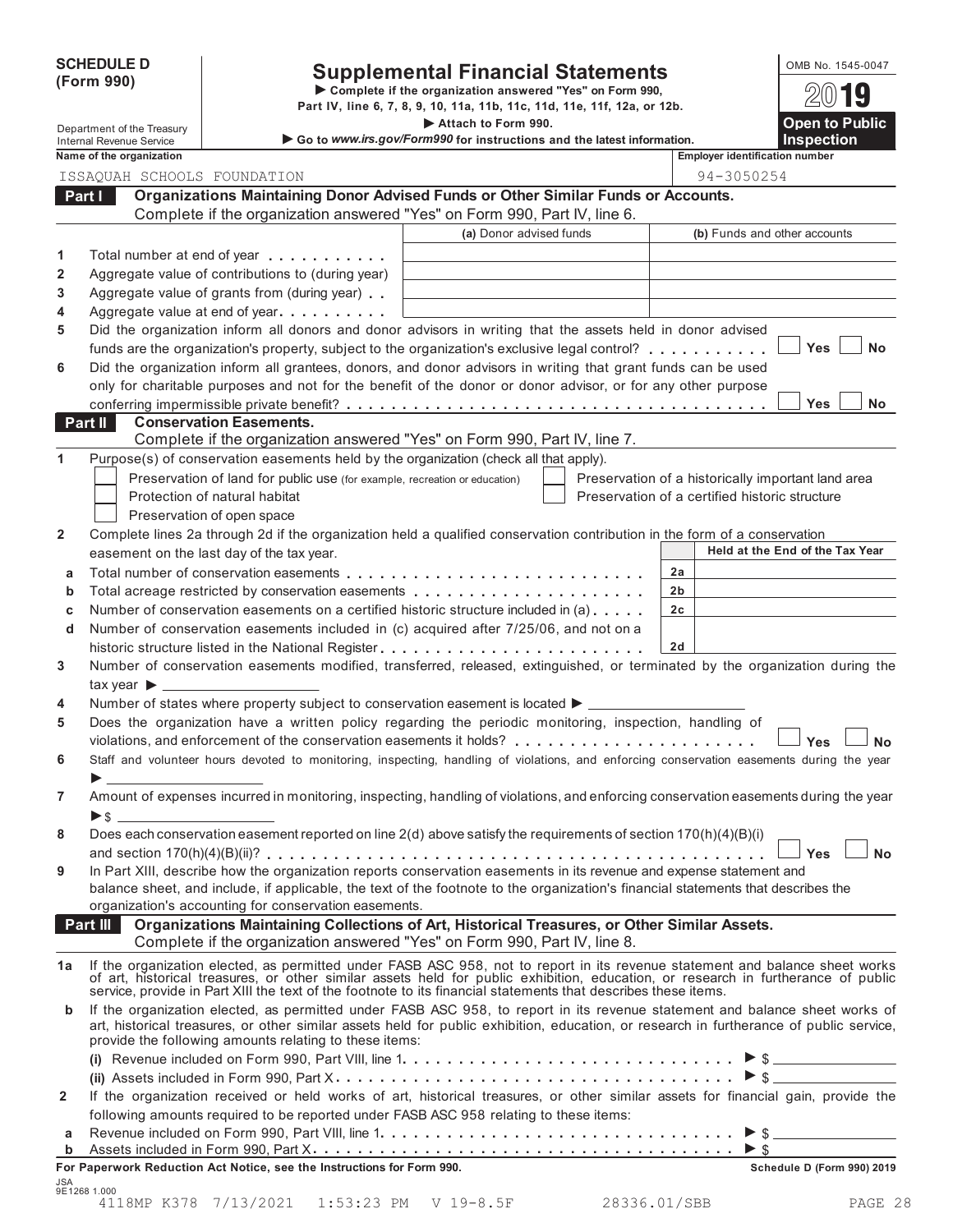**SCHEDULE D (Form 990)**

Department of the Treasury
Internal Revenue Service

# Supplemental Financial Statements

▶ Complete if the organization answered "Yes" on Form 990, Part IV, line 6, 7, 8, 9, 10, 11a, 11b, 11c, 11d, 11e, 11f, 12a, or 12b.

▶ Attach to Form 990.

▶ Go to *www.irs.gov/Form990* for instructions and the latest information.

OMB No. 1545-0047

2019

**Open to Public Inspection**

| Name of the organization | Employer identification number |
|---|---|
| ISSAQUAH SCHOOLS FOUNDATION | 94-3050254 |

## Part I Organizations Maintaining Donor Advised Funds or Other Similar Funds or Accounts.

Complete if the organization answered "Yes" on Form 990, Part IV, line 6.

| | | (a) Donor advised funds | (b) Funds and other accounts |
|---|---|---|---|
| 1 | Total number at end of year | | |
| 2 | Aggregate value of contributions to (during year) | | |
| 3 | Aggregate value of grants from (during year) | | |
| 4 | Aggregate value at end of year | | |

5 Did the organization inform all donors and donor advisors in writing that the assets held in donor advised funds are the organization's property, subject to the organization's exclusive legal control? ☐ Yes ☐ No

6 Did the organization inform all grantees, donors, and donor advisors in writing that grant funds can be used only for charitable purposes and not for the benefit of the donor or donor advisor, or for any other purpose conferring impermissible private benefit? ☐ Yes ☐ No

## Part II Conservation Easements.

Complete if the organization answered "Yes" on Form 990, Part IV, line 7.

1 Purpose(s) of conservation easements held by the organization (check all that apply).

- ☐ Preservation of land for public use (for example, recreation or education)
- ☐ Protection of natural habitat
- ☐ Preservation of open space
- ☐ Preservation of a historically important land area
- ☐ Preservation of a certified historic structure

2 Complete lines 2a through 2d if the organization held a qualified conservation contribution in the form of a conservation easement on the last day of the tax year.

| | | | Held at the End of the Tax Year |
|---|---|---|---|
| a | Total number of conservation easements | 2a | |
| b | Total acreage restricted by conservation easements | 2b | |
| c | Number of conservation easements on a certified historic structure included in (a) | 2c | |
| d | Number of conservation easements included in (c) acquired after 7/25/06, and not on a historic structure listed in the National Register | 2d | |

3 Number of conservation easements modified, transferred, released, extinguished, or terminated by the organization during the tax year ▶

4 Number of states where property subject to conservation easement is located ▶

5 Does the organization have a written policy regarding the periodic monitoring, inspection, handling of violations, and enforcement of the conservation easements it holds? ☐ Yes ☐ No

6 Staff and volunteer hours devoted to monitoring, inspecting, handling of violations, and enforcing conservation easements during the year ▶

7 Amount of expenses incurred in monitoring, inspecting, handling of violations, and enforcing conservation easements during the year ▶ $

8 Does each conservation easement reported on line 2(d) above satisfy the requirements of section 170(h)(4)(B)(i) and section 170(h)(4)(B)(ii)? ☐ Yes ☐ No

9 In Part XIII, describe how the organization reports conservation easements in its revenue and expense statement and balance sheet, and include, if applicable, the text of the footnote to the organization's financial statements that describes the organization's accounting for conservation easements.

## Part III Organizations Maintaining Collections of Art, Historical Treasures, or Other Similar Assets.

Complete if the organization answered "Yes" on Form 990, Part IV, line 8.

1a If the organization elected, as permitted under FASB ASC 958, not to report in its revenue statement and balance sheet works of art, historical treasures, or other similar assets held for public exhibition, education, or research in furtherance of public service, provide in Part XIII the text of the footnote to its financial statements that describes these items.

b If the organization elected, as permitted under FASB ASC 958, to report in its revenue statement and balance sheet works of art, historical treasures, or other similar assets held for public exhibition, education, or research in furtherance of public service, provide the following amounts relating to these items:

(i) Revenue included on Form 990, Part VIII, line 1 ▶ $

(ii) Assets included in Form 990, Part X ▶ $

2 If the organization received or held works of art, historical treasures, or other similar assets for financial gain, provide the following amounts required to be reported under FASB ASC 958 relating to these items:

a Revenue included on Form 990, Part VIII, line 1 ▶ $

b Assets included in Form 990, Part X ▶ $

**For Paperwork Reduction Act Notice, see the Instructions for Form 990.** **Schedule D (Form 990) 2019**

JSA
9E1268 1.000
4118MP K378 7/13/2021 1:53:23 PM V 19-8.5F 28336.01/SBB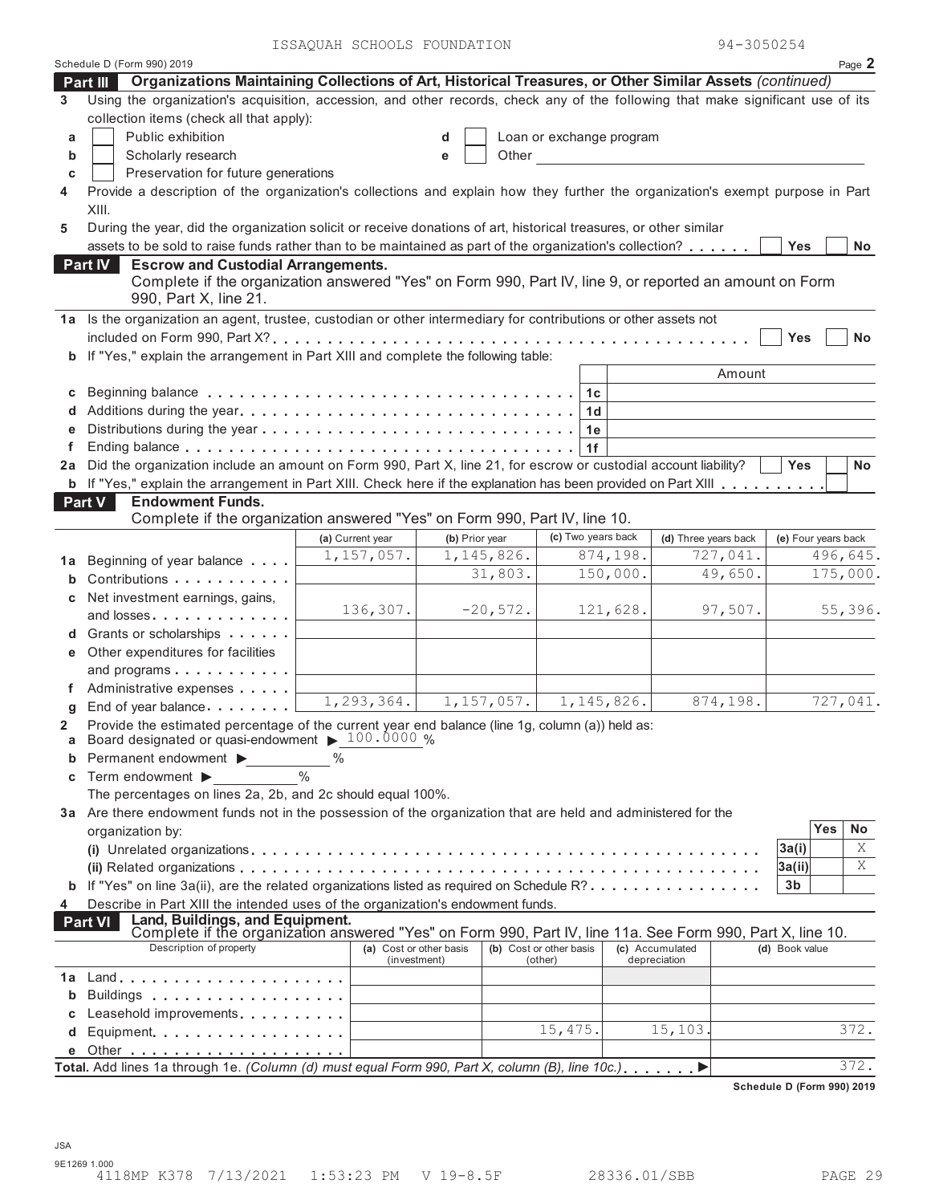ISSAQUAH SCHOOLS FOUNDATION 94-3050254

Schedule D (Form 990) 2019 Page **2**

## Part III Organizations Maintaining Collections of Art, Historical Treasures, or Other Similar Assets *(continued)*

**3** Using the organization's acquisition, accession, and other records, check any of the following that make significant use of its collection items (check all that apply):

- **a** ☐ Public exhibition
- **b** ☐ Scholarly research
- **c** ☐ Preservation for future generations
- **d** ☐ Loan or exchange program
- **e** ☐ Other

**4** Provide a description of the organization's collections and explain how they further the organization's exempt purpose in Part XIII.

**5** During the year, did the organization solicit or receive donations of art, historical treasures, or other similar assets to be sold to raise funds rather than to be maintained as part of the organization's collection? ☐ Yes ☐ No

## Part IV Escrow and Custodial Arrangements.

Complete if the organization answered "Yes" on Form 990, Part IV, line 9, or reported an amount on Form 990, Part X, line 21.

**1a** Is the organization an agent, trustee, custodian or other intermediary for contributions or other assets not included on Form 990, Part X? ☐ Yes ☐ No

**b** If "Yes," explain the arrangement in Part XIII and complete the following table:

| | | Amount |
|---|---|---|
| **c** Beginning balance | 1c | |
| **d** Additions during the year | 1d | |
| **e** Distributions during the year | 1e | |
| **f** Ending balance | 1f | |

**2a** Did the organization include an amount on Form 990, Part X, line 21, for escrow or custodial account liability? ☐ Yes ☐ No

**b** If "Yes," explain the arrangement in Part XIII. Check here if the explanation has been provided on Part XIII ☐

## Part V Endowment Funds.

Complete if the organization answered "Yes" on Form 990, Part IV, line 10.

| | (a) Current year | (b) Prior year | (c) Two years back | (d) Three years back | (e) Four years back |
|---|---|---|---|---|---|
| **1a** Beginning of year balance | 1,157,057. | 1,145,826. | 874,198. | 727,041. | 496,645. |
| **b** Contributions | | 31,803. | 150,000. | 49,650. | 175,000. |
| **c** Net investment earnings, gains, and losses | 136,307. | -20,572. | 121,628. | 97,507. | 55,396. |
| **d** Grants or scholarships | | | | | |
| **e** Other expenditures for facilities and programs | | | | | |
| **f** Administrative expenses | | | | | |
| **g** End of year balance | 1,293,364. | 1,157,057. | 1,145,826. | 874,198. | 727,041. |

**2** Provide the estimated percentage of the current year end balance (line 1g, column (a)) held as:

- **a** Board designated or quasi-endowment ▶ 100.0000 %
- **b** Permanent endowment ▶ ______ %
- **c** Term endowment ▶ ______ %

The percentages on lines 2a, 2b, and 2c should equal 100%.

**3a** Are there endowment funds not in the possession of the organization that are held and administered for the organization by:

| | | Yes | No |
|---|---|---|---|
| (i) Unrelated organizations | 3a(i) | | X |
| (ii) Related organizations | 3a(ii) | | X |
| **b** If "Yes" on line 3a(ii), are the related organizations listed as required on Schedule R? | 3b | | |

**4** Describe in Part XIII the intended uses of the organization's endowment funds.

## Part VI Land, Buildings, and Equipment.

Complete if the organization answered "Yes" on Form 990, Part IV, line 11a. See Form 990, Part X, line 10.

| Description of property | (a) Cost or other basis (investment) | (b) Cost or other basis (other) | (c) Accumulated depreciation | (d) Book value |
|---|---|---|---|---|
| **1a** Land | | | | |
| **b** Buildings | | | | |
| **c** Leasehold improvements | | | | |
| **d** Equipment | | 15,475. | 15,103. | 372. |
| **e** Other | | | | |

**Total.** Add lines 1a through 1e. *(Column (d) must equal Form 990, Part X, column (B), line 10c.)* ▶ 372.

**Schedule D (Form 990) 2019**

JSA
9E1269 1.000
4118MP K378 7/13/2021 1:53:23 PM V 19-8.5F 28336.01/SBB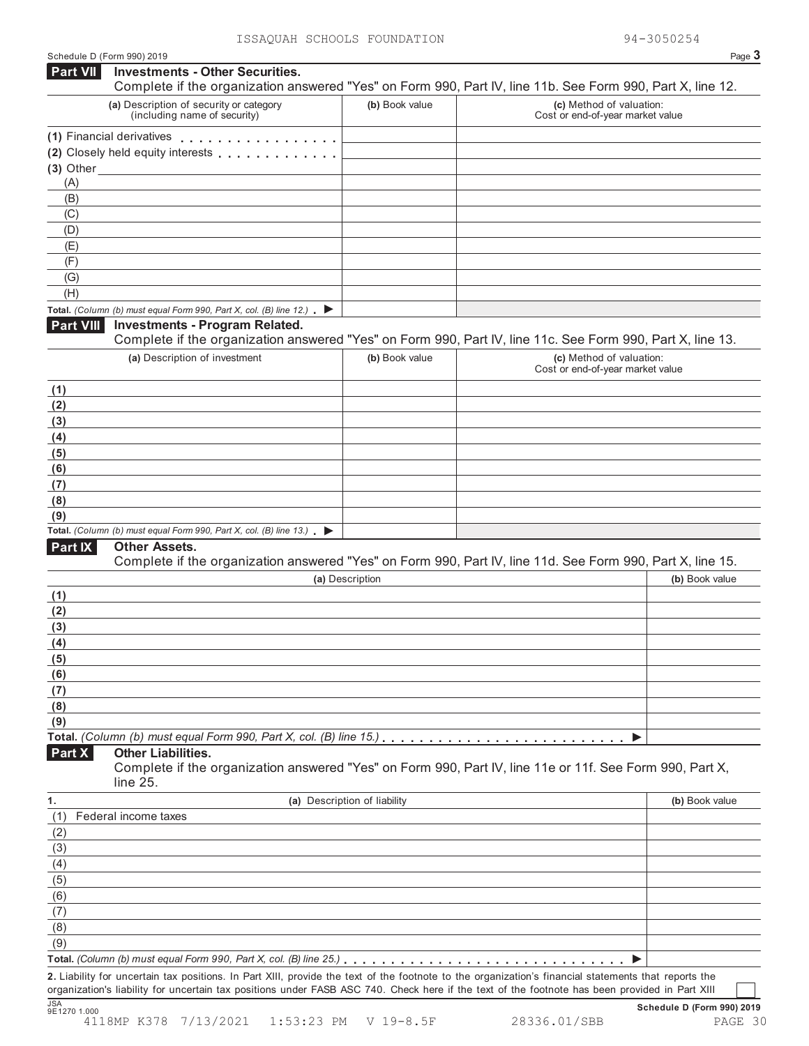ISSAQUAH SCHOOLS FOUNDATION 94-3050254

Schedule D (Form 990) 2019

## Part VII Investments - Other Securities.

Complete if the organization answered "Yes" on Form 990, Part IV, line 11b. See Form 990, Part X, line 12.

| (a) Description of security or category (including name of security) | (b) Book value | (c) Method of valuation: Cost or end-of-year market value |
|---|---|---|
| (1) Financial derivatives | | |
| (2) Closely held equity interests | | |
| (3) Other | | |
| (A) | | |
| (B) | | |
| (C) | | |
| (D) | | |
| (E) | | |
| (F) | | |
| (G) | | |
| (H) | | |
| **Total.** *(Column (b) must equal Form 990, Part X, col. (B) line 12.)* ▶ | | |

## Part VIII Investments - Program Related.

Complete if the organization answered "Yes" on Form 990, Part IV, line 11c. See Form 990, Part X, line 13.

| (a) Description of investment | (b) Book value | (c) Method of valuation: Cost or end-of-year market value |
|---|---|---|
| (1) | | |
| (2) | | |
| (3) | | |
| (4) | | |
| (5) | | |
| (6) | | |
| (7) | | |
| (8) | | |
| (9) | | |
| **Total.** *(Column (b) must equal Form 990, Part X, col. (B) line 13.)* ▶ | | |

## Part IX Other Assets.

Complete if the organization answered "Yes" on Form 990, Part IV, line 11d. See Form 990, Part X, line 15.

| (a) Description | (b) Book value |
|---|---|
| (1) | |
| (2) | |
| (3) | |
| (4) | |
| (5) | |
| (6) | |
| (7) | |
| (8) | |
| (9) | |
| **Total.** *(Column (b) must equal Form 990, Part X, col. (B) line 15.)* ▶ | |

## Part X Other Liabilities.

Complete if the organization answered "Yes" on Form 990, Part IV, line 11e or 11f. See Form 990, Part X, line 25.

| 1. (a) Description of liability | (b) Book value |
|---|---|
| (1) Federal income taxes | |
| (2) | |
| (3) | |
| (4) | |
| (5) | |
| (6) | |
| (7) | |
| (8) | |
| (9) | |
| **Total.** *(Column (b) must equal Form 990, Part X, col. (B) line 25.)* ▶ | |

**2.** Liability for uncertain tax positions. In Part XIII, provide the text of the footnote to the organization's financial statements that reports the organization's liability for uncertain tax positions under FASB ASC 740. Check here if the text of the footnote has been provided in Part XIII ☐

JSA 9E1270 1.000 **Schedule D (Form 990) 2019**

4118MP K378 7/13/2021 1:53:23 PM V 19-8.5F 28336.01/SBB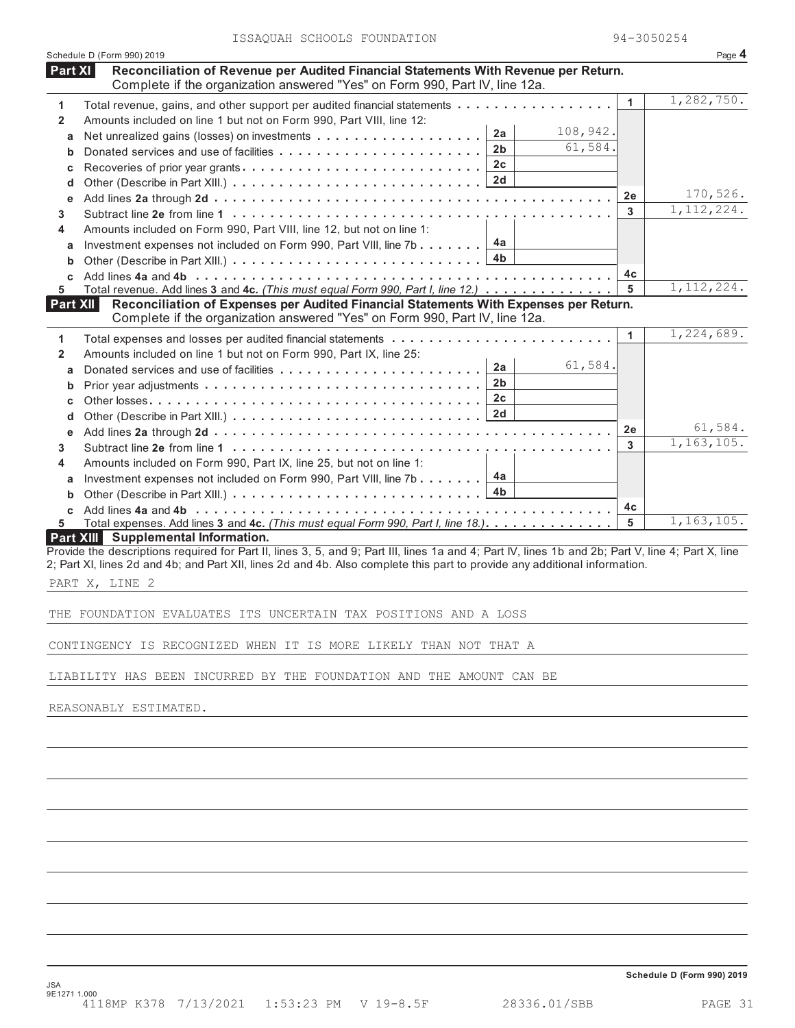ISSAQUAH SCHOOLS FOUNDATION 94-3050254

Schedule D (Form 990) 2019 Page **4**

## Part XI Reconciliation of Revenue per Audited Financial Statements With Revenue per Return.

Complete if the organization answered "Yes" on Form 990, Part IV, line 12a.

| | | | | | |
|---|---|---|---|---|---|
| **1** | Total revenue, gains, and other support per audited financial statements | | | **1** | 1,282,750. |
| **2** | Amounts included on line 1 but not on Form 990, Part VIII, line 12: | | | | |
| **a** | Net unrealized gains (losses) on investments | **2a** | 108,942. | | |
| **b** | Donated services and use of facilities | **2b** | 61,584. | | |
| **c** | Recoveries of prior year grants | **2c** | | | |
| **d** | Other (Describe in Part XIII.) | **2d** | | | |
| **e** | Add lines **2a** through **2d** | | | **2e** | 170,526. |
| **3** | Subtract line **2e** from line **1** | | | **3** | 1,112,224. |
| **4** | Amounts included on Form 990, Part VIII, line 12, but not on line 1: | | | | |
| **a** | Investment expenses not included on Form 990, Part VIII, line 7b | **4a** | | | |
| **b** | Other (Describe in Part XIII.) | **4b** | | | |
| **c** | Add lines **4a** and **4b** | | | **4c** | |
| **5** | Total revenue. Add lines **3** and **4c.** *(This must equal Form 990, Part I, line 12.)* | | | **5** | 1,112,224. |

## Part XII Reconciliation of Expenses per Audited Financial Statements With Expenses per Return.

Complete if the organization answered "Yes" on Form 990, Part IV, line 12a.

| | | | | | |
|---|---|---|---|---|---|
| **1** | Total expenses and losses per audited financial statements | | | **1** | 1,224,689. |
| **2** | Amounts included on line 1 but not on Form 990, Part IX, line 25: | | | | |
| **a** | Donated services and use of facilities | **2a** | 61,584. | | |
| **b** | Prior year adjustments | **2b** | | | |
| **c** | Other losses | **2c** | | | |
| **d** | Other (Describe in Part XIII.) | **2d** | | | |
| **e** | Add lines **2a** through **2d** | | | **2e** | 61,584. |
| **3** | Subtract line **2e** from line **1** | | | **3** | 1,163,105. |
| **4** | Amounts included on Form 990, Part IX, line 25, but not on line 1: | | | | |
| **a** | Investment expenses not included on Form 990, Part VIII, line 7b | **4a** | | | |
| **b** | Other (Describe in Part XIII.) | **4b** | | | |
| **c** | Add lines **4a** and **4b** | | | **4c** | |
| **5** | Total expenses. Add lines **3** and **4c.** *(This must equal Form 990, Part I, line 18.)* | | | **5** | 1,163,105. |

## Part XIII Supplemental Information.

Provide the descriptions required for Part II, lines 3, 5, and 9; Part III, lines 1a and 4; Part IV, lines 1b and 2b; Part V, line 4; Part X, line 2; Part XI, lines 2d and 4b; and Part XII, lines 2d and 4b. Also complete this part to provide any additional information.

PART X, LINE 2

THE FOUNDATION EVALUATES ITS UNCERTAIN TAX POSITIONS AND A LOSS CONTINGENCY IS RECOGNIZED WHEN IT IS MORE LIKELY THAN NOT THAT A LIABILITY HAS BEEN INCURRED BY THE FOUNDATION AND THE AMOUNT CAN BE REASONABLY ESTIMATED.

**Schedule D (Form 990) 2019**

JSA
9E1271 1.000
4118MP K378 7/13/2021 1:53:23 PM V 19-8.5F 28336.01/SBB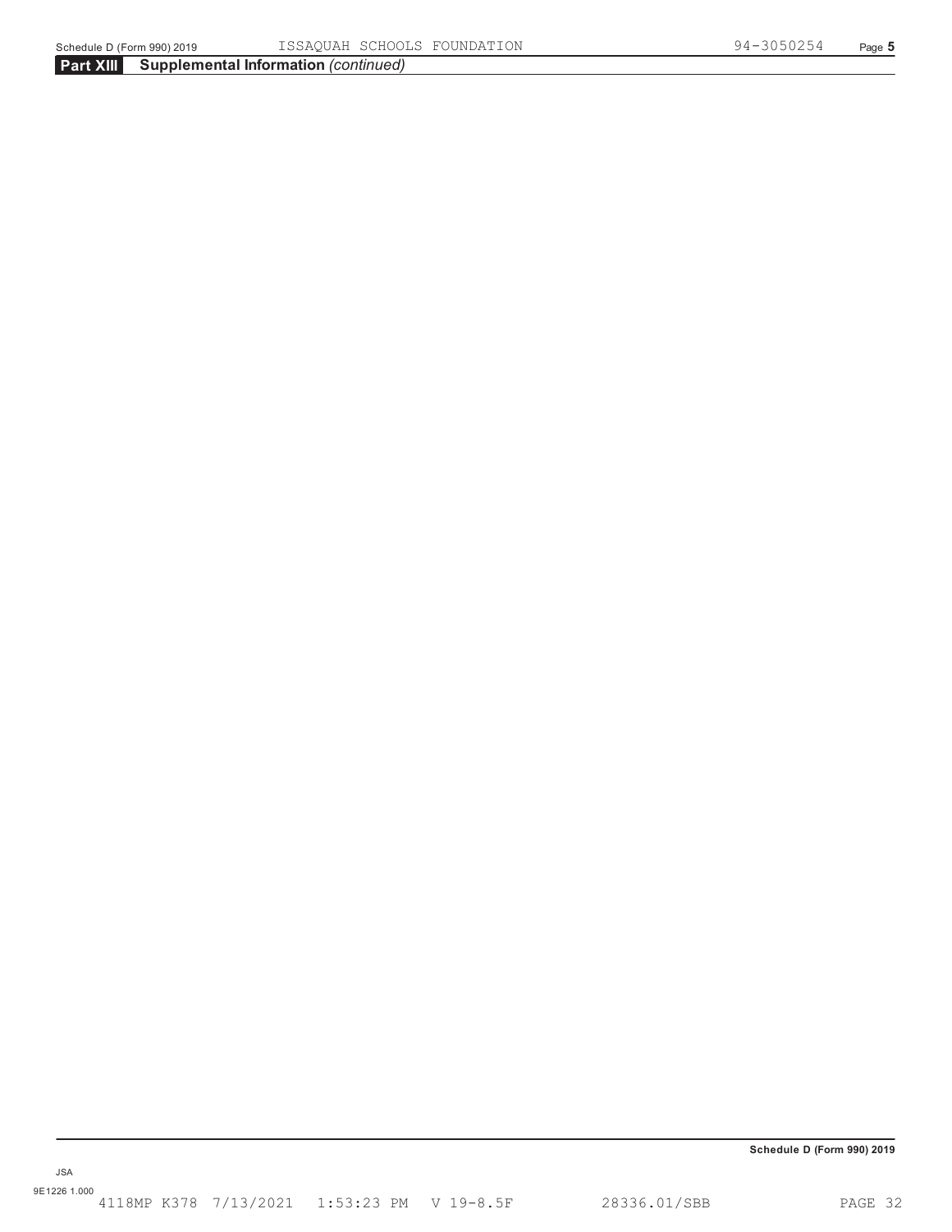**Part XIII** **Supplemental Information** *(continued)*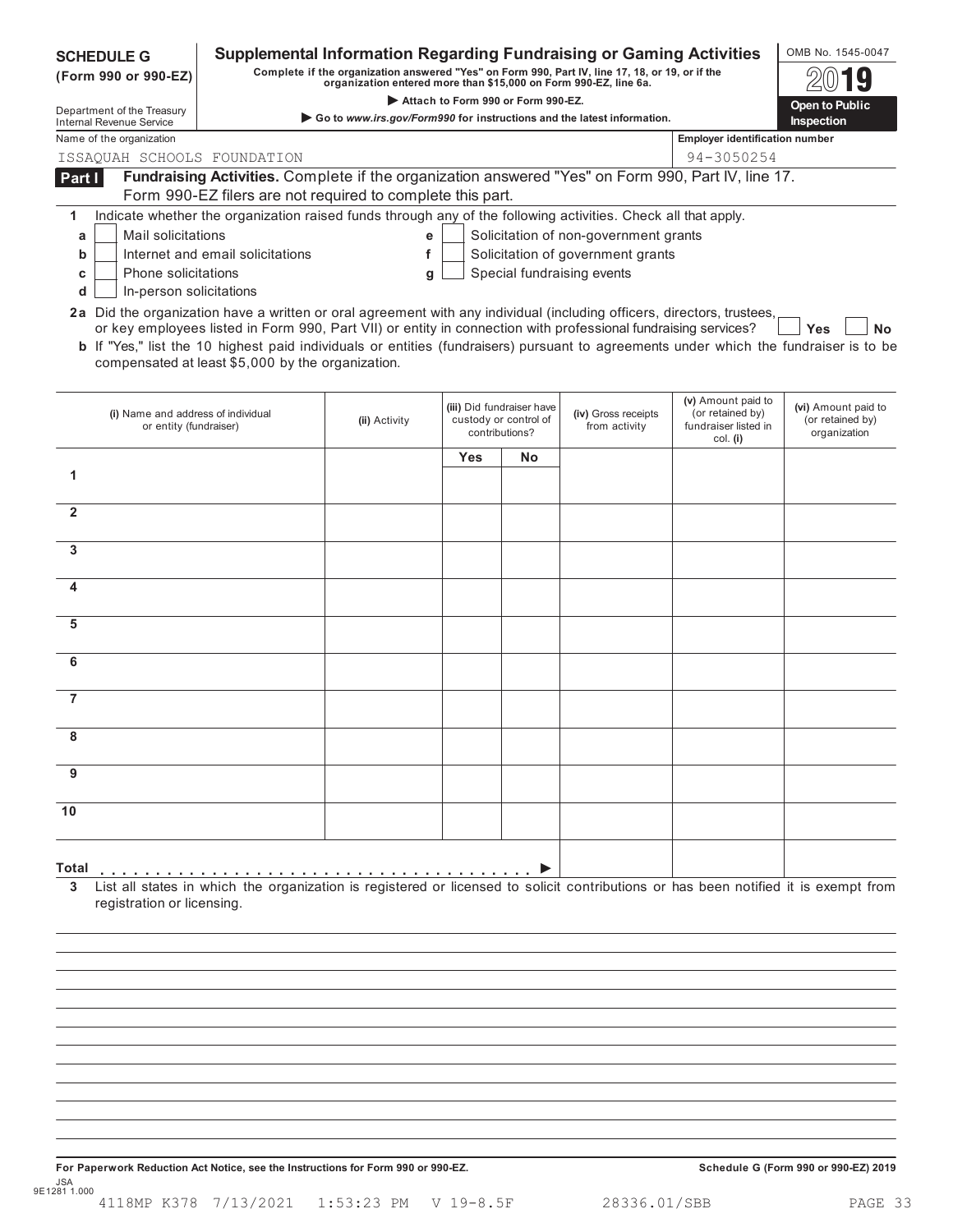**SCHEDULE G (Form 990 or 990-EZ)**

Department of the Treasury
Internal Revenue Service

# Supplemental Information Regarding Fundraising or Gaming Activities

**Complete if the organization answered "Yes" on Form 990, Part IV, line 17, 18, or 19, or if the organization entered more than $15,000 on Form 990-EZ, line 6a.**

▶ Attach to Form 990 or Form 990-EZ.

▶ Go to *www.irs.gov/Form990* for instructions and the latest information.

OMB No. 1545-0047

**2019**

**Open to Public Inspection**

Name of the organization: ISSAQUAH SCHOOLS FOUNDATION

Employer identification number: 94-3050254

**Part I** **Fundraising Activities.** Complete if the organization answered "Yes" on Form 990, Part IV, line 17. Form 990-EZ filers are not required to complete this part.

**1** Indicate whether the organization raised funds through any of the following activities. Check all that apply.

- **a** ☐ Mail solicitations
- **b** ☐ Internet and email solicitations
- **c** ☐ Phone solicitations
- **d** ☐ In-person solicitations
- **e** ☐ Solicitation of non-government grants
- **f** ☐ Solicitation of government grants
- **g** ☐ Special fundraising events

**2a** Did the organization have a written or oral agreement with any individual (including officers, directors, trustees, or key employees listed in Form 990, Part VII) or entity in connection with professional fundraising services? ☐ **Yes** ☐ **No**

**b** If "Yes," list the 10 highest paid individuals or entities (fundraisers) pursuant to agreements under which the fundraiser is to be compensated at least $5,000 by the organization.

| | (i) Name and address of individual or entity (fundraiser) | (ii) Activity | (iii) Did fundraiser have custody or control of contributions? | | (iv) Gross receipts from activity | (v) Amount paid to (or retained by) fundraiser listed in col. (i) | (vi) Amount paid to (or retained by) organization |
|---|---|---|---|---|---|---|---|
| | | | Yes | No | | | |
| 1 | | | | | | | |
| 2 | | | | | | | |
| 3 | | | | | | | |
| 4 | | | | | | | |
| 5 | | | | | | | |
| 6 | | | | | | | |
| 7 | | | | | | | |
| 8 | | | | | | | |
| 9 | | | | | | | |
| 10 | | | | | | | |
| **Total** . . . . . . . . . . . . . . . . . . . . . . . . . . . . . . . . . . . . . . . ▶ | | | | | | | |

**3** List all states in which the organization is registered or licensed to solicit contributions or has been notified it is exempt from registration or licensing.

**For Paperwork Reduction Act Notice, see the Instructions for Form 990 or 990-EZ.** **Schedule G (Form 990 or 990-EZ) 2019**

JSA
9E1281 1.000

4118MP K378 7/13/2021 1:53:23 PM V 19-8.5F 28336.01/SBB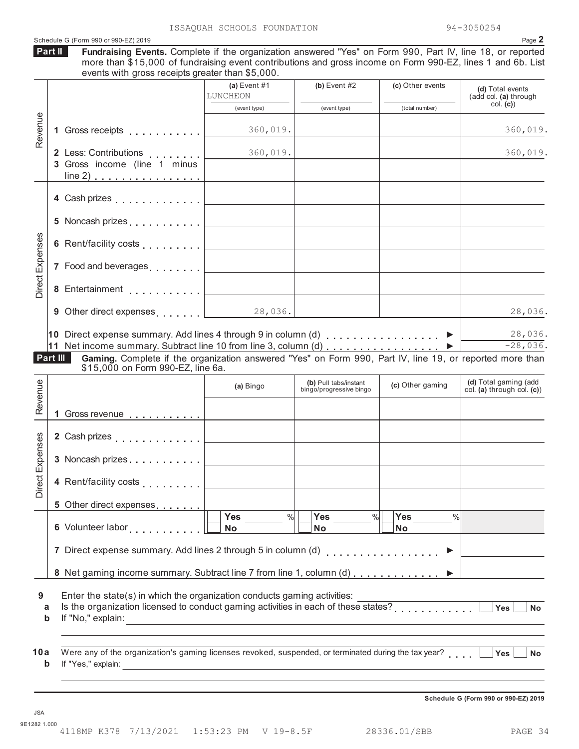ISSAQUAH SCHOOLS FOUNDATION 94-3050254

Schedule G (Form 990 or 990-EZ) 2019

**Part II** **Fundraising Events.** Complete if the organization answered "Yes" on Form 990, Part IV, line 18, or reported more than $15,000 of fundraising event contributions and gross income on Form 990-EZ, lines 1 and 6b. List events with gross receipts greater than $5,000.

| | | (a) Event #1 LUNCHEON (event type) | (b) Event #2 (event type) | (c) Other events (total number) | (d) Total events (add col. (a) through col. (c)) |
|---|---|---|---|---|---|
| Revenue | 1 Gross receipts | 360,019. | | | 360,019. |
| | 2 Less: Contributions | 360,019. | | | 360,019. |
| | 3 Gross income (line 1 minus line 2) | | | | |
| Direct Expenses | 4 Cash prizes | | | | |
| | 5 Noncash prizes | | | | |
| | 6 Rent/facility costs | | | | |
| | 7 Food and beverages | | | | |
| | 8 Entertainment | | | | |
| | 9 Other direct expenses | 28,036. | | | 28,036. |
| | 10 Direct expense summary. Add lines 4 through 9 in column (d) | | | | 28,036. |
| | 11 Net income summary. Subtract line 10 from line 3, column (d) | | | | -28,036. |

**Part III** **Gaming.** Complete if the organization answered "Yes" on Form 990, Part IV, line 19, or reported more than $15,000 on Form 990-EZ, line 6a.

| | | (a) Bingo | (b) Pull tabs/instant bingo/progressive bingo | (c) Other gaming | (d) Total gaming (add col. (a) through col. (c)) |
|---|---|---|---|---|---|
| Revenue | 1 Gross revenue | | | | |
| Direct Expenses | 2 Cash prizes | | | | |
| | 3 Noncash prizes | | | | |
| | 4 Rent/facility costs | | | | |
| | 5 Other direct expenses | | | | |
| | 6 Volunteer labor | Yes ___ % No | Yes ___ % No | Yes ___ % No | |
| | 7 Direct expense summary. Add lines 2 through 5 in column (d) | | | | |
| | 8 Net gaming income summary. Subtract line 7 from line 1, column (d) | | | | |

**9** Enter the state(s) in which the organization conducts gaming activities: ______

**a** Is the organization licensed to conduct gaming activities in each of these states? ☐ Yes ☐ No

**b** If "No," explain: ______

**10a** Were any of the organization's gaming licenses revoked, suspended, or terminated during the tax year? ☐ Yes ☐ No

**b** If "Yes," explain: ______

Schedule G (Form 990 or 990-EZ) 2019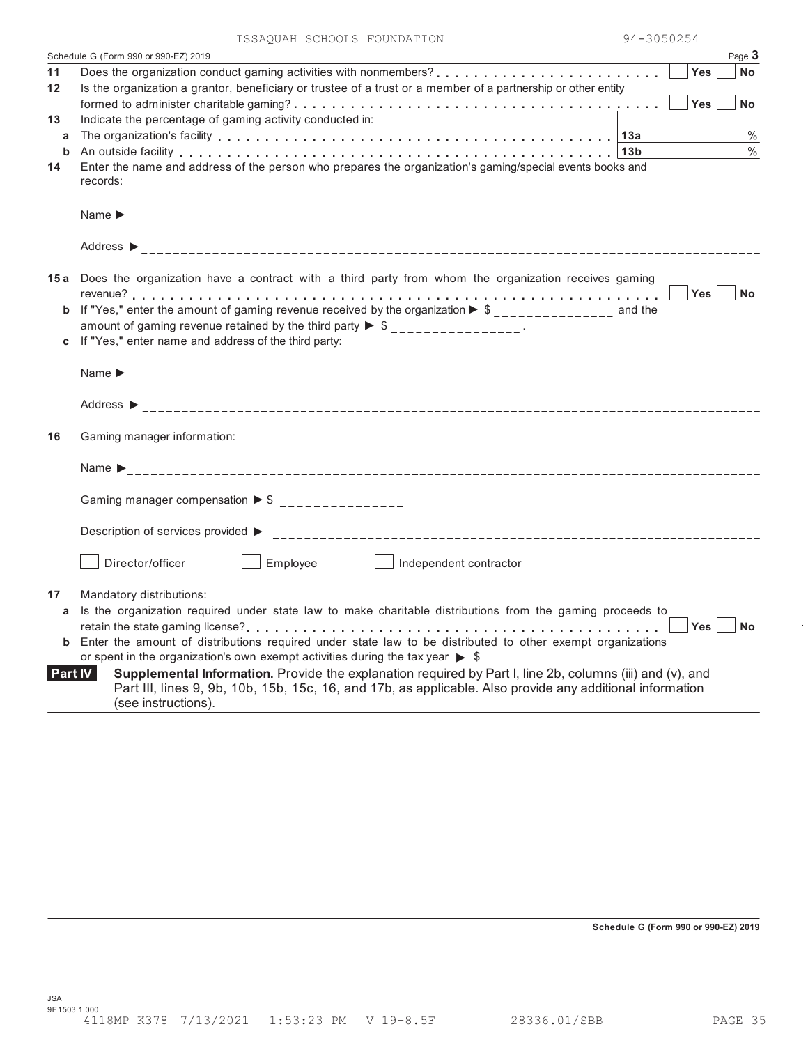ISSAQUAH SCHOOLS FOUNDATION 94-3050254

Schedule G (Form 990 or 990-EZ) 2019 Page **3**

**11** Does the organization conduct gaming activities with nonmembers? . . . . . . . . . . . . . . . . . . . . . . . . ☐ **Yes** ☐ **No**

**12** Is the organization a grantor, beneficiary or trustee of a trust or a member of a partnership or other entity formed to administer charitable gaming? . . . . . . . . . . . . . . . . . . . . . . . . . . . . . . . . . ☐ **Yes** ☐ **No**

**13** Indicate the percentage of gaming activity conducted in:

| | | | |
|---|---|---|---|
| **a** | The organization's facility | **13a** | % |
| **b** | An outside facility | **13b** | % |

**14** Enter the name and address of the person who prepares the organization's gaming/special events books and records:

Name ▶ ______________________________

Address ▶ ______________________________

**15a** Does the organization have a contract with a third party from whom the organization receives gaming revenue? . . . . . . . . . . . . . . . . . . . . . . . . . . . . . . . . . . . . . . . . . . ☐ **Yes** ☐ **No**

**b** If "Yes," enter the amount of gaming revenue received by the organization ▶ $ ______________ and the amount of gaming revenue retained by the third party ▶ $ ______________ .

**c** If "Yes," enter name and address of the third party:

Name ▶ ______________________________

Address ▶ ______________________________

**16** Gaming manager information:

Name ▶ ______________________________

Gaming manager compensation ▶ $ ______________

Description of services provided ▶ ______________________________

☐ Director/officer ☐ Employee ☐ Independent contractor

**17** Mandatory distributions:

**a** Is the organization required under state law to make charitable distributions from the gaming proceeds to retain the state gaming license? . . . . . . . . . . . . . . . . . . . . . . . . . . . . . . . . . . ☐ **Yes** ☐ **No**

**b** Enter the amount of distributions required under state law to be distributed to other exempt organizations or spent in the organization's own exempt activities during the tax year ▶ $

**Part IV** **Supplemental Information.** Provide the explanation required by Part I, line 2b, columns (iii) and (v), and Part III, lines 9, 9b, 10b, 15b, 15c, 16, and 17b, as applicable. Also provide any additional information (see instructions).

**Schedule G (Form 990 or 990-EZ) 2019**

JSA
9E1503 1.000
4118MP K378 7/13/2021 1:53:23 PM V 19-8.5F 28336.01/SBB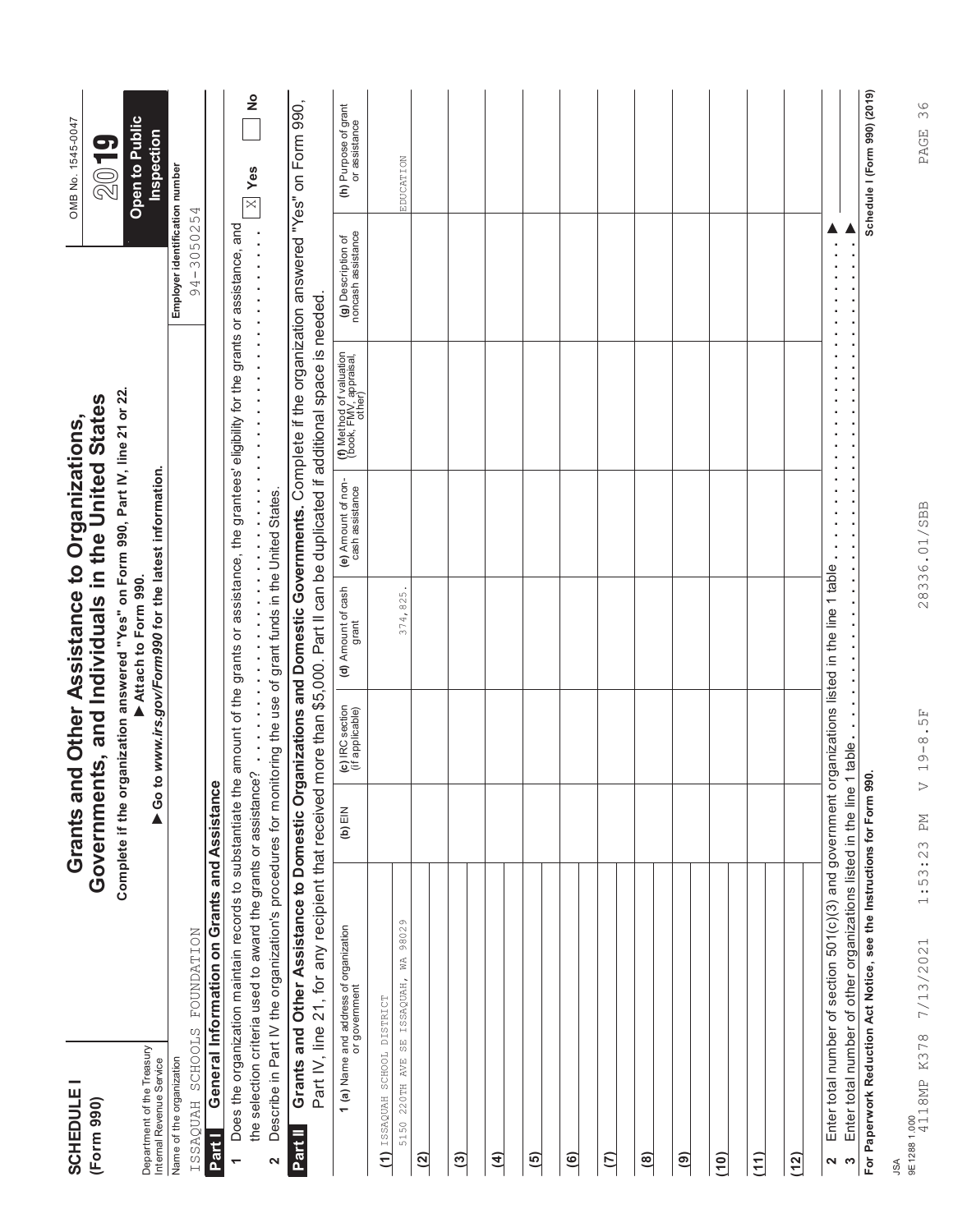**SCHEDULE I (Form 990)**

Department of the Treasury
Internal Revenue Service

# Grants and Other Assistance to Organizations, Governments, and Individuals in the United States

**Complete if the organization answered "Yes" on Form 990, Part IV, line 21 or 22.**

**▶ Attach to Form 990.**

**▶ Go to *www.irs.gov/Form990* for the latest information.**

OMB No. 1545-0047

**2019**

**Open to Public Inspection**

Name of the organization: ISSAQUAH SCHOOLS FOUNDATION

Employer identification number: 94-3050254

## Part I General Information on Grants and Assistance

1 Does the organization maintain records to substantiate the amount of the grants or assistance, the grantees' eligibility for the grants or assistance, and the selection criteria used to award the grants or assistance? . . . . . . . . . . . . . . . . . . . . . . . . . . . . . . . . . . . . . . [X] **Yes** [ ] **No**

2 Describe in Part IV the organization's procedures for monitoring the use of grant funds in the United States.

## Part II Grants and Other Assistance to Domestic Organizations and Domestic Governments.

Complete if the organization answered "Yes" on Form 990, Part IV, line 21, for any recipient that received more than $5,000. Part II can be duplicated if additional space is needed.

| 1 (a) Name and address of organization or government | (b) EIN | (c) IRC section (if applicable) | (d) Amount of cash grant | (e) Amount of non-cash assistance | (f) Method of valuation (book, FMV, appraisal, other) | (g) Description of noncash assistance | (h) Purpose of grant or assistance |
|---|---|---|---|---|---|---|---|
| (1) ISSAQUAH SCHOOL DISTRICT<br>5150 220TH AVE SE ISSAQUAH, WA 98029 | | | 374,825. | | | | EDUCATION |
| (2) | | | | | | | |
| (3) | | | | | | | |
| (4) | | | | | | | |
| (5) | | | | | | | |
| (6) | | | | | | | |
| (7) | | | | | | | |
| (8) | | | | | | | |
| (9) | | | | | | | |
| (10) | | | | | | | |
| (11) | | | | | | | |
| (12) | | | | | | | |

2 Enter total number of section 501(c)(3) and government organizations listed in the line 1 table . . . . . . . . . . . . . . . . . . . . . . . ▶

3 Enter total number of other organizations listed in the line 1 table . . . . . . . . . . . . . . . . . . . . . . . . . . . . . . . . . . . . . . ▶

**For Paperwork Reduction Act Notice, see the Instructions for Form 990.** **Schedule I (Form 990) (2019)**

JSA
9E1288 1.000
4118MP K378 7/13/2021 1:53:23 PM V 19-8.5F 28336.01/SBB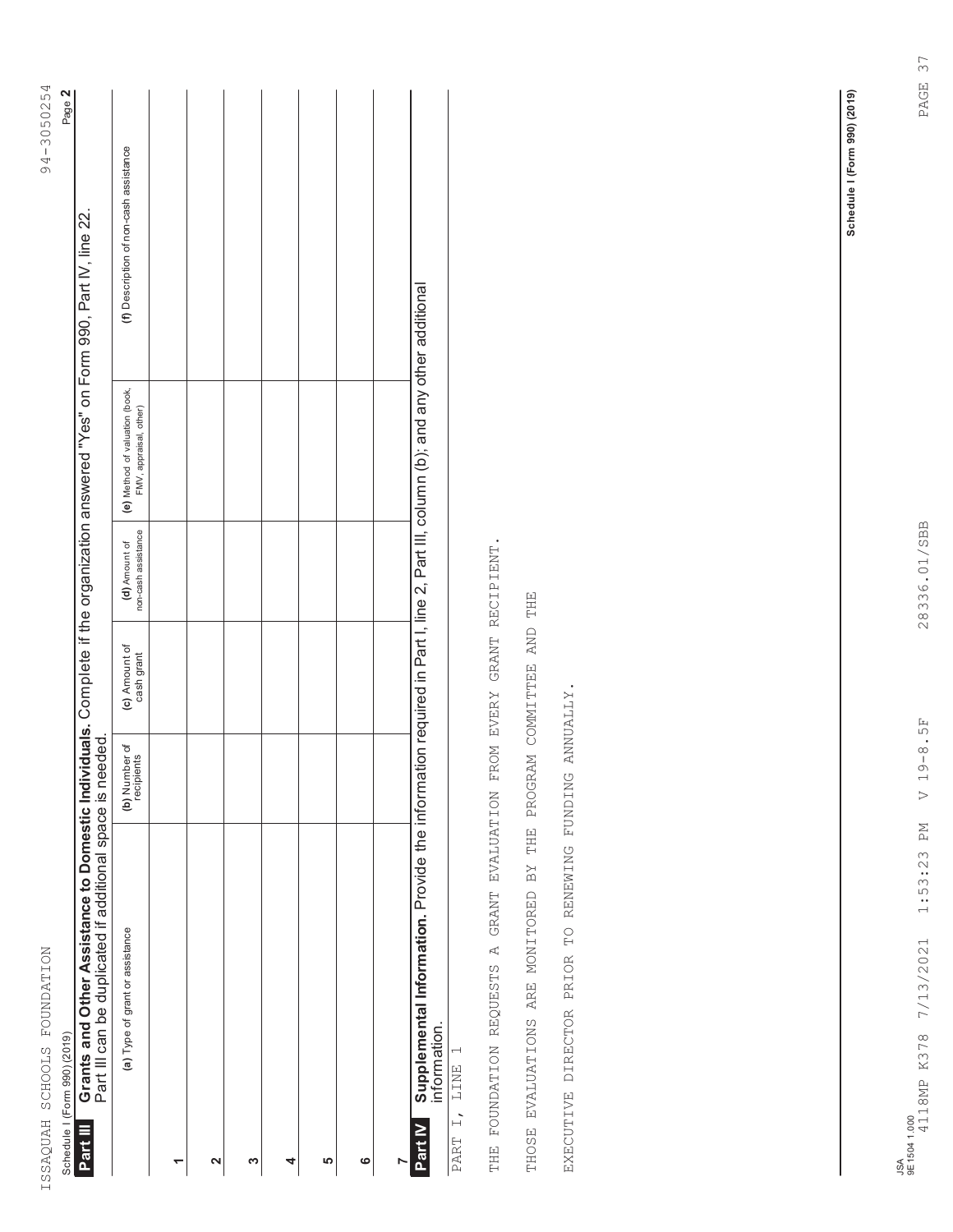ISSAQUAH SCHOOLS FOUNDATION 94-3050254

Schedule I (Form 990) (2019) Page **2**

## Part III Grants and Other Assistance to Domestic Individuals. Complete if the organization answered "Yes" on Form 990, Part IV, line 22.

Part III can be duplicated if additional space is needed.

| | (a) Type of grant or assistance | (b) Number of recipients | (c) Amount of cash grant | (d) Amount of non-cash assistance | (e) Method of valuation (book, FMV, appraisal, other) | (f) Description of non-cash assistance |
|---|---|---|---|---|---|---|
| 1 | | | | | | |
| 2 | | | | | | |
| 3 | | | | | | |
| 4 | | | | | | |
| 5 | | | | | | |
| 6 | | | | | | |
| 7 | | | | | | |

## Part IV Supplemental Information. Provide the information required in Part I, line 2, Part III, column (b); and any other additional information.

PART I, LINE 1

THE FOUNDATION REQUESTS A GRANT EVALUATION FROM EVERY GRANT RECIPIENT.

THOSE EVALUATIONS ARE MONITORED BY THE PROGRAM COMMITTEE AND THE

EXECUTIVE DIRECTOR PRIOR TO RENEWING FUNDING ANNUALLY.

Schedule I (Form 990) (2019)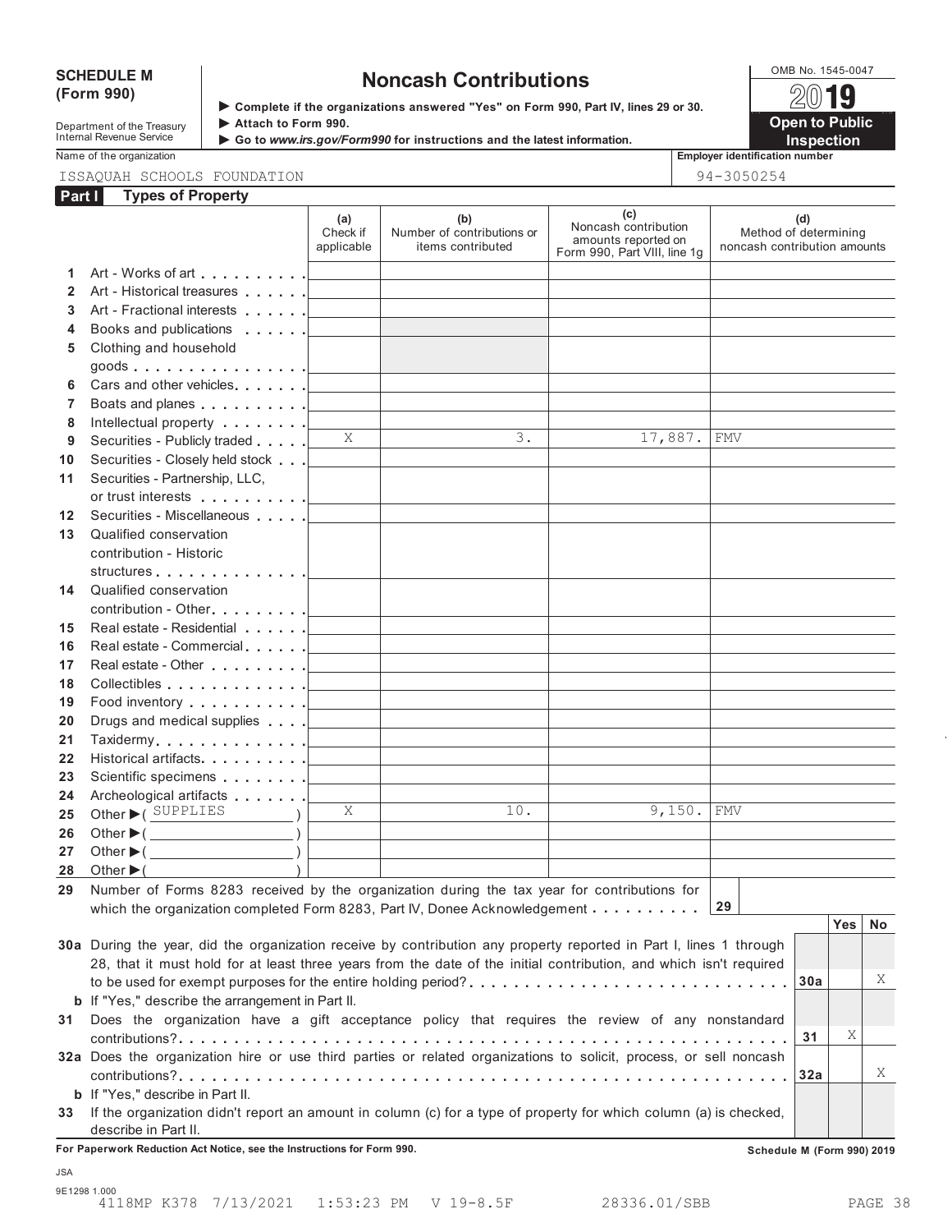**SCHEDULE M (Form 990)**

Department of the Treasury
Internal Revenue Service

# Noncash Contributions

▶ Complete if the organizations answered "Yes" on Form 990, Part IV, lines 29 or 30.
▶ Attach to Form 990.
▶ Go to *www.irs.gov/Form990* for instructions and the latest information.

OMB No. 1545-0047

**2019**

**Open to Public Inspection**

Name of the organization: ISSAQUAH SCHOOLS FOUNDATION

Employer identification number: 94-3050254

## Part I Types of Property

| | | (a) Check if applicable | (b) Number of contributions or items contributed | (c) Noncash contribution amounts reported on Form 990, Part VIII, line 1g | (d) Method of determining noncash contribution amounts |
|---|---|---|---|---|---|
| 1 | Art - Works of art | | | | |
| 2 | Art - Historical treasures | | | | |
| 3 | Art - Fractional interests | | | | |
| 4 | Books and publications | | | | |
| 5 | Clothing and household goods | | | | |
| 6 | Cars and other vehicles | | | | |
| 7 | Boats and planes | | | | |
| 8 | Intellectual property | | | | |
| 9 | Securities - Publicly traded | X | 3. | 17,887. | FMV |
| 10 | Securities - Closely held stock | | | | |
| 11 | Securities - Partnership, LLC, or trust interests | | | | |
| 12 | Securities - Miscellaneous | | | | |
| 13 | Qualified conservation contribution - Historic structures | | | | |
| 14 | Qualified conservation contribution - Other | | | | |
| 15 | Real estate - Residential | | | | |
| 16 | Real estate - Commercial | | | | |
| 17 | Real estate - Other | | | | |
| 18 | Collectibles | | | | |
| 19 | Food inventory | | | | |
| 20 | Drugs and medical supplies | | | | |
| 21 | Taxidermy | | | | |
| 22 | Historical artifacts | | | | |
| 23 | Scientific specimens | | | | |
| 24 | Archeological artifacts | | | | |
| 25 | Other ▶ ( SUPPLIES ) | X | 10. | 9,150. | FMV |
| 26 | Other ▶ ( ) | | | | |
| 27 | Other ▶ ( ) | | | | |
| 28 | Other ▶ ( ) | | | | |

**29** Number of Forms 8283 received by the organization during the tax year for contributions for which the organization completed Form 8283, Part IV, Donee Acknowledgement . . . . . . . . . . **29**

| | | | Yes | No |
|---|---|---|---|---|
| **30a** | During the year, did the organization receive by contribution any property reported in Part I, lines 1 through 28, that it must hold for at least three years from the date of the initial contribution, and which isn't required to be used for exempt purposes for the entire holding period? | 30a | | X |
| **b** | If "Yes," describe the arrangement in Part II. | | | |
| **31** | Does the organization have a gift acceptance policy that requires the review of any nonstandard contributions? | 31 | X | |
| **32a** | Does the organization hire or use third parties or related organizations to solicit, process, or sell noncash contributions? | 32a | | X |
| **b** | If "Yes," describe in Part II. | | | |
| **33** | If the organization didn't report an amount in column (c) for a type of property for which column (a) is checked, describe in Part II. | | | |

**For Paperwork Reduction Act Notice, see the Instructions for Form 990.**

**Schedule M (Form 990) 2019**

JSA
9E1298 1.000
4118MP K378 7/13/2021 1:53:23 PM V 19-8.5F 28336.01/SBB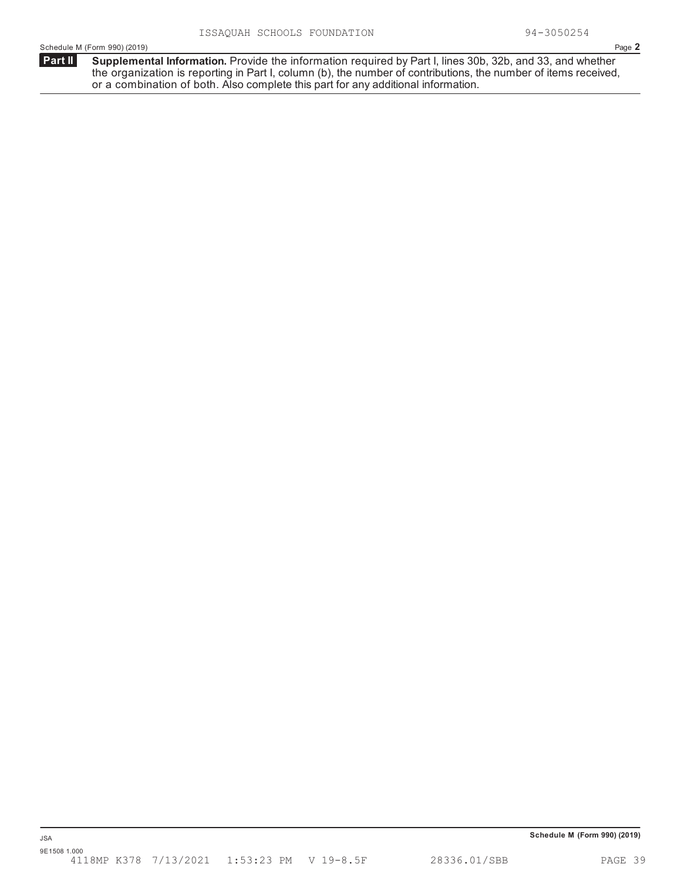ISSAQUAH SCHOOLS FOUNDATION 94-3050254

Schedule M (Form 990) (2019) Page **2**

**Part II** **Supplemental Information.** Provide the information required by Part I, lines 30b, 32b, and 33, and whether the organization is reporting in Part I, column (b), the number of contributions, the number of items received, or a combination of both. Also complete this part for any additional information.

JSA
9E1508 1.000

**Schedule M (Form 990) (2019)**

4118MP K378 7/13/2021 1:53:23 PM V 19-8.5F 28336.01/SBB PAGE 39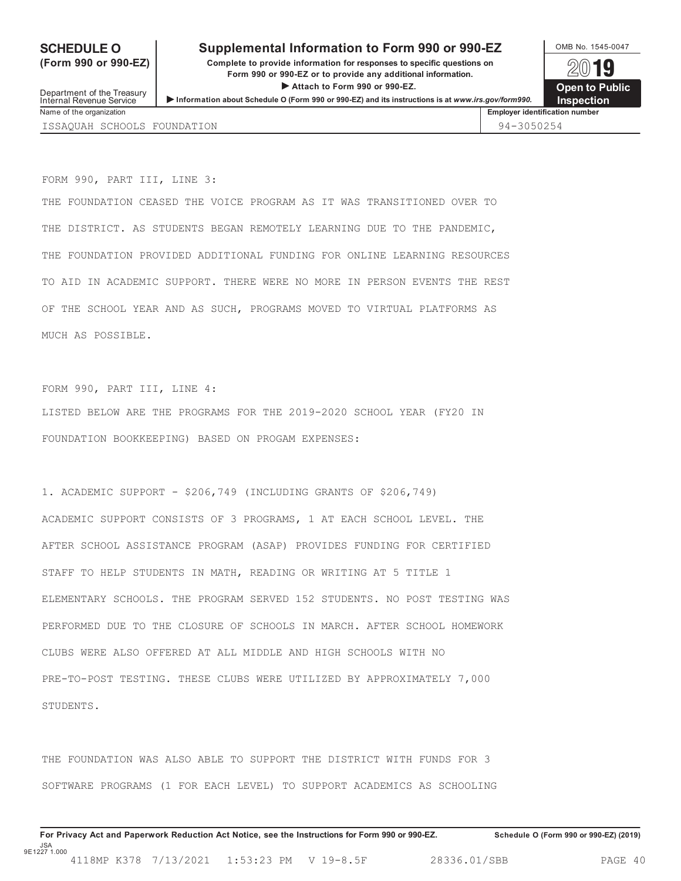**SCHEDULE O (Form 990 or 990-EZ)**

# Supplemental Information to Form 990 or 990-EZ

**Complete to provide information for responses to specific questions on Form 990 or 990-EZ or to provide any additional information.**

▶ **Attach to Form 990 or 990-EZ.**

▶ **Information about Schedule O (Form 990 or 990-EZ) and its instructions is at *www.irs.gov/form990*.**

Department of the Treasury
Internal Revenue Service

OMB No. 1545-0047

**2019**

**Open to Public Inspection**

| Name of the organization | Employer identification number |
|---|---|
| ISSAQUAH SCHOOLS FOUNDATION | 94-3050254 |

FORM 990, PART III, LINE 3:

THE FOUNDATION CEASED THE VOICE PROGRAM AS IT WAS TRANSITIONED OVER TO THE DISTRICT. AS STUDENTS BEGAN REMOTELY LEARNING DUE TO THE PANDEMIC, THE FOUNDATION PROVIDED ADDITIONAL FUNDING FOR ONLINE LEARNING RESOURCES TO AID IN ACADEMIC SUPPORT. THERE WERE NO MORE IN PERSON EVENTS THE REST OF THE SCHOOL YEAR AND AS SUCH, PROGRAMS MOVED TO VIRTUAL PLATFORMS AS MUCH AS POSSIBLE.

FORM 990, PART III, LINE 4:

LISTED BELOW ARE THE PROGRAMS FOR THE 2019-2020 SCHOOL YEAR (FY20 IN FOUNDATION BOOKKEEPING) BASED ON PROGAM EXPENSES:

1. ACADEMIC SUPPORT - $206,749 (INCLUDING GRANTS OF $206,749)

ACADEMIC SUPPORT CONSISTS OF 3 PROGRAMS, 1 AT EACH SCHOOL LEVEL. THE AFTER SCHOOL ASSISTANCE PROGRAM (ASAP) PROVIDES FUNDING FOR CERTIFIED STAFF TO HELP STUDENTS IN MATH, READING OR WRITING AT 5 TITLE 1 ELEMENTARY SCHOOLS. THE PROGRAM SERVED 152 STUDENTS. NO POST TESTING WAS PERFORMED DUE TO THE CLOSURE OF SCHOOLS IN MARCH. AFTER SCHOOL HOMEWORK CLUBS WERE ALSO OFFERED AT ALL MIDDLE AND HIGH SCHOOLS WITH NO PRE-TO-POST TESTING. THESE CLUBS WERE UTILIZED BY APPROXIMATELY 7,000 STUDENTS.

THE FOUNDATION WAS ALSO ABLE TO SUPPORT THE DISTRICT WITH FUNDS FOR 3 SOFTWARE PROGRAMS (1 FOR EACH LEVEL) TO SUPPORT ACADEMICS AS SCHOOLING

**For Privacy Act and Paperwork Reduction Act Notice, see the Instructions for Form 990 or 990-EZ.** **Schedule O (Form 990 or 990-EZ) (2019)**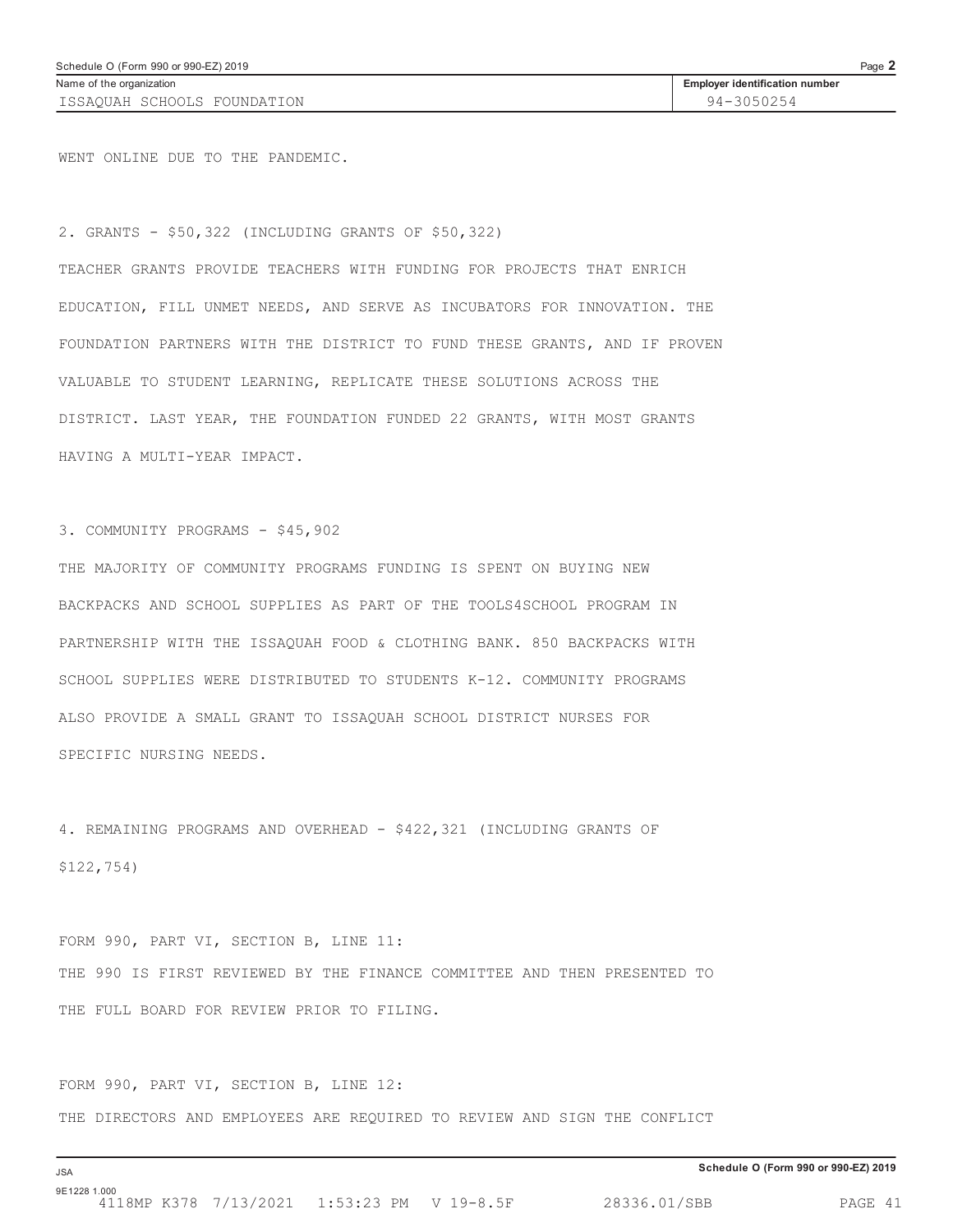WENT ONLINE DUE TO THE PANDEMIC.

2. GRANTS - $50,322 (INCLUDING GRANTS OF $50,322)

TEACHER GRANTS PROVIDE TEACHERS WITH FUNDING FOR PROJECTS THAT ENRICH EDUCATION, FILL UNMET NEEDS, AND SERVE AS INCUBATORS FOR INNOVATION. THE FOUNDATION PARTNERS WITH THE DISTRICT TO FUND THESE GRANTS, AND IF PROVEN VALUABLE TO STUDENT LEARNING, REPLICATE THESE SOLUTIONS ACROSS THE DISTRICT. LAST YEAR, THE FOUNDATION FUNDED 22 GRANTS, WITH MOST GRANTS HAVING A MULTI-YEAR IMPACT.

3. COMMUNITY PROGRAMS - $45,902

THE MAJORITY OF COMMUNITY PROGRAMS FUNDING IS SPENT ON BUYING NEW BACKPACKS AND SCHOOL SUPPLIES AS PART OF THE TOOLS4SCHOOL PROGRAM IN PARTNERSHIP WITH THE ISSAQUAH FOOD & CLOTHING BANK. 850 BACKPACKS WITH SCHOOL SUPPLIES WERE DISTRIBUTED TO STUDENTS K-12. COMMUNITY PROGRAMS ALSO PROVIDE A SMALL GRANT TO ISSAQUAH SCHOOL DISTRICT NURSES FOR SPECIFIC NURSING NEEDS.

4. REMAINING PROGRAMS AND OVERHEAD - $422,321 (INCLUDING GRANTS OF $122,754)

FORM 990, PART VI, SECTION B, LINE 11:
THE 990 IS FIRST REVIEWED BY THE FINANCE COMMITTEE AND THEN PRESENTED TO THE FULL BOARD FOR REVIEW PRIOR TO FILING.

FORM 990, PART VI, SECTION B, LINE 12:
THE DIRECTORS AND EMPLOYEES ARE REQUIRED TO REVIEW AND SIGN THE CONFLICT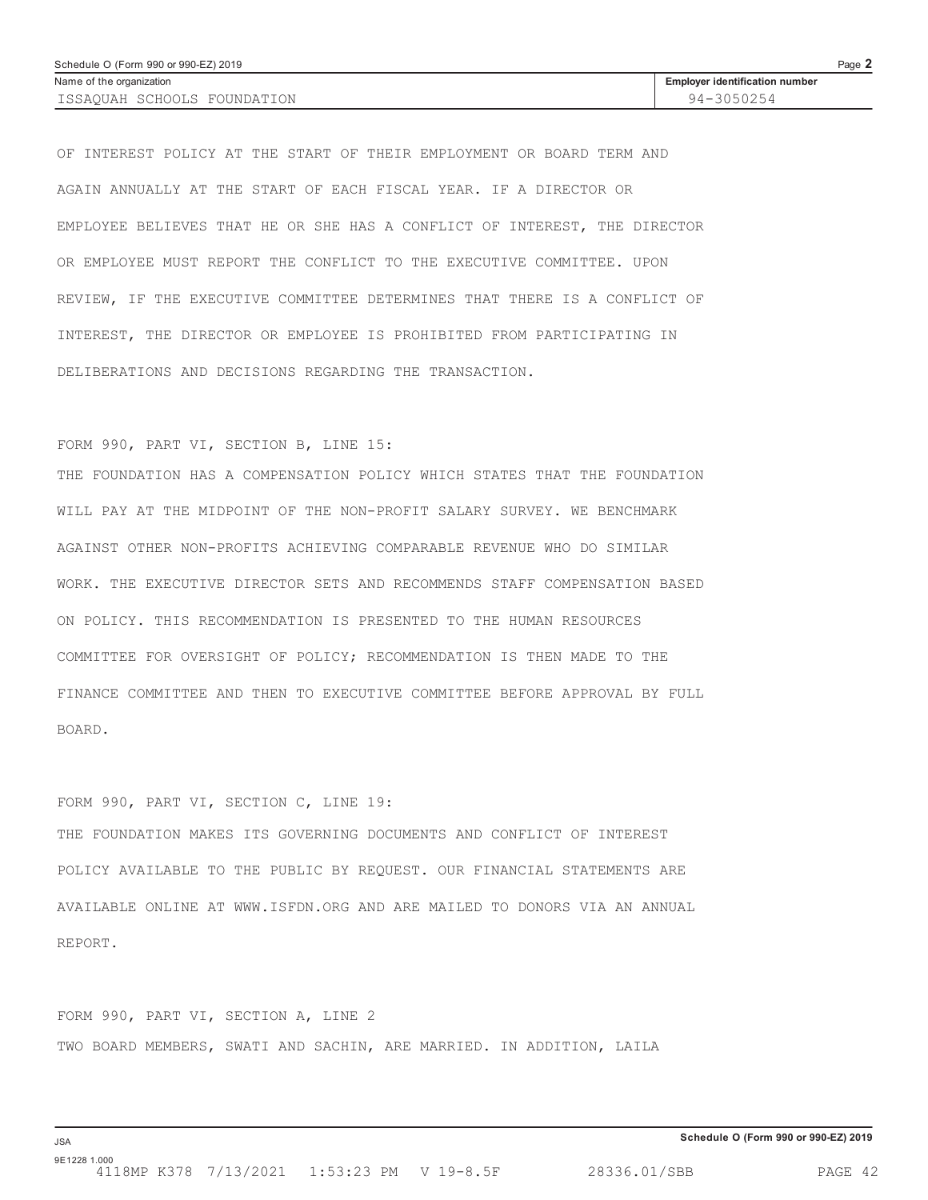Schedule O (Form 990 or 990-EZ) 2019

| Name of the organization | Employer identification number |
| --- | --- |
| ISSAQUAH SCHOOLS FOUNDATION | 94-3050254 |

OF INTEREST POLICY AT THE START OF THEIR EMPLOYMENT OR BOARD TERM AND AGAIN ANNUALLY AT THE START OF EACH FISCAL YEAR. IF A DIRECTOR OR EMPLOYEE BELIEVES THAT HE OR SHE HAS A CONFLICT OF INTEREST, THE DIRECTOR OR EMPLOYEE MUST REPORT THE CONFLICT TO THE EXECUTIVE COMMITTEE. UPON REVIEW, IF THE EXECUTIVE COMMITTEE DETERMINES THAT THERE IS A CONFLICT OF INTEREST, THE DIRECTOR OR EMPLOYEE IS PROHIBITED FROM PARTICIPATING IN DELIBERATIONS AND DECISIONS REGARDING THE TRANSACTION.

FORM 990, PART VI, SECTION B, LINE 15:

THE FOUNDATION HAS A COMPENSATION POLICY WHICH STATES THAT THE FOUNDATION WILL PAY AT THE MIDPOINT OF THE NON-PROFIT SALARY SURVEY. WE BENCHMARK AGAINST OTHER NON-PROFITS ACHIEVING COMPARABLE REVENUE WHO DO SIMILAR WORK. THE EXECUTIVE DIRECTOR SETS AND RECOMMENDS STAFF COMPENSATION BASED ON POLICY. THIS RECOMMENDATION IS PRESENTED TO THE HUMAN RESOURCES COMMITTEE FOR OVERSIGHT OF POLICY; RECOMMENDATION IS THEN MADE TO THE FINANCE COMMITTEE AND THEN TO EXECUTIVE COMMITTEE BEFORE APPROVAL BY FULL BOARD.

FORM 990, PART VI, SECTION C, LINE 19:

THE FOUNDATION MAKES ITS GOVERNING DOCUMENTS AND CONFLICT OF INTEREST POLICY AVAILABLE TO THE PUBLIC BY REQUEST. OUR FINANCIAL STATEMENTS ARE AVAILABLE ONLINE AT WWW.ISFDN.ORG AND ARE MAILED TO DONORS VIA AN ANNUAL REPORT.

FORM 990, PART VI, SECTION A, LINE 2

TWO BOARD MEMBERS, SWATI AND SACHIN, ARE MARRIED. IN ADDITION, LAILA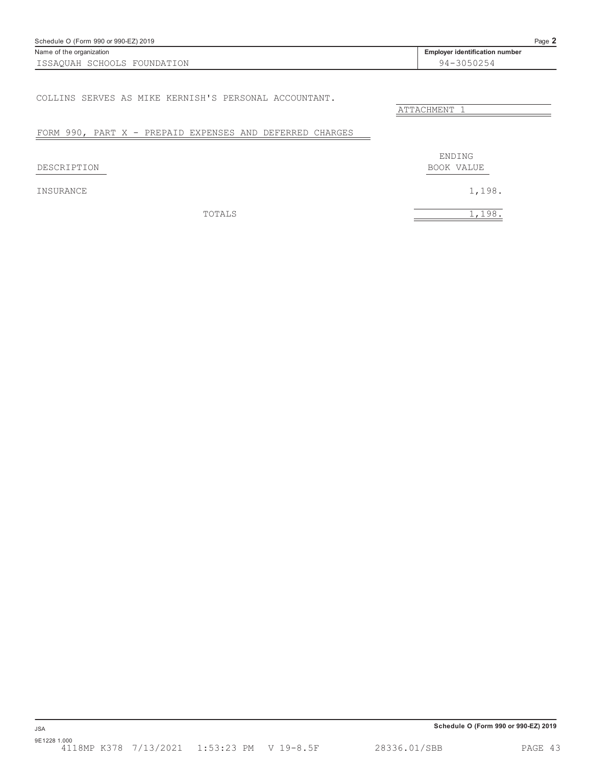Schedule O (Form 990 or 990-EZ) 2019

| Name of the organization | Employer identification number |
|---|---|
| ISSAQUAH SCHOOLS FOUNDATION | 94-3050254 |

COLLINS SERVES AS MIKE KERNISH'S PERSONAL ACCOUNTANT.

ATTACHMENT 1

FORM 990, PART X - PREPAID EXPENSES AND DEFERRED CHARGES

| DESCRIPTION | ENDING BOOK VALUE |
|---|---|
| INSURANCE | 1,198. |
| TOTALS | 1,198. |